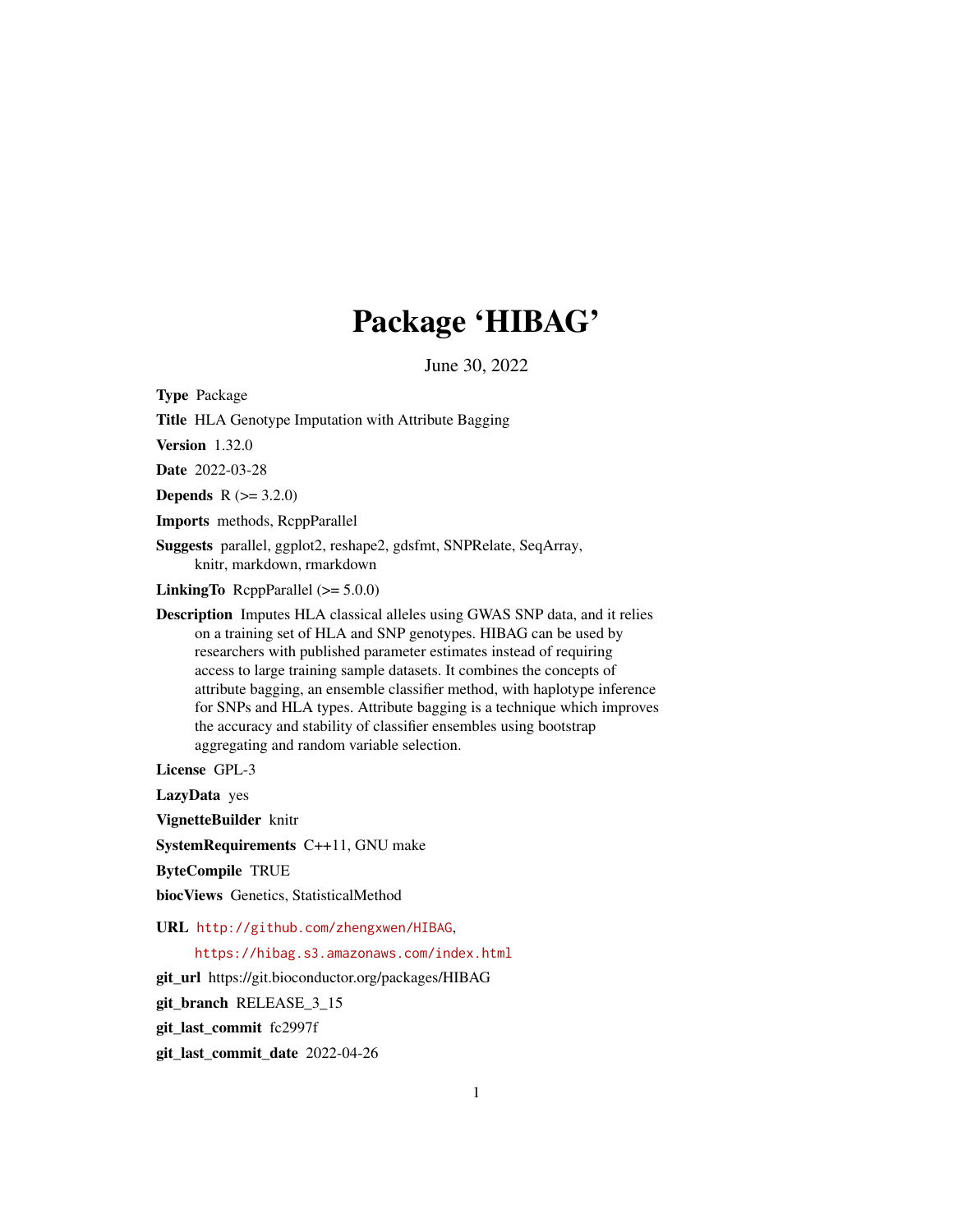# Package 'HIBAG'

June 30, 2022

**Type** Package

**Title** HLA Genotype Imputation with Attribute Bagging

**Version** 1.32.0

**Date** 2022-03-28

**Depends** R (>= 3.2.0)

**Imports** methods, RcppParallel

**Suggests** parallel, ggplot2, reshape2, gdsfmt, SNPRelate, SeqArray, knitr, markdown, rmarkdown

**LinkingTo** RcppParallel (>= 5.0.0)

**Description** Imputes HLA classical alleles using GWAS SNP data, and it relies on a training set of HLA and SNP genotypes. HIBAG can be used by researchers with published parameter estimates instead of requiring access to large training sample datasets. It combines the concepts of attribute bagging, an ensemble classifier method, with haplotype inference for SNPs and HLA types. Attribute bagging is a technique which improves the accuracy and stability of classifier ensembles using bootstrap aggregating and random variable selection.

**License** GPL-3

**LazyData** yes

**VignetteBuilder** knitr

**SystemRequirements** C++11, GNU make

**ByteCompile** TRUE

**biocViews** Genetics, StatisticalMethod

**URL** http://github.com/zhengxwen/HIBAG, https://hibag.s3.amazonaws.com/index.html

**git_url** https://git.bioconductor.org/packages/HIBAG

**git_branch** RELEASE_3_15

**git_last_commit** fc2997f

**git_last_commit_date** 2022-04-26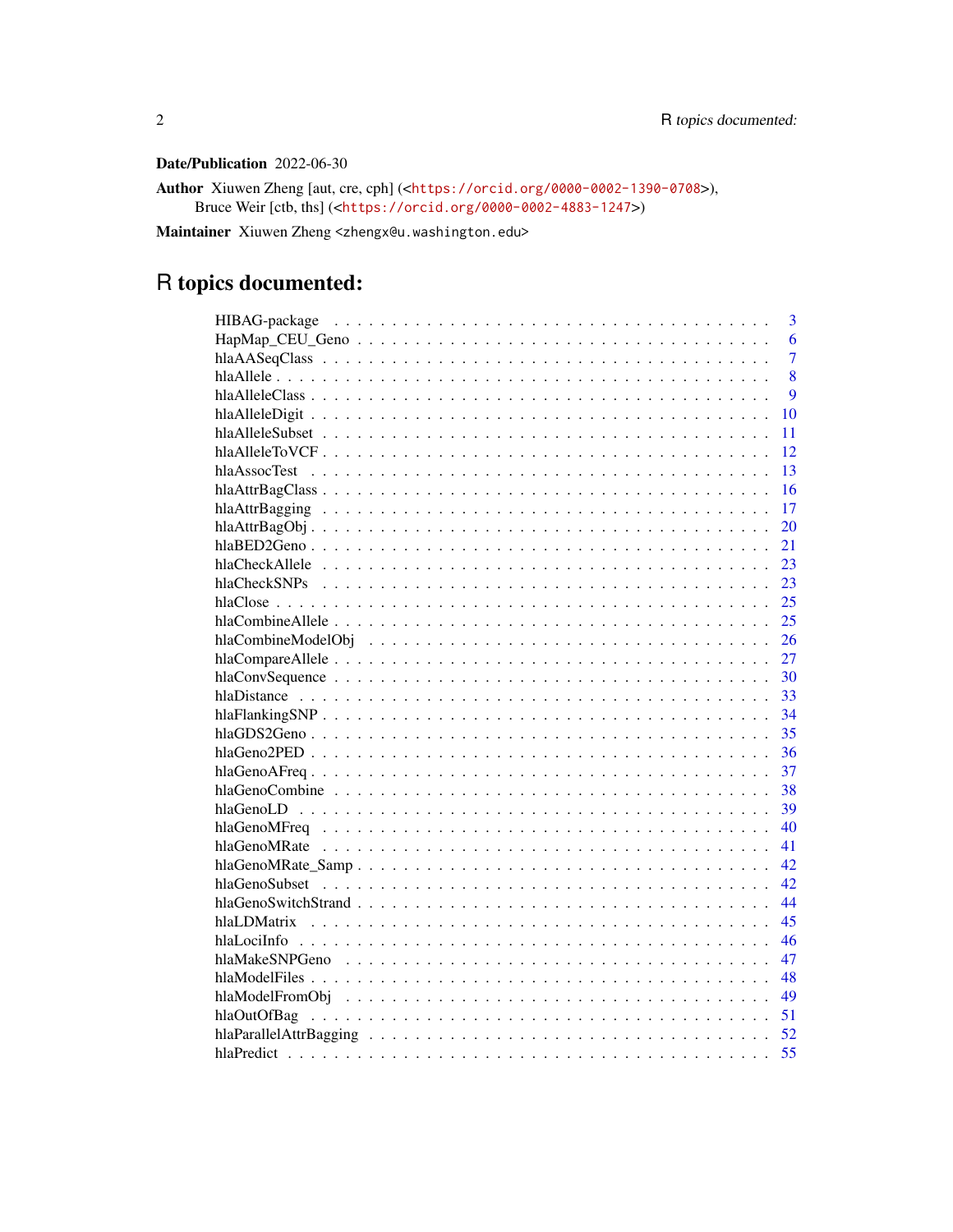**Date/Publication** 2022-06-30

**Author** Xiuwen Zheng [aut, cre, cph] (<https://orcid.org/0000-0002-1390-0708>), Bruce Weir [ctb, ths] (<https://orcid.org/0000-0002-4883-1247>)

**Maintainer** Xiuwen Zheng <zhengx@u.washington.edu>

# R topics documented:

| | |
|---|---|
| HIBAG-package | 3 |
| HapMap_CEU_Geno | 6 |
| hlaAASeqClass | 7 |
| hlaAllele | 8 |
| hlaAlleleClass | 9 |
| hlaAlleleDigit | 10 |
| hlaAlleleSubset | 11 |
| hlaAlleleToVCF | 12 |
| hlaAssocTest | 13 |
| hlaAttrBagClass | 16 |
| hlaAttrBagging | 17 |
| hlaAttrBagObj | 20 |
| hlaBED2Geno | 21 |
| hlaCheckAllele | 23 |
| hlaCheckSNPs | 23 |
| hlaClose | 25 |
| hlaCombineAllele | 25 |
| hlaCombineModelObj | 26 |
| hlaCompareAllele | 27 |
| hlaConvSequence | 30 |
| hlaDistance | 33 |
| hlaFlankingSNP | 34 |
| hlaGDS2Geno | 35 |
| hlaGeno2PED | 36 |
| hlaGenoAFreq | 37 |
| hlaGenoCombine | 38 |
| hlaGenoLD | 39 |
| hlaGenoMFreq | 40 |
| hlaGenoMRate | 41 |
| hlaGenoMRate_Samp | 42 |
| hlaGenoSubset | 42 |
| hlaGenoSwitchStrand | 44 |
| hlaLDMatrix | 45 |
| hlaLociInfo | 46 |
| hlaMakeSNPGeno | 47 |
| hlaModelFiles | 48 |
| hlaModelFromObj | 49 |
| hlaOutOfBag | 51 |
| hlaParallelAttrBagging | 52 |
| hlaPredict | 55 |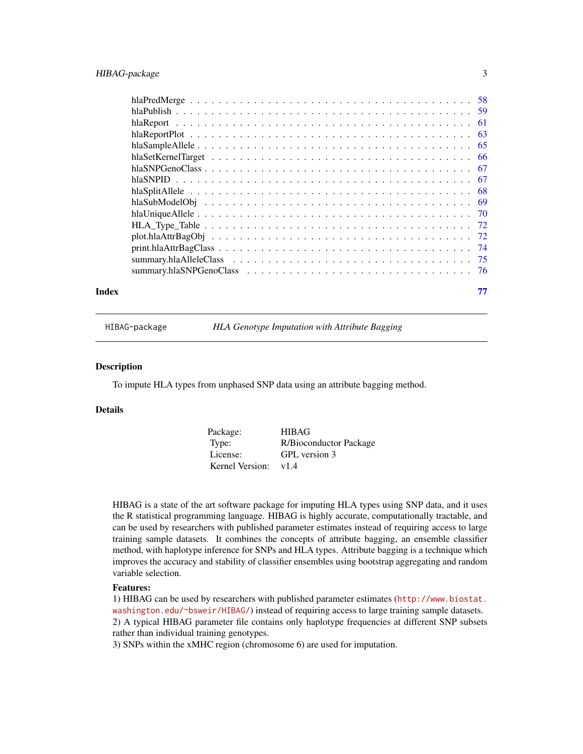| | |
|---|---|
| hlaPredMerge | 58 |
| hlaPublish | 59 |
| hlaReport | 61 |
| hlaReportPlot | 63 |
| hlaSampleAllele | 65 |
| hlaSetKernelTarget | 66 |
| hlaSNPGenoClass | 67 |
| hlaSNPID | 67 |
| hlaSplitAllele | 68 |
| hlaSubModelObj | 69 |
| hlaUniqueAllele | 70 |
| HLA_Type_Table | 72 |
| plot.hlaAttrBagObj | 72 |
| print.hlaAttrBagClass | 74 |
| summary.hlaAlleleClass | 75 |
| summary.hlaSNPGenoClass | 76 |

**Index** 77

---

`HIBAG-package` *HLA Genotype Imputation with Attribute Bagging*

---

## Description

To impute HLA types from unphased SNP data using an attribute bagging method.

## Details

| | |
|---|---|
| Package: | HIBAG |
| Type: | R/Bioconductor Package |
| License: | GPL version 3 |
| Kernel Version: | v1.4 |

HIBAG is a state of the art software package for imputing HLA types using SNP data, and it uses the R statistical programming language. HIBAG is highly accurate, computationally tractable, and can be used by researchers with published parameter estimates instead of requiring access to large training sample datasets. It combines the concepts of attribute bagging, an ensemble classifier method, with haplotype inference for SNPs and HLA types. Attribute bagging is a technique which improves the accuracy and stability of classifier ensembles using bootstrap aggregating and random variable selection.

**Features:**
1) HIBAG can be used by researchers with published parameter estimates (http://www.biostat.washington.edu/~bsweir/HIBAG/) instead of requiring access to large training sample datasets.
2) A typical HIBAG parameter file contains only haplotype frequencies at different SNP subsets rather than individual training genotypes.
3) SNPs within the xMHC region (chromosome 6) are used for imputation.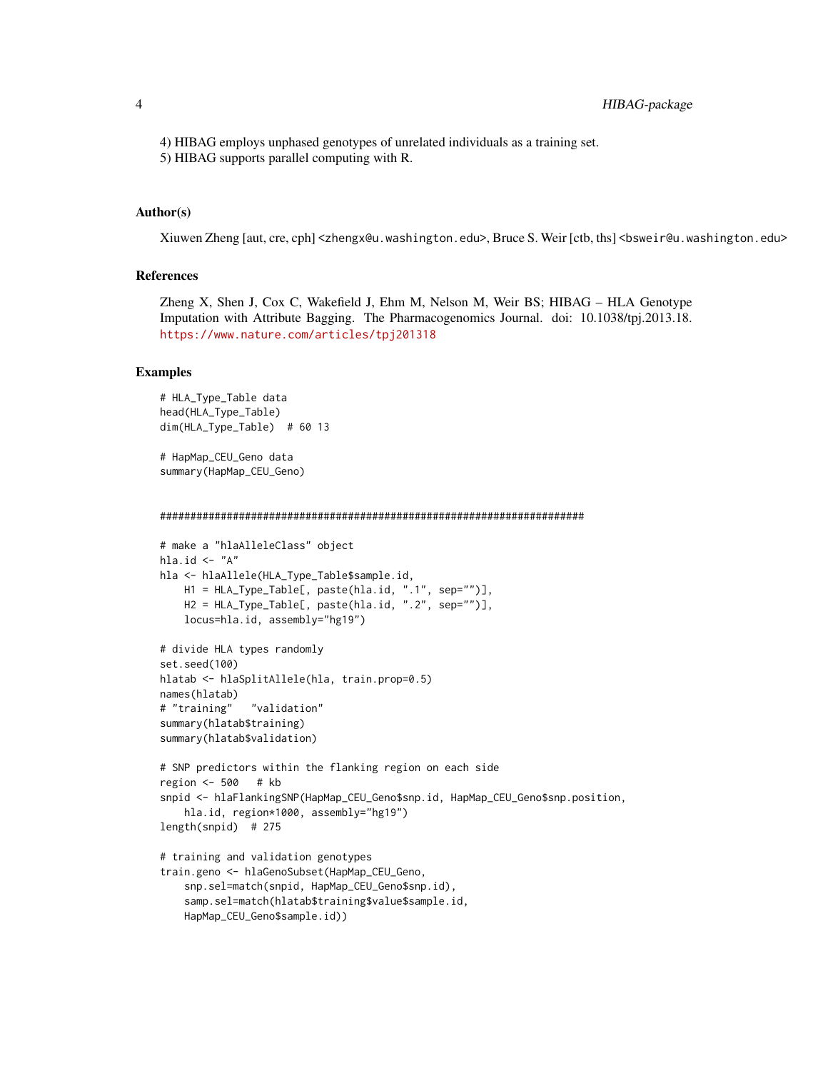4) HIBAG employs unphased genotypes of unrelated individuals as a training set.
5) HIBAG supports parallel computing with R.

### Author(s)

Xiuwen Zheng [aut, cre, cph] <zhengx@u.washington.edu>, Bruce S. Weir [ctb, ths] <bsweir@u.washington.edu>

### References

Zheng X, Shen J, Cox C, Wakefield J, Ehm M, Nelson M, Weir BS; HIBAG – HLA Genotype Imputation with Attribute Bagging. The Pharmacogenomics Journal. doi: 10.1038/tpj.2013.18. https://www.nature.com/articles/tpj201318

### Examples

```
# HLA_Type_Table data
head(HLA_Type_Table)
dim(HLA_Type_Table)  # 60 13

# HapMap_CEU_Geno data
summary(HapMap_CEU_Geno)


#########################################################################

# make a "hlaAlleleClass" object
hla.id <- "A"
hla <- hlaAllele(HLA_Type_Table$sample.id,
    H1 = HLA_Type_Table[, paste(hla.id, ".1", sep="")],
    H2 = HLA_Type_Table[, paste(hla.id, ".2", sep="")],
    locus=hla.id, assembly="hg19")

# divide HLA types randomly
set.seed(100)
hlatab <- hlaSplitAllele(hla, train.prop=0.5)
names(hlatab)
# "training"   "validation"
summary(hlatab$training)
summary(hlatab$validation)

# SNP predictors within the flanking region on each side
region <- 500   # kb
snpid <- hlaFlankingSNP(HapMap_CEU_Geno$snp.id, HapMap_CEU_Geno$snp.position,
    hla.id, region*1000, assembly="hg19")
length(snpid)  # 275

# training and validation genotypes
train.geno <- hlaGenoSubset(HapMap_CEU_Geno,
    snp.sel=match(snpid, HapMap_CEU_Geno$snp.id),
    samp.sel=match(hlatab$training$value$sample.id,
    HapMap_CEU_Geno$sample.id))
```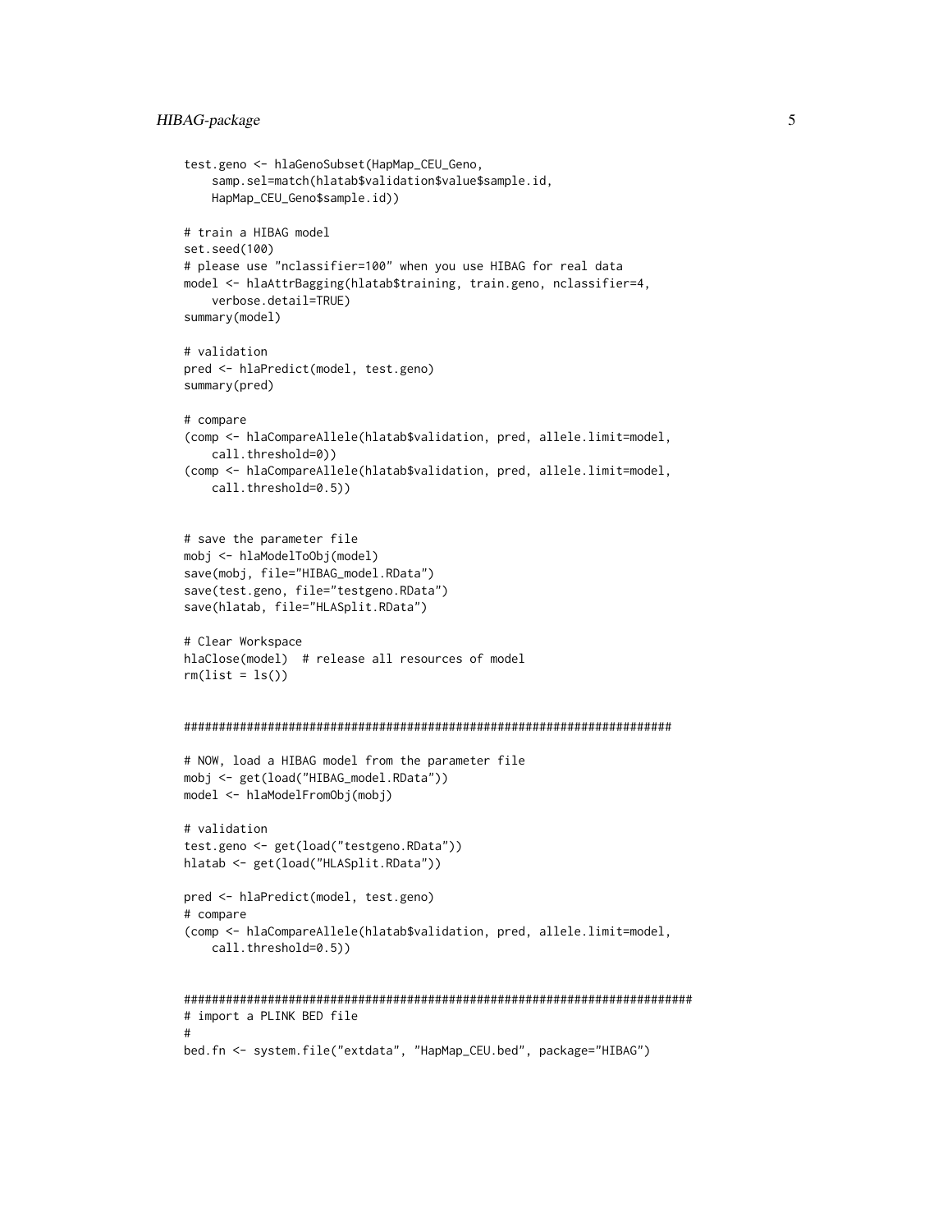```
test.geno <- hlaGenoSubset(HapMap_CEU_Geno,
    samp.sel=match(hlatab$validation$value$sample.id,
    HapMap_CEU_Geno$sample.id))

# train a HIBAG model
set.seed(100)
# please use "nclassifier=100" when you use HIBAG for real data
model <- hlaAttrBagging(hlatab$training, train.geno, nclassifier=4,
    verbose.detail=TRUE)
summary(model)

# validation
pred <- hlaPredict(model, test.geno)
summary(pred)

# compare
(comp <- hlaCompareAllele(hlatab$validation, pred, allele.limit=model,
    call.threshold=0))
(comp <- hlaCompareAllele(hlatab$validation, pred, allele.limit=model,
    call.threshold=0.5))


# save the parameter file
mobj <- hlaModelToObj(model)
save(mobj, file="HIBAG_model.RData")
save(test.geno, file="testgeno.RData")
save(hlatab, file="HLASplit.RData")

# Clear Workspace
hlaClose(model)  # release all resources of model
rm(list = ls())


######################################################################

# NOW, load a HIBAG model from the parameter file
mobj <- get(load("HIBAG_model.RData"))
model <- hlaModelFromObj(mobj)

# validation
test.geno <- get(load("testgeno.RData"))
hlatab <- get(load("HLASplit.RData"))

pred <- hlaPredict(model, test.geno)
# compare
(comp <- hlaCompareAllele(hlatab$validation, pred, allele.limit=model,
    call.threshold=0.5))


#########################################################################
# import a PLINK BED file
#
bed.fn <- system.file("extdata", "HapMap_CEU.bed", package="HIBAG")
```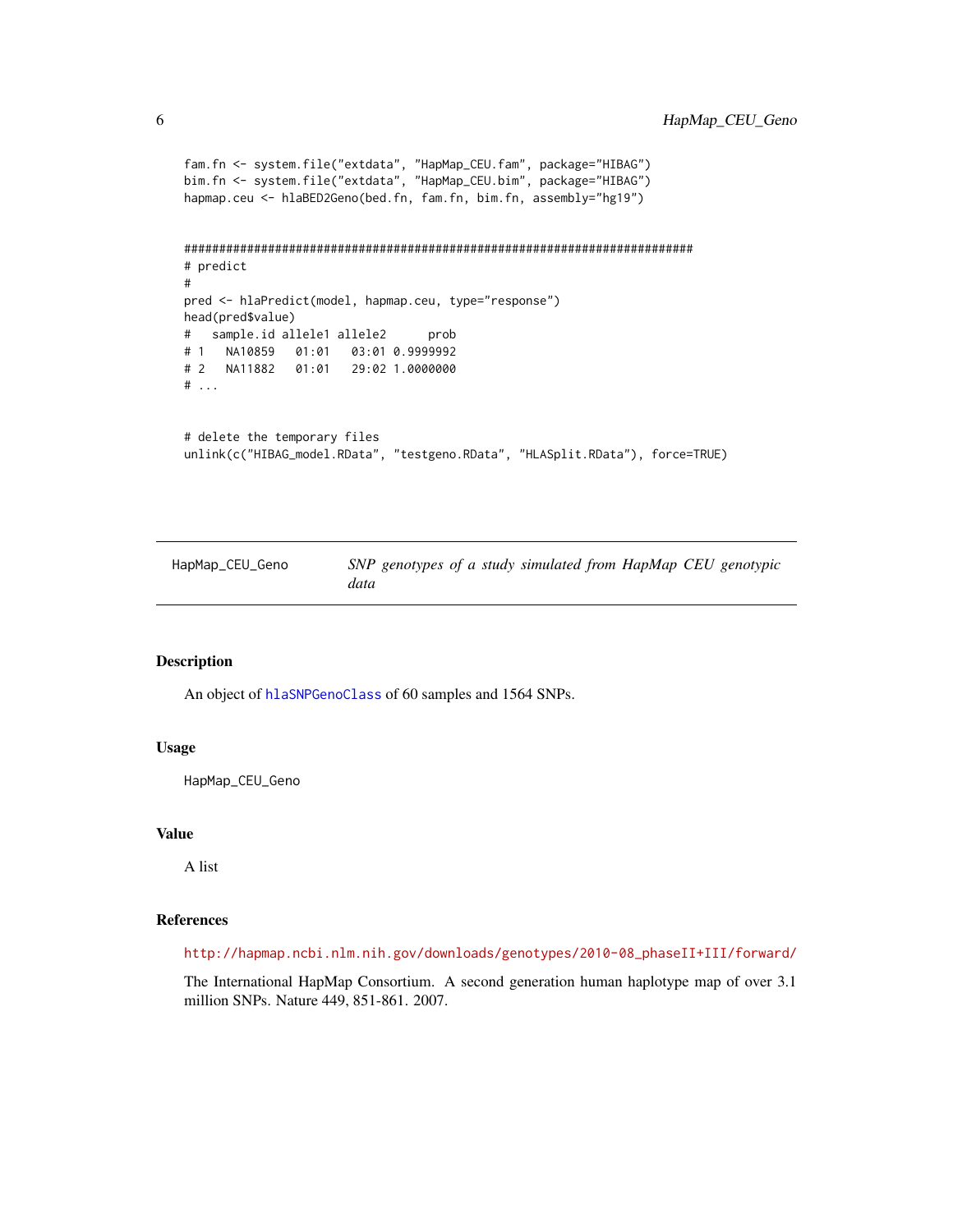```
fam.fn <- system.file("extdata", "HapMap_CEU.fam", package="HIBAG")
bim.fn <- system.file("extdata", "HapMap_CEU.bim", package="HIBAG")
hapmap.ceu <- hlaBED2Geno(bed.fn, fam.fn, bim.fn, assembly="hg19")


##########################################################################
# predict
#
pred <- hlaPredict(model, hapmap.ceu, type="response")
head(pred$value)
#   sample.id allele1 allele2      prob
# 1   NA10859   01:01   03:01 0.9999992
# 2   NA11882   01:01   29:02 1.0000000
# ...


# delete the temporary files
unlink(c("HIBAG_model.RData", "testgeno.RData", "HLASplit.RData"), force=TRUE)
```

---

HapMap_CEU_Geno — *SNP genotypes of a study simulated from HapMap CEU genotypic data*

---

## Description

An object of hlaSNPGenoClass of 60 samples and 1564 SNPs.

## Usage

```
HapMap_CEU_Geno
```

## Value

A list

## References

http://hapmap.ncbi.nlm.nih.gov/downloads/genotypes/2010-08_phaseII+III/forward/

The International HapMap Consortium. A second generation human haplotype map of over 3.1 million SNPs. Nature 449, 851-861. 2007.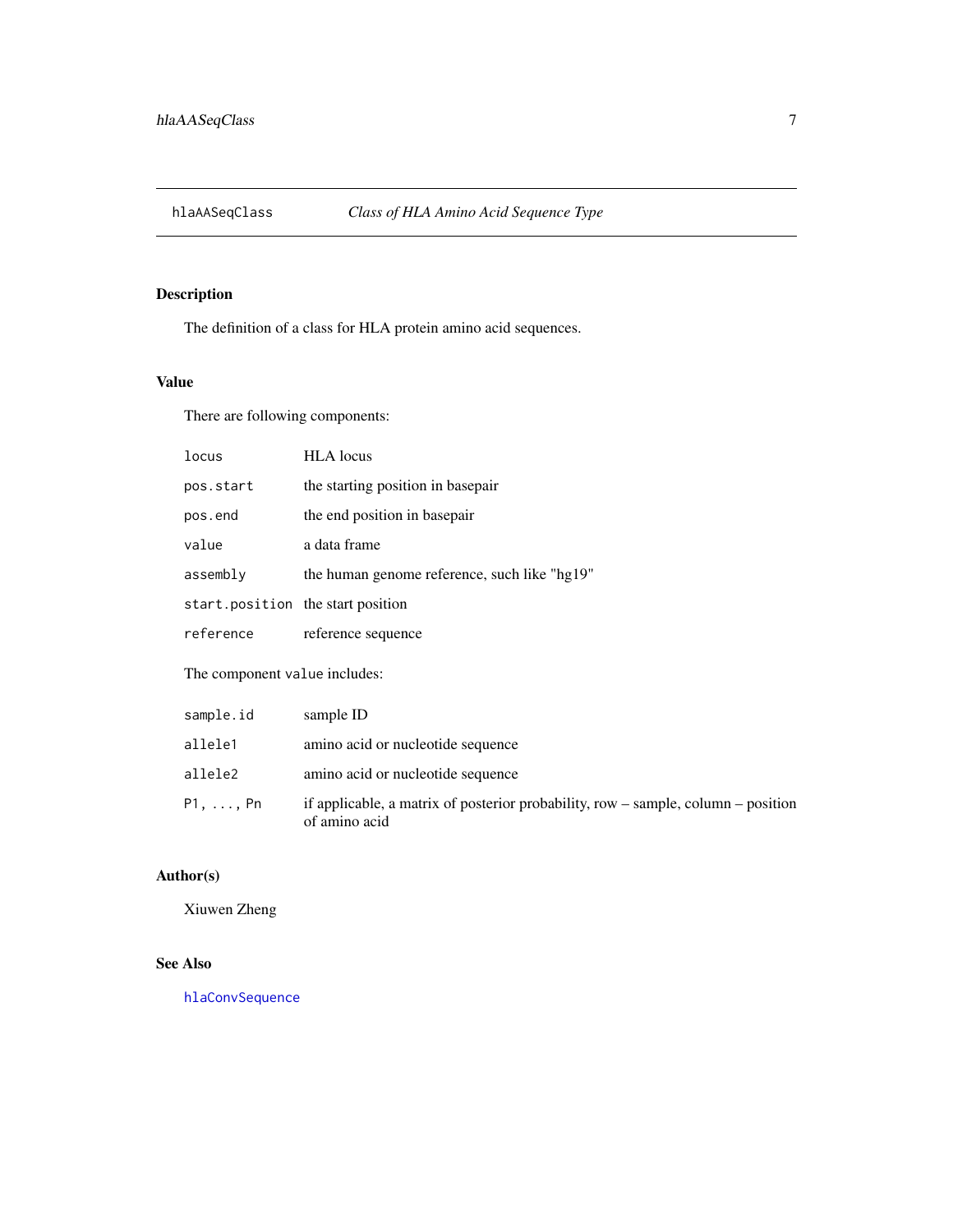# hlaAASeqClass — *Class of HLA Amino Acid Sequence Type*

## Description

The definition of a class for HLA protein amino acid sequences.

## Value

There are following components:

| | |
|---|---|
| `locus` | HLA locus |
| `pos.start` | the starting position in basepair |
| `pos.end` | the end position in basepair |
| `value` | a data frame |
| `assembly` | the human genome reference, such like "hg19" |
| `start.position` | the start position |
| `reference` | reference sequence |

The component `value` includes:

| | |
|---|---|
| `sample.id` | sample ID |
| `allele1` | amino acid or nucleotide sequence |
| `allele2` | amino acid or nucleotide sequence |
| `P1, ..., Pn` | if applicable, a matrix of posterior probability, row – sample, column – position of amino acid |

## Author(s)

Xiuwen Zheng

## See Also

`hlaConvSequence`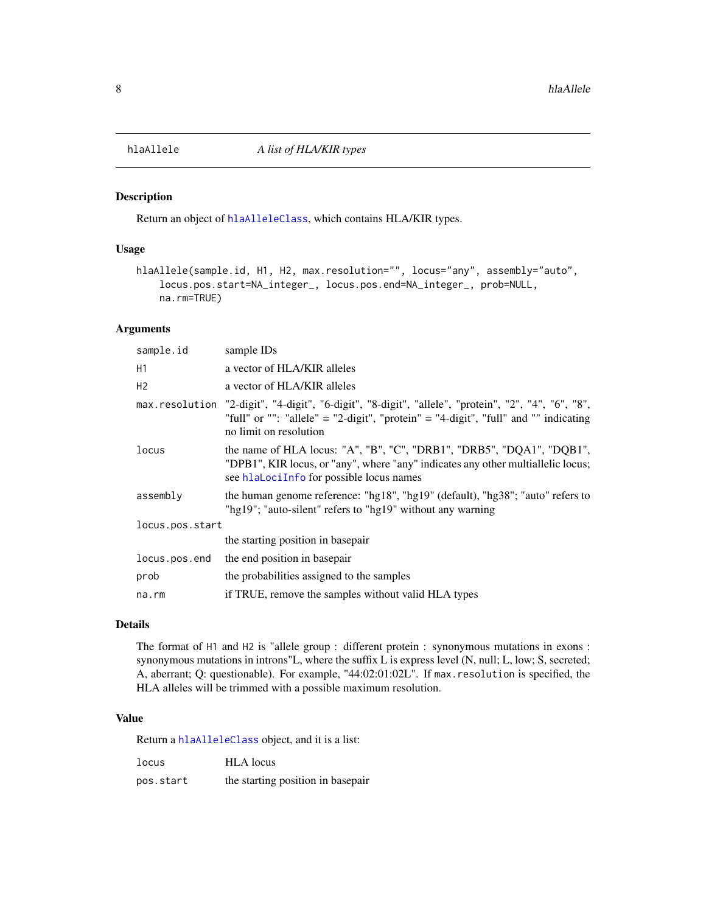hlaAllele — *A list of HLA/KIR types*

## Description

Return an object of hlaAlleleClass, which contains HLA/KIR types.

## Usage

```
hlaAllele(sample.id, H1, H2, max.resolution="", locus="any", assembly="auto",
    locus.pos.start=NA_integer_, locus.pos.end=NA_integer_, prob=NULL,
    na.rm=TRUE)
```

## Arguments

| | |
|---|---|
| `sample.id` | sample IDs |
| `H1` | a vector of HLA/KIR alleles |
| `H2` | a vector of HLA/KIR alleles |
| `max.resolution` | "2-digit", "4-digit", "6-digit", "8-digit", "allele", "protein", "2", "4", "6", "8", "full" or "": "allele" = "2-digit", "protein" = "4-digit", "full" and "" indicating no limit on resolution |
| `locus` | the name of HLA locus: "A", "B", "C", "DRB1", "DRB5", "DQA1", "DQB1", "DPB1", KIR locus, or "any", where "any" indicates any other multiallelic locus; see hlaLociInfo for possible locus names |
| `assembly` | the human genome reference: "hg18", "hg19" (default), "hg38"; "auto" refers to "hg19"; "auto-silent" refers to "hg19" without any warning |
| `locus.pos.start` | the starting position in basepair |
| `locus.pos.end` | the end position in basepair |
| `prob` | the probabilities assigned to the samples |
| `na.rm` | if TRUE, remove the samples without valid HLA types |

## Details

The format of `H1` and `H2` is "allele group : different protein : synonymous mutations in exons : synonymous mutations in introns"L, where the suffix L is express level (N, null; L, low; S, secreted; A, aberrant; Q: questionable). For example, "44:02:01:02L". If `max.resolution` is specified, the HLA alleles will be trimmed with a possible maximum resolution.

## Value

Return a hlaAlleleClass object, and it is a list:

| | |
|---|---|
| `locus` | HLA locus |
| `pos.start` | the starting position in basepair |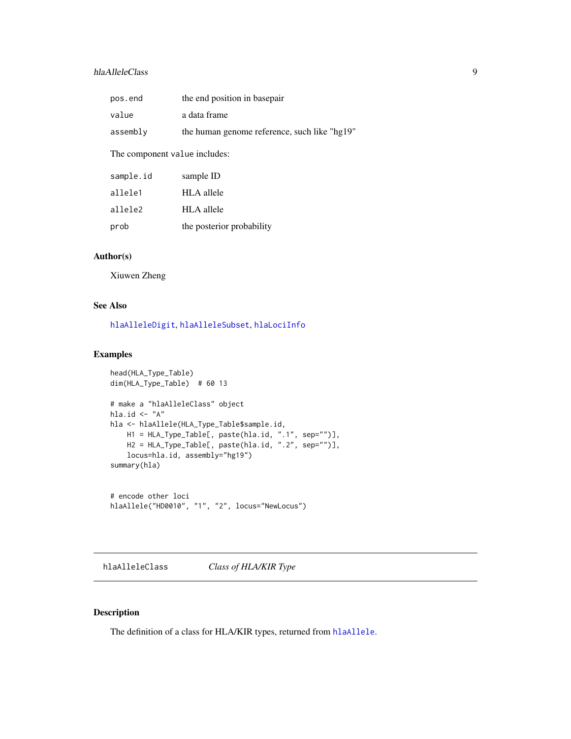| | |
|---|---|
| pos.end | the end position in basepair |
| value | a data frame |
| assembly | the human genome reference, such like "hg19" |

The component value includes:

| | |
|---|---|
| sample.id | sample ID |
| allele1 | HLA allele |
| allele2 | HLA allele |
| prob | the posterior probability |

### Author(s)

Xiuwen Zheng

### See Also

hlaAlleleDigit, hlaAlleleSubset, hlaLociInfo

### Examples

```
head(HLA_Type_Table)
dim(HLA_Type_Table)  # 60 13

# make a "hlaAlleleClass" object
hla.id <- "A"
hla <- hlaAllele(HLA_Type_Table$sample.id,
    H1 = HLA_Type_Table[, paste(hla.id, ".1", sep="")],
    H2 = HLA_Type_Table[, paste(hla.id, ".2", sep="")],
    locus=hla.id, assembly="hg19")
summary(hla)


# encode other loci
hlaAllele("HD0010", "1", "2", locus="NewLocus")
```

---

## hlaAlleleClass — *Class of HLA/KIR Type*

### Description

The definition of a class for HLA/KIR types, returned from hlaAllele.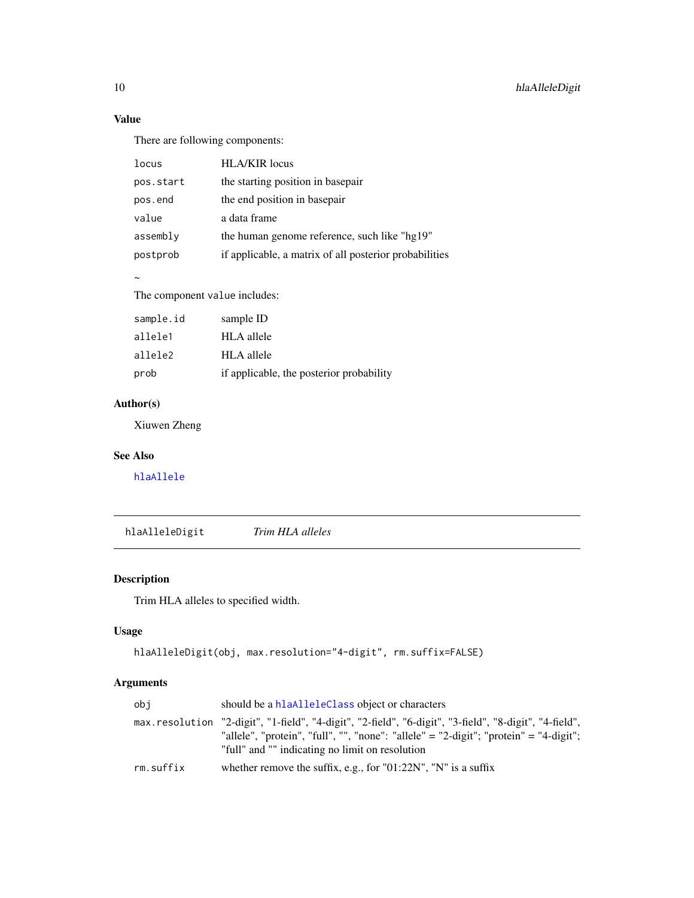## Value

There are following components:

| | |
|---|---|
| `locus` | HLA/KIR locus |
| `pos.start` | the starting position in basepair |
| `pos.end` | the end position in basepair |
| `value` | a data frame |
| `assembly` | the human genome reference, such like "hg19" |
| `postprob` | if applicable, a matrix of all posterior probabilities |

~

The component `value` includes:

| | |
|---|---|
| `sample.id` | sample ID |
| `allele1` | HLA allele |
| `allele2` | HLA allele |
| `prob` | if applicable, the posterior probability |

## Author(s)

Xiuwen Zheng

## See Also

`hlaAllele`

---

# hlaAlleleDigit — *Trim HLA alleles*

## Description

Trim HLA alleles to specified width.

## Usage

```
hlaAlleleDigit(obj, max.resolution="4-digit", rm.suffix=FALSE)
```

## Arguments

| | |
|---|---|
| `obj` | should be a `hlaAlleleClass` object or characters |
| `max.resolution` | "2-digit", "1-field", "4-digit", "2-field", "6-digit", "3-field", "8-digit", "4-field", "allele", "protein", "full", "", "none": "allele" = "2-digit"; "protein" = "4-digit"; "full" and "" indicating no limit on resolution |
| `rm.suffix` | whether remove the suffix, e.g., for "01:22N", "N" is a suffix |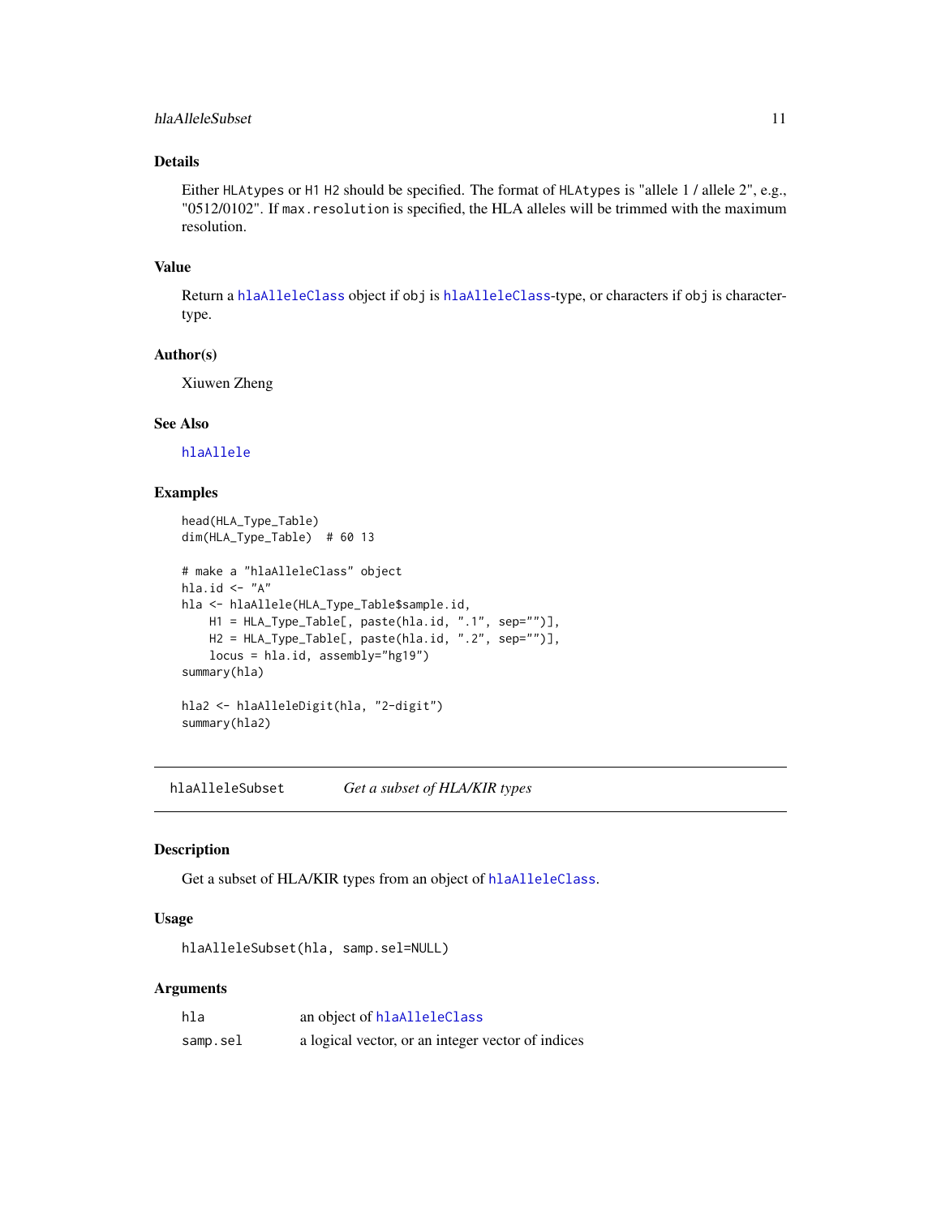### Details

Either HLAtypes or H1 H2 should be specified. The format of HLAtypes is "allele 1 / allele 2", e.g., "0512/0102". If max.resolution is specified, the HLA alleles will be trimmed with the maximum resolution.

### Value

Return a hlaAlleleClass object if obj is hlaAlleleClass-type, or characters if obj is character-type.

### Author(s)

Xiuwen Zheng

### See Also

hlaAllele

### Examples

```
head(HLA_Type_Table)
dim(HLA_Type_Table)  # 60 13

# make a "hlaAlleleClass" object
hla.id <- "A"
hla <- hlaAllele(HLA_Type_Table$sample.id,
    H1 = HLA_Type_Table[, paste(hla.id, ".1", sep="")],
    H2 = HLA_Type_Table[, paste(hla.id, ".2", sep="")],
    locus = hla.id, assembly="hg19")
summary(hla)

hla2 <- hlaAlleleDigit(hla, "2-digit")
summary(hla2)
```

---

## hlaAlleleSubset — *Get a subset of HLA/KIR types*

### Description

Get a subset of HLA/KIR types from an object of hlaAlleleClass.

### Usage

```
hlaAlleleSubset(hla, samp.sel=NULL)
```

### Arguments

| | |
|---|---|
| hla | an object of hlaAlleleClass |
| samp.sel | a logical vector, or an integer vector of indices |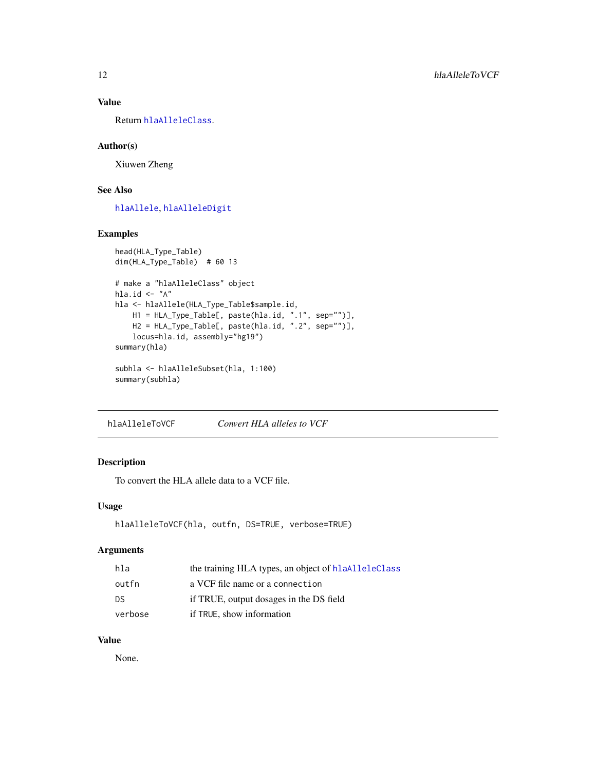### Value

Return hlaAlleleClass.

### Author(s)

Xiuwen Zheng

### See Also

hlaAllele, hlaAlleleDigit

### Examples

```
head(HLA_Type_Table)
dim(HLA_Type_Table)  # 60 13

# make a "hlaAlleleClass" object
hla.id <- "A"
hla <- hlaAllele(HLA_Type_Table$sample.id,
    H1 = HLA_Type_Table[, paste(hla.id, ".1", sep="")],
    H2 = HLA_Type_Table[, paste(hla.id, ".2", sep="")],
    locus=hla.id, assembly="hg19")
summary(hla)

subhla <- hlaAlleleSubset(hla, 1:100)
summary(subhla)
```

---

## hlaAlleleToVCF    *Convert HLA alleles to VCF*

### Description

To convert the HLA allele data to a VCF file.

### Usage

```
hlaAlleleToVCF(hla, outfn, DS=TRUE, verbose=TRUE)
```

### Arguments

| | |
|---|---|
| `hla` | the training HLA types, an object of hlaAlleleClass |
| `outfn` | a VCF file name or a `connection` |
| `DS` | if TRUE, output dosages in the DS field |
| `verbose` | if `TRUE`, show information |

### Value

None.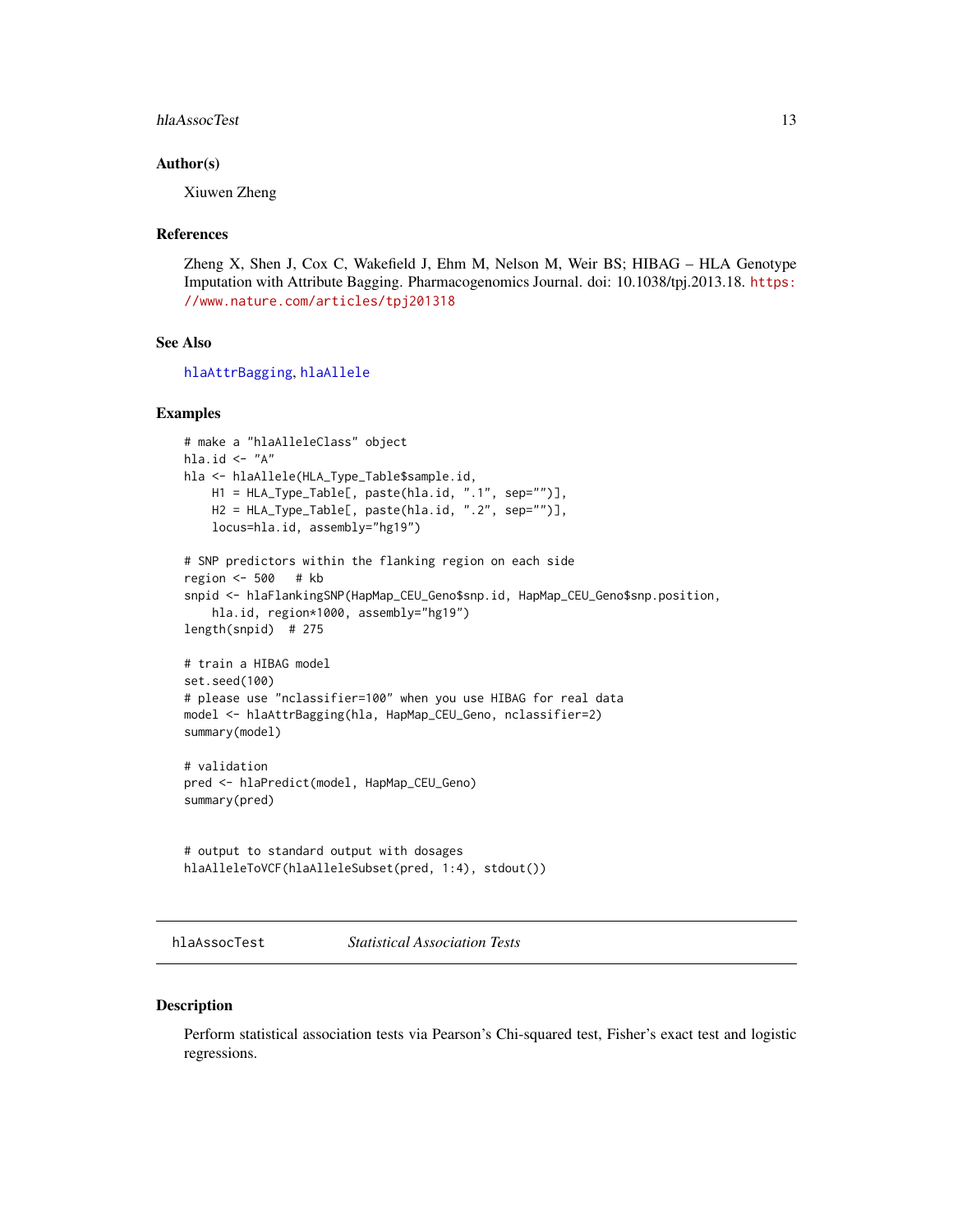### Author(s)

Xiuwen Zheng

### References

Zheng X, Shen J, Cox C, Wakefield J, Ehm M, Nelson M, Weir BS; HIBAG – HLA Genotype Imputation with Attribute Bagging. Pharmacogenomics Journal. doi: 10.1038/tpj.2013.18. https://www.nature.com/articles/tpj201318

### See Also

hlaAttrBagging, hlaAllele

### Examples

```
# make a "hlaAlleleClass" object
hla.id <- "A"
hla <- hlaAllele(HLA_Type_Table$sample.id,
    H1 = HLA_Type_Table[, paste(hla.id, ".1", sep="")],
    H2 = HLA_Type_Table[, paste(hla.id, ".2", sep="")],
    locus=hla.id, assembly="hg19")

# SNP predictors within the flanking region on each side
region <- 500   # kb
snpid <- hlaFlankingSNP(HapMap_CEU_Geno$snp.id, HapMap_CEU_Geno$snp.position,
    hla.id, region*1000, assembly="hg19")
length(snpid)  # 275

# train a HIBAG model
set.seed(100)
# please use "nclassifier=100" when you use HIBAG for real data
model <- hlaAttrBagging(hla, HapMap_CEU_Geno, nclassifier=2)
summary(model)

# validation
pred <- hlaPredict(model, HapMap_CEU_Geno)
summary(pred)


# output to standard output with dosages
hlaAlleleToVCF(hlaAlleleSubset(pred, 1:4), stdout())
```

---

## hlaAssocTest    *Statistical Association Tests*

### Description

Perform statistical association tests via Pearson's Chi-squared test, Fisher's exact test and logistic regressions.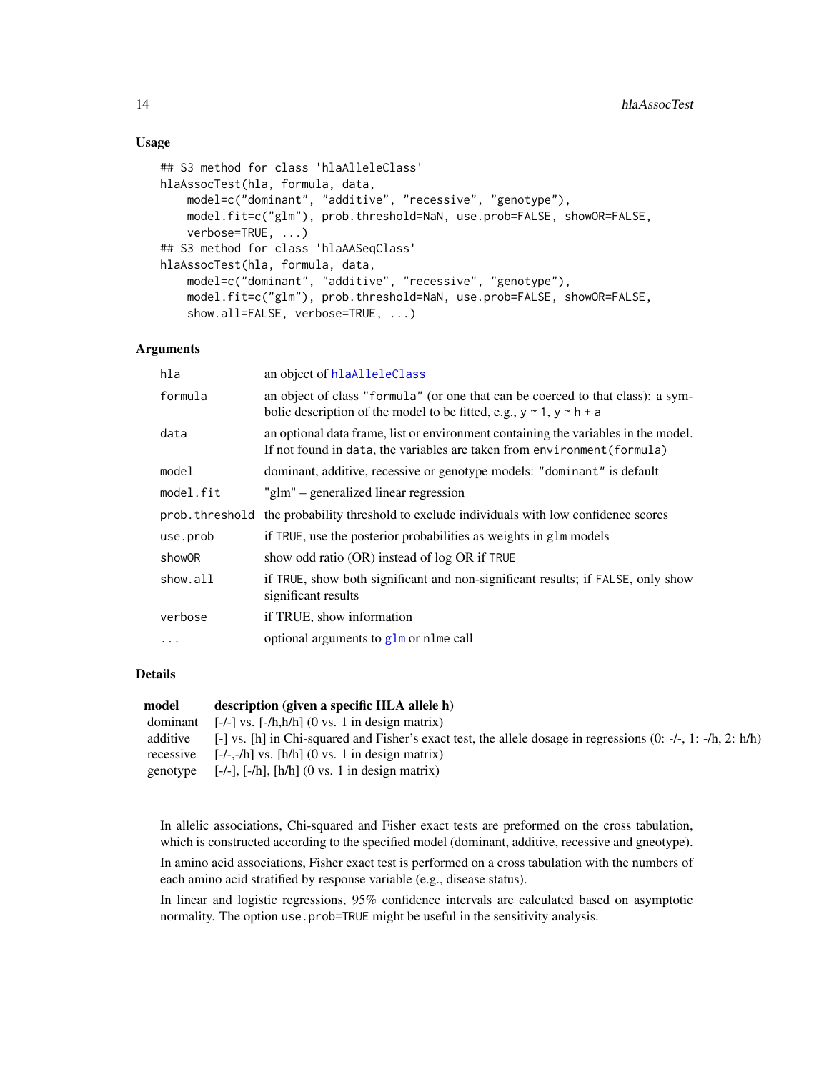### Usage

```
## S3 method for class 'hlaAlleleClass'
hlaAssocTest(hla, formula, data,
    model=c("dominant", "additive", "recessive", "genotype"),
    model.fit=c("glm"), prob.threshold=NaN, use.prob=FALSE, showOR=FALSE,
    verbose=TRUE, ...)
## S3 method for class 'hlaAASeqClass'
hlaAssocTest(hla, formula, data,
    model=c("dominant", "additive", "recessive", "genotype"),
    model.fit=c("glm"), prob.threshold=NaN, use.prob=FALSE, showOR=FALSE,
    show.all=FALSE, verbose=TRUE, ...)
```

### Arguments

| | |
|---|---|
| `hla` | an object of `hlaAlleleClass` |
| `formula` | an object of class `"formula"` (or one that can be coerced to that class): a symbolic description of the model to be fitted, e.g., y ~ 1, y ~ h + a |
| `data` | an optional data frame, list or environment containing the variables in the model. If not found in `data`, the variables are taken from `environment(formula)` |
| `model` | dominant, additive, recessive or genotype models: `"dominant"` is default |
| `model.fit` | "glm" – generalized linear regression |
| `prob.threshold` | the probability threshold to exclude individuals with low confidence scores |
| `use.prob` | if `TRUE`, use the posterior probabilities as weights in `glm` models |
| `showOR` | show odd ratio (OR) instead of log OR if `TRUE` |
| `show.all` | if `TRUE`, show both significant and non-significant results; if `FALSE`, only show significant results |
| `verbose` | if TRUE, show information |
| `...` | optional arguments to `glm` or `nlme` call |

### Details

| **model** | **description (given a specific HLA allele h)** |
|---|---|
| dominant | [-/-] vs. [-/h,h/h] (0 vs. 1 in design matrix) |
| additive | [-] vs. [h] in Chi-squared and Fisher's exact test, the allele dosage in regressions (0: -/-, 1: -/h, 2: h/h) |
| recessive | [-/-,-/h] vs. [h/h] (0 vs. 1 in design matrix) |
| genotype | [-/-], [-/h], [h/h] (0 vs. 1 in design matrix) |

In allelic associations, Chi-squared and Fisher exact tests are preformed on the cross tabulation, which is constructed according to the specified model (dominant, additive, recessive and gneotype).

In amino acid associations, Fisher exact test is performed on a cross tabulation with the numbers of each amino acid stratified by response variable (e.g., disease status).

In linear and logistic regressions, 95% confidence intervals are calculated based on asymptotic normality. The option `use.prob=TRUE` might be useful in the sensitivity analysis.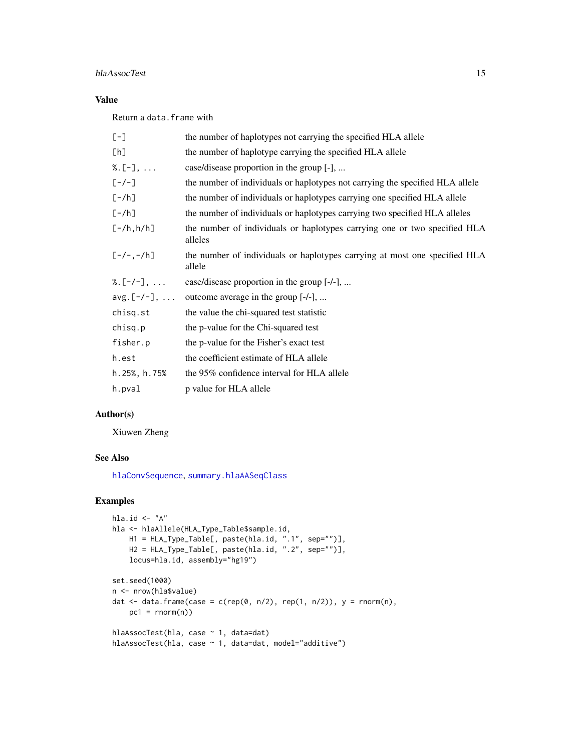## Value

Return a `data.frame` with

| | |
|---|---|
| `[-]` | the number of haplotypes not carrying the specified HLA allele |
| `[h]` | the number of haplotype carrying the specified HLA allele |
| `%.[-], ...` | case/disease proportion in the group [-], ... |
| `[-/-]` | the number of individuals or haplotypes not carrying the specified HLA allele |
| `[-/h]` | the number of individuals or haplotypes carrying one specified HLA allele |
| `[-/h]` | the number of individuals or haplotypes carrying two specified HLA alleles |
| `[-/h,h/h]` | the number of individuals or haplotypes carrying one or two specified HLA alleles |
| `[-/-,-/h]` | the number of individuals or haplotypes carrying at most one specified HLA allele |
| `%.[-/-], ...` | case/disease proportion in the group [-/-], ... |
| `avg.[-/-], ...` | outcome average in the group [-/-], ... |
| `chisq.st` | the value the chi-squared test statistic |
| `chisq.p` | the p-value for the Chi-squared test |
| `fisher.p` | the p-value for the Fisher's exact test |
| `h.est` | the coefficient estimate of HLA allele |
| `h.25%, h.75%` | the 95% confidence interval for HLA allele |
| `h.pval` | p value for HLA allele |

## Author(s)

Xiuwen Zheng

## See Also

`hlaConvSequence`, `summary.hlaAASeqClass`

## Examples

```
hla.id <- "A"
hla <- hlaAllele(HLA_Type_Table$sample.id,
    H1 = HLA_Type_Table[, paste(hla.id, ".1", sep="")],
    H2 = HLA_Type_Table[, paste(hla.id, ".2", sep="")],
    locus=hla.id, assembly="hg19")

set.seed(1000)
n <- nrow(hla$value)
dat <- data.frame(case = c(rep(0, n/2), rep(1, n/2)), y = rnorm(n),
    pc1 = rnorm(n))

hlaAssocTest(hla, case ~ 1, data=dat)
hlaAssocTest(hla, case ~ 1, data=dat, model="additive")
```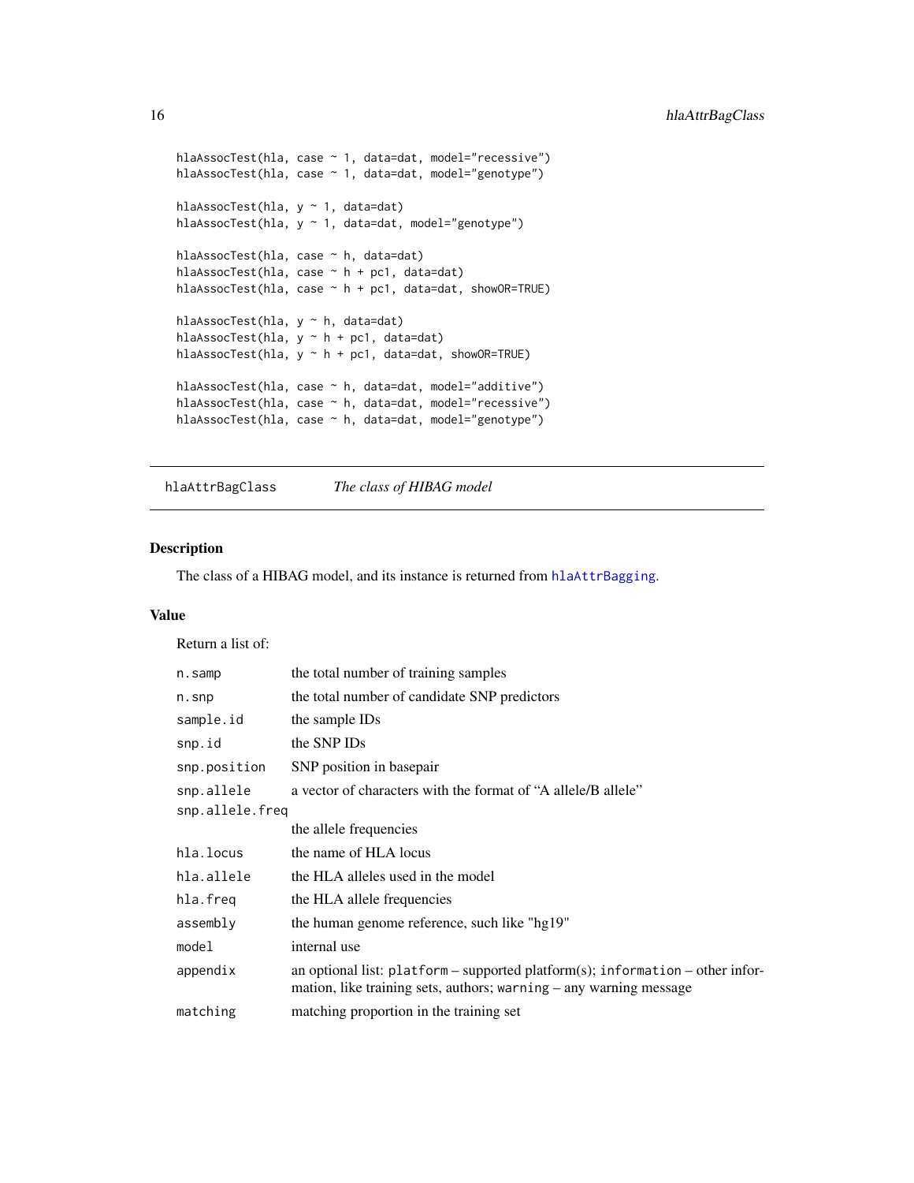```
hlaAssocTest(hla, case ~ 1, data=dat, model="recessive")
hlaAssocTest(hla, case ~ 1, data=dat, model="genotype")

hlaAssocTest(hla, y ~ 1, data=dat)
hlaAssocTest(hla, y ~ 1, data=dat, model="genotype")

hlaAssocTest(hla, case ~ h, data=dat)
hlaAssocTest(hla, case ~ h + pc1, data=dat)
hlaAssocTest(hla, case ~ h + pc1, data=dat, showOR=TRUE)

hlaAssocTest(hla, y ~ h, data=dat)
hlaAssocTest(hla, y ~ h + pc1, data=dat)
hlaAssocTest(hla, y ~ h + pc1, data=dat, showOR=TRUE)

hlaAssocTest(hla, case ~ h, data=dat, model="additive")
hlaAssocTest(hla, case ~ h, data=dat, model="recessive")
hlaAssocTest(hla, case ~ h, data=dat, model="genotype")
```

---

# hlaAttrBagClass — *The class of HIBAG model*

---

## Description

The class of a HIBAG model, and its instance is returned from `hlaAttrBagging`.

## Value

Return a list of:

| | |
|---|---|
| `n.samp` | the total number of training samples |
| `n.snp` | the total number of candidate SNP predictors |
| `sample.id` | the sample IDs |
| `snp.id` | the SNP IDs |
| `snp.position` | SNP position in basepair |
| `snp.allele` | a vector of characters with the format of "A allele/B allele" |
| `snp.allele.freq` | the allele frequencies |
| `hla.locus` | the name of HLA locus |
| `hla.allele` | the HLA alleles used in the model |
| `hla.freq` | the HLA allele frequencies |
| `assembly` | the human genome reference, such like "hg19" |
| `model` | internal use |
| `appendix` | an optional list: `platform` – supported platform(s); `information` – other information, like training sets, authors; `warning` – any warning message |
| `matching` | matching proportion in the training set |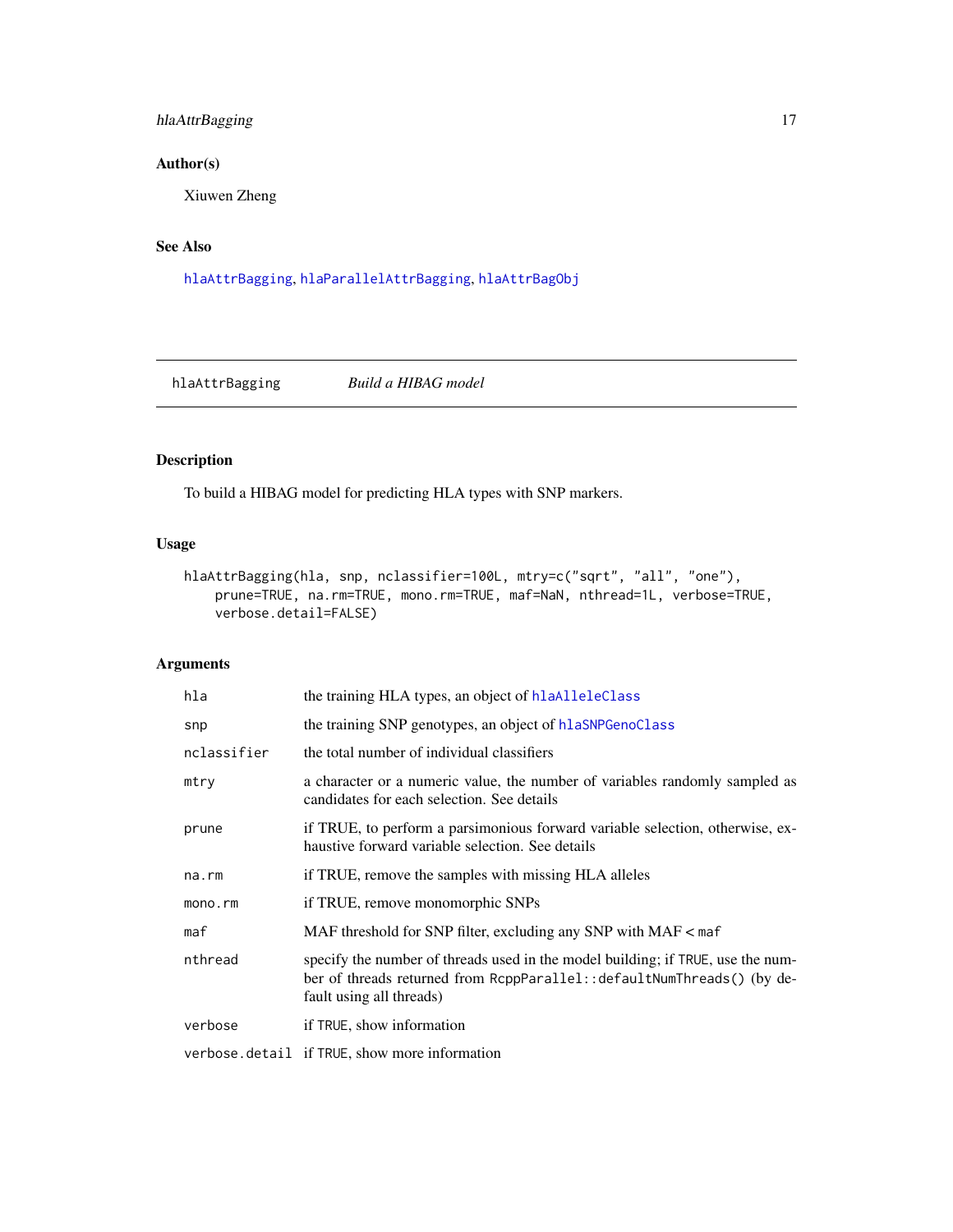## Author(s)

Xiuwen Zheng

## See Also

hlaAttrBagging, hlaParallelAttrBagging, hlaAttrBagObj

---

# hlaAttrBagging — *Build a HIBAG model*

## Description

To build a HIBAG model for predicting HLA types with SNP markers.

## Usage

```
hlaAttrBagging(hla, snp, nclassifier=100L, mtry=c("sqrt", "all", "one"),
    prune=TRUE, na.rm=TRUE, mono.rm=TRUE, maf=NaN, nthread=1L, verbose=TRUE,
    verbose.detail=FALSE)
```

## Arguments

| | |
|---|---|
| hla | the training HLA types, an object of hlaAlleleClass |
| snp | the training SNP genotypes, an object of hlaSNPGenoClass |
| nclassifier | the total number of individual classifiers |
| mtry | a character or a numeric value, the number of variables randomly sampled as candidates for each selection. See details |
| prune | if TRUE, to perform a parsimonious forward variable selection, otherwise, exhaustive forward variable selection. See details |
| na.rm | if TRUE, remove the samples with missing HLA alleles |
| mono.rm | if TRUE, remove monomorphic SNPs |
| maf | MAF threshold for SNP filter, excluding any SNP with MAF < maf |
| nthread | specify the number of threads used in the model building; if TRUE, use the number of threads returned from RcppParallel::defaultNumThreads() (by default using all threads) |
| verbose | if TRUE, show information |
| verbose.detail | if TRUE, show more information |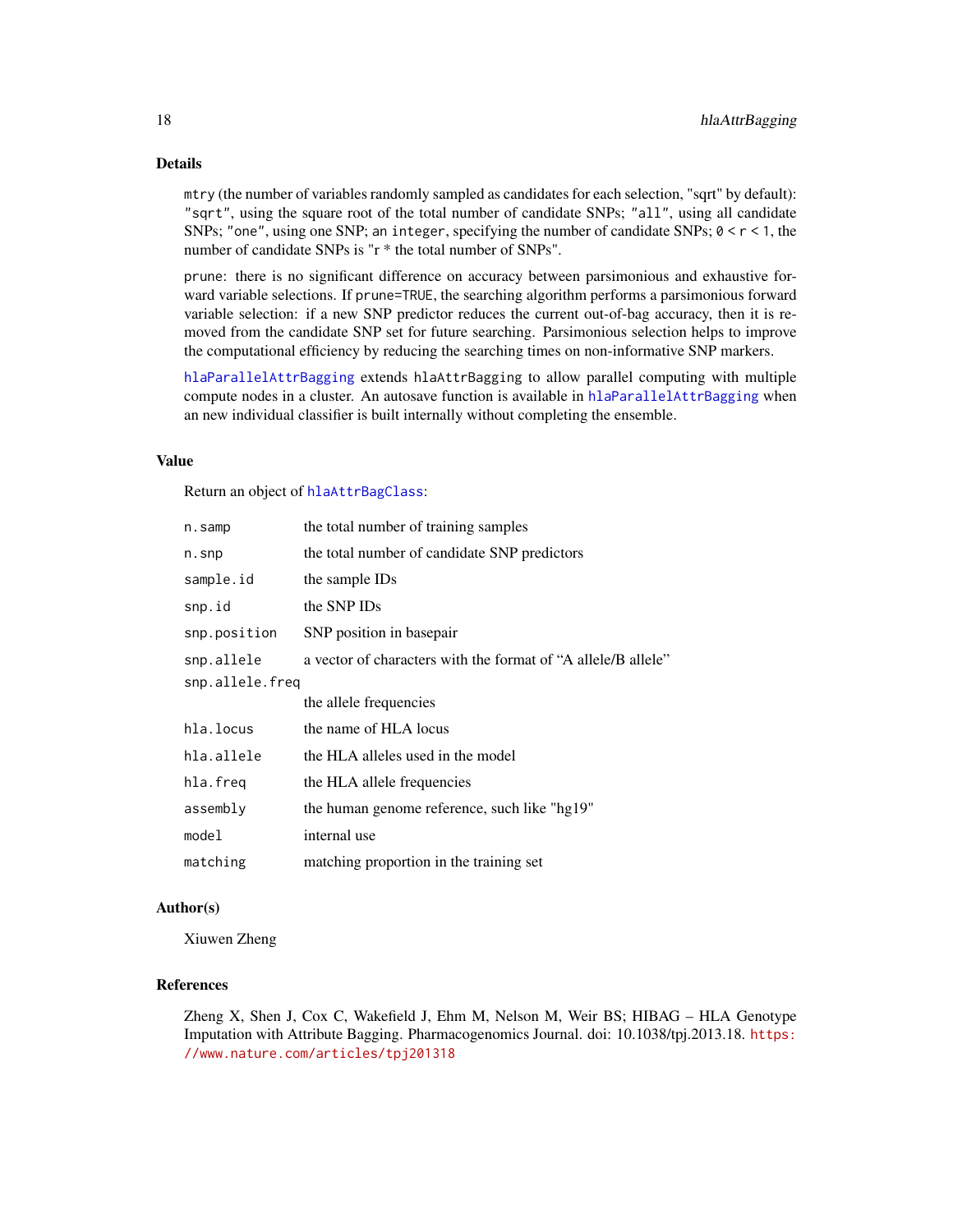### Details

mtry (the number of variables randomly sampled as candidates for each selection, "sqrt" by default): "sqrt", using the square root of the total number of candidate SNPs; "all", using all candidate SNPs; "one", using one SNP; an integer, specifying the number of candidate SNPs; 0 < r < 1, the number of candidate SNPs is "r * the total number of SNPs".

prune: there is no significant difference on accuracy between parsimonious and exhaustive forward variable selections. If prune=TRUE, the searching algorithm performs a parsimonious forward variable selection: if a new SNP predictor reduces the current out-of-bag accuracy, then it is removed from the candidate SNP set for future searching. Parsimonious selection helps to improve the computational efficiency by reducing the searching times on non-informative SNP markers.

hlaParallelAttrBagging extends hlaAttrBagging to allow parallel computing with multiple compute nodes in a cluster. An autosave function is available in hlaParallelAttrBagging when an new individual classifier is built internally without completing the ensemble.

### Value

Return an object of hlaAttrBagClass:

| | |
|---|---|
| n.samp | the total number of training samples |
| n.snp | the total number of candidate SNP predictors |
| sample.id | the sample IDs |
| snp.id | the SNP IDs |
| snp.position | SNP position in basepair |
| snp.allele | a vector of characters with the format of "A allele/B allele" |
| snp.allele.freq | the allele frequencies |
| hla.locus | the name of HLA locus |
| hla.allele | the HLA alleles used in the model |
| hla.freq | the HLA allele frequencies |
| assembly | the human genome reference, such like "hg19" |
| model | internal use |
| matching | matching proportion in the training set |

### Author(s)

Xiuwen Zheng

### References

Zheng X, Shen J, Cox C, Wakefield J, Ehm M, Nelson M, Weir BS; HIBAG – HLA Genotype Imputation with Attribute Bagging. Pharmacogenomics Journal. doi: 10.1038/tpj.2013.18. https://www.nature.com/articles/tpj201318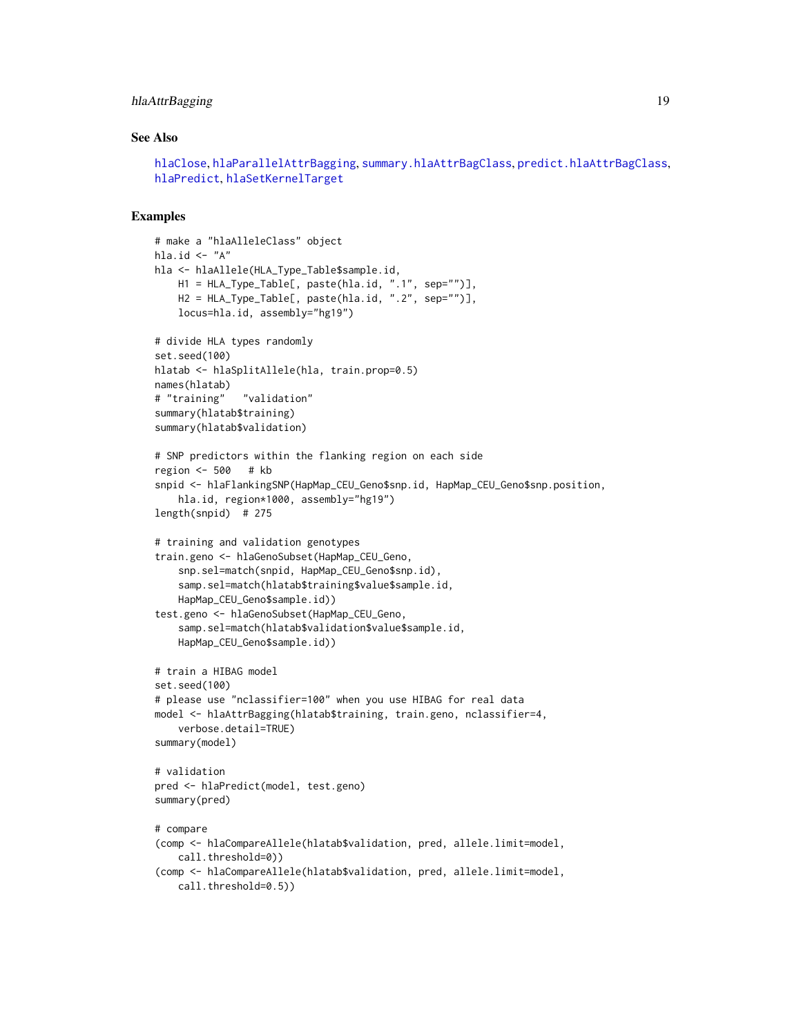## See Also

hlaClose, hlaParallelAttrBagging, summary.hlaAttrBagClass, predict.hlaAttrBagClass, hlaPredict, hlaSetKernelTarget

## Examples

```
# make a "hlaAlleleClass" object
hla.id <- "A"
hla <- hlaAllele(HLA_Type_Table$sample.id,
    H1 = HLA_Type_Table[, paste(hla.id, ".1", sep="")],
    H2 = HLA_Type_Table[, paste(hla.id, ".2", sep="")],
    locus=hla.id, assembly="hg19")

# divide HLA types randomly
set.seed(100)
hlatab <- hlaSplitAllele(hla, train.prop=0.5)
names(hlatab)
# "training"   "validation"
summary(hlatab$training)
summary(hlatab$validation)

# SNP predictors within the flanking region on each side
region <- 500   # kb
snpid <- hlaFlankingSNP(HapMap_CEU_Geno$snp.id, HapMap_CEU_Geno$snp.position,
    hla.id, region*1000, assembly="hg19")
length(snpid)  # 275

# training and validation genotypes
train.geno <- hlaGenoSubset(HapMap_CEU_Geno,
    snp.sel=match(snpid, HapMap_CEU_Geno$snp.id),
    samp.sel=match(hlatab$training$value$sample.id,
    HapMap_CEU_Geno$sample.id))
test.geno <- hlaGenoSubset(HapMap_CEU_Geno,
    samp.sel=match(hlatab$validation$value$sample.id,
    HapMap_CEU_Geno$sample.id))

# train a HIBAG model
set.seed(100)
# please use "nclassifier=100" when you use HIBAG for real data
model <- hlaAttrBagging(hlatab$training, train.geno, nclassifier=4,
    verbose.detail=TRUE)
summary(model)

# validation
pred <- hlaPredict(model, test.geno)
summary(pred)

# compare
(comp <- hlaCompareAllele(hlatab$validation, pred, allele.limit=model,
    call.threshold=0))
(comp <- hlaCompareAllele(hlatab$validation, pred, allele.limit=model,
    call.threshold=0.5))
```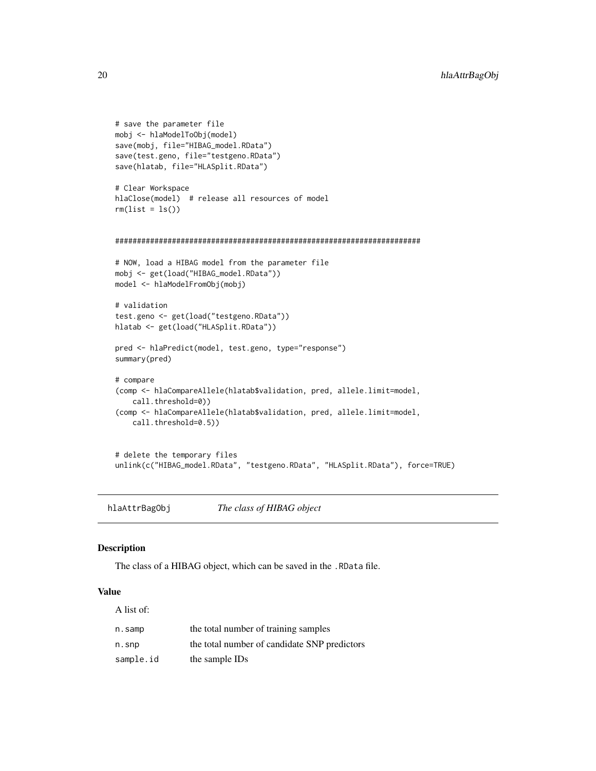```r
# save the parameter file
mobj <- hlaModelToObj(model)
save(mobj, file="HIBAG_model.RData")
save(test.geno, file="testgeno.RData")
save(hlatab, file="HLASplit.RData")

# Clear Workspace
hlaClose(model)  # release all resources of model
rm(list = ls())


######################################################################

# NOW, load a HIBAG model from the parameter file
mobj <- get(load("HIBAG_model.RData"))
model <- hlaModelFromObj(mobj)

# validation
test.geno <- get(load("testgeno.RData"))
hlatab <- get(load("HLASplit.RData"))

pred <- hlaPredict(model, test.geno, type="response")
summary(pred)

# compare
(comp <- hlaCompareAllele(hlatab$validation, pred, allele.limit=model,
    call.threshold=0))
(comp <- hlaCompareAllele(hlatab$validation, pred, allele.limit=model,
    call.threshold=0.5))


# delete the temporary files
unlink(c("HIBAG_model.RData", "testgeno.RData", "HLASplit.RData"), force=TRUE)
```

---

## hlaAttrBagObj — *The class of HIBAG object*

### Description

The class of a HIBAG object, which can be saved in the `.RData` file.

### Value

A list of:

| | |
|---|---|
| `n.samp` | the total number of training samples |
| `n.snp` | the total number of candidate SNP predictors |
| `sample.id` | the sample IDs |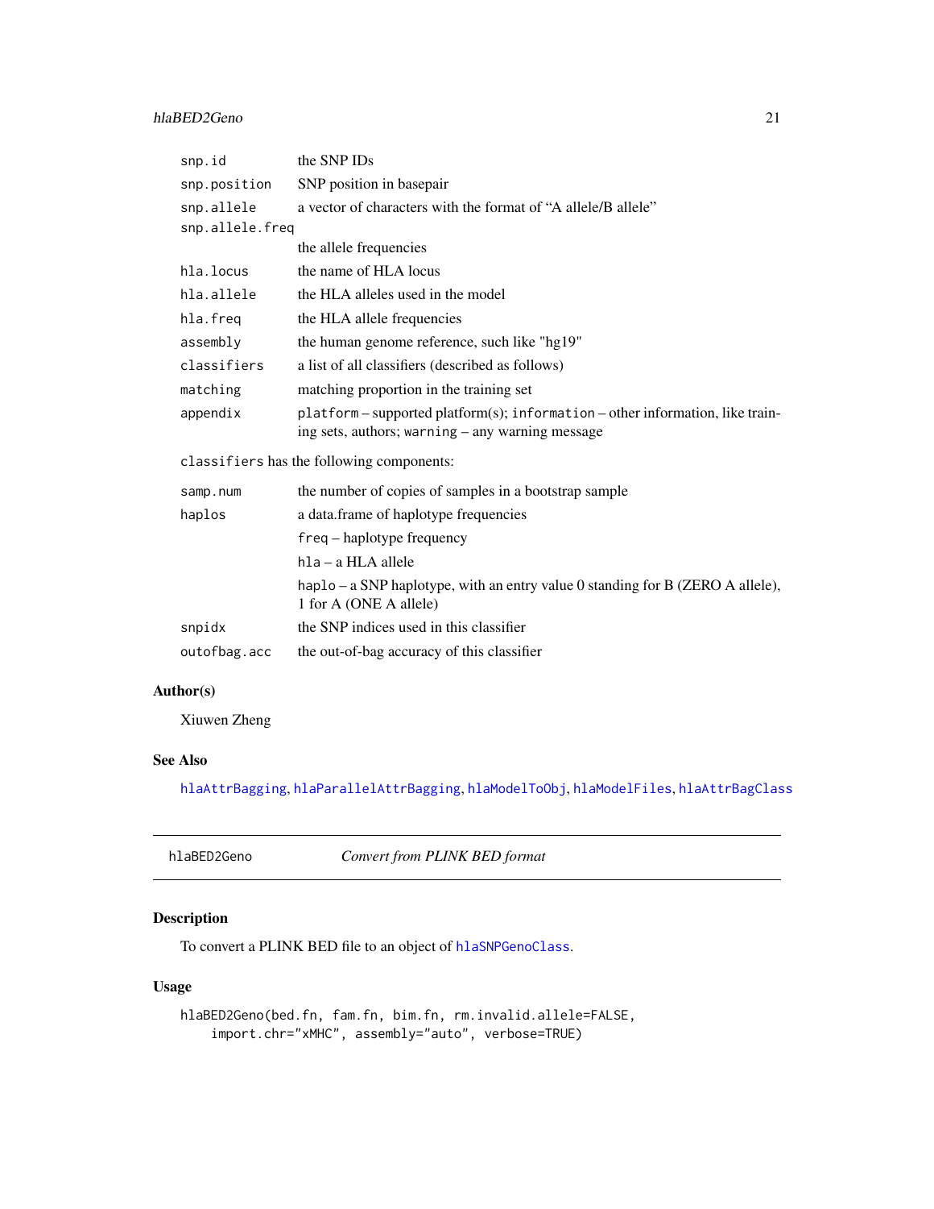| | |
|---|---|
| snp.id | the SNP IDs |
| snp.position | SNP position in basepair |
| snp.allele | a vector of characters with the format of "A allele/B allele" |
| snp.allele.freq | the allele frequencies |
| hla.locus | the name of HLA locus |
| hla.allele | the HLA alleles used in the model |
| hla.freq | the HLA allele frequencies |
| assembly | the human genome reference, such like "hg19" |
| classifiers | a list of all classifiers (described as follows) |
| matching | matching proportion in the training set |
| appendix | `platform` – supported platform(s); `information` – other information, like training sets, authors; `warning` – any warning message |

`classifiers` has the following components:

| | |
|---|---|
| samp.num | the number of copies of samples in a bootstrap sample |
| haplos | a data.frame of haplotype frequencies<br>`freq` – haplotype frequency<br>`hla` – a HLA allele<br>`haplo` – a SNP haplotype, with an entry value 0 standing for B (ZERO A allele), 1 for A (ONE A allele) |
| snpidx | the SNP indices used in this classifier |
| outofbag.acc | the out-of-bag accuracy of this classifier |

### Author(s)

Xiuwen Zheng

### See Also

hlaAttrBagging, hlaParallelAttrBagging, hlaModelToObj, hlaModelFiles, hlaAttrBagClass

---

## hlaBED2Geno — *Convert from PLINK BED format*

---

### Description

To convert a PLINK BED file to an object of hlaSNPGenoClass.

### Usage

```
hlaBED2Geno(bed.fn, fam.fn, bim.fn, rm.invalid.allele=FALSE,
    import.chr="xMHC", assembly="auto", verbose=TRUE)
```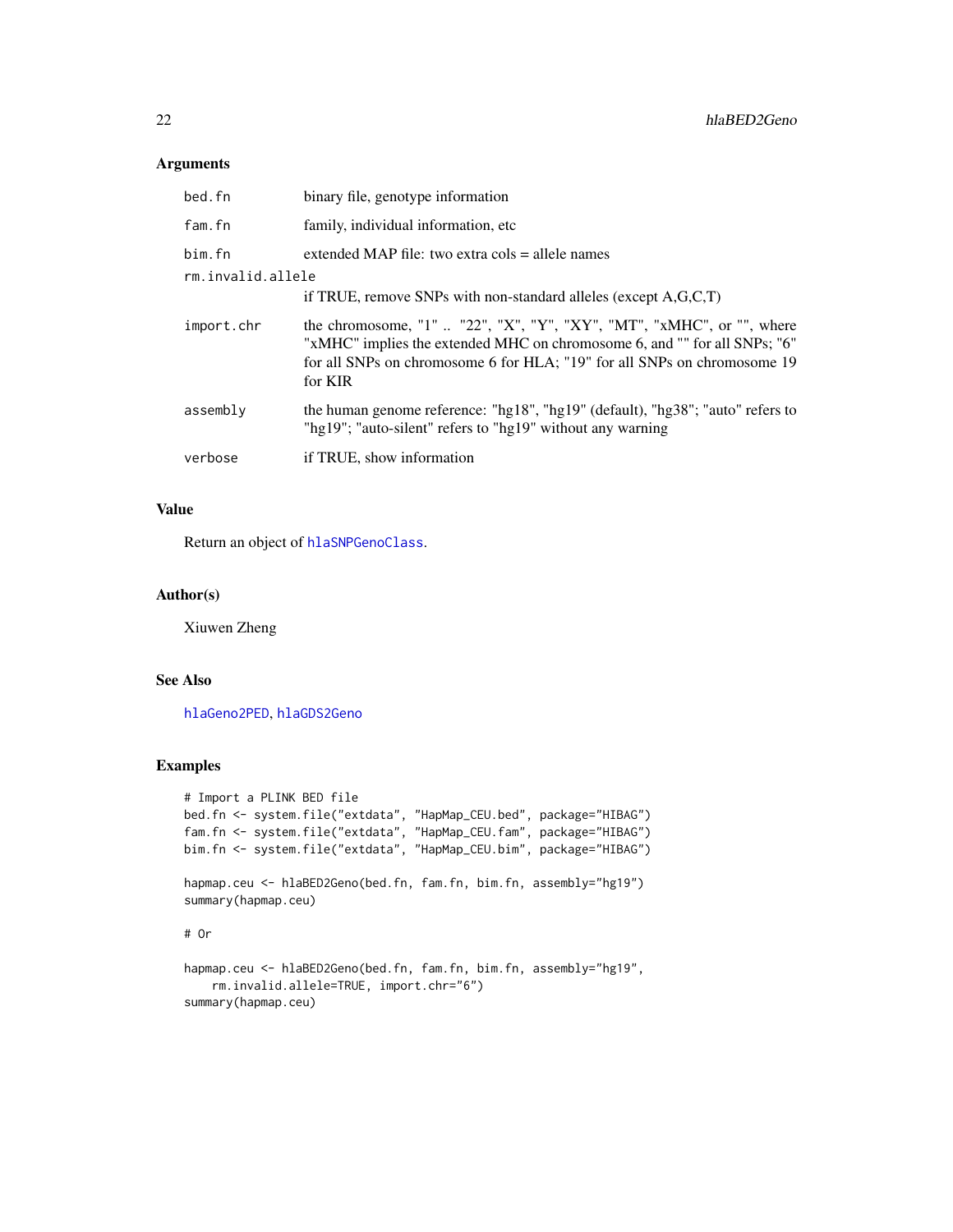## Arguments

| | |
|---|---|
| bed.fn | binary file, genotype information |
| fam.fn | family, individual information, etc |
| bim.fn | extended MAP file: two extra cols = allele names |
| rm.invalid.allele | if TRUE, remove SNPs with non-standard alleles (except A,G,C,T) |
| import.chr | the chromosome, "1" .. "22", "X", "Y", "XY", "MT", "xMHC", or "", where "xMHC" implies the extended MHC on chromosome 6, and "" for all SNPs; "6" for all SNPs on chromosome 6 for HLA; "19" for all SNPs on chromosome 19 for KIR |
| assembly | the human genome reference: "hg18", "hg19" (default), "hg38"; "auto" refers to "hg19"; "auto-silent" refers to "hg19" without any warning |
| verbose | if TRUE, show information |

## Value

Return an object of hlaSNPGenoClass.

## Author(s)

Xiuwen Zheng

## See Also

hlaGeno2PED, hlaGDS2Geno

## Examples

```
# Import a PLINK BED file
bed.fn <- system.file("extdata", "HapMap_CEU.bed", package="HIBAG")
fam.fn <- system.file("extdata", "HapMap_CEU.fam", package="HIBAG")
bim.fn <- system.file("extdata", "HapMap_CEU.bim", package="HIBAG")

hapmap.ceu <- hlaBED2Geno(bed.fn, fam.fn, bim.fn, assembly="hg19")
summary(hapmap.ceu)

# Or

hapmap.ceu <- hlaBED2Geno(bed.fn, fam.fn, bim.fn, assembly="hg19",
    rm.invalid.allele=TRUE, import.chr="6")
summary(hapmap.ceu)
```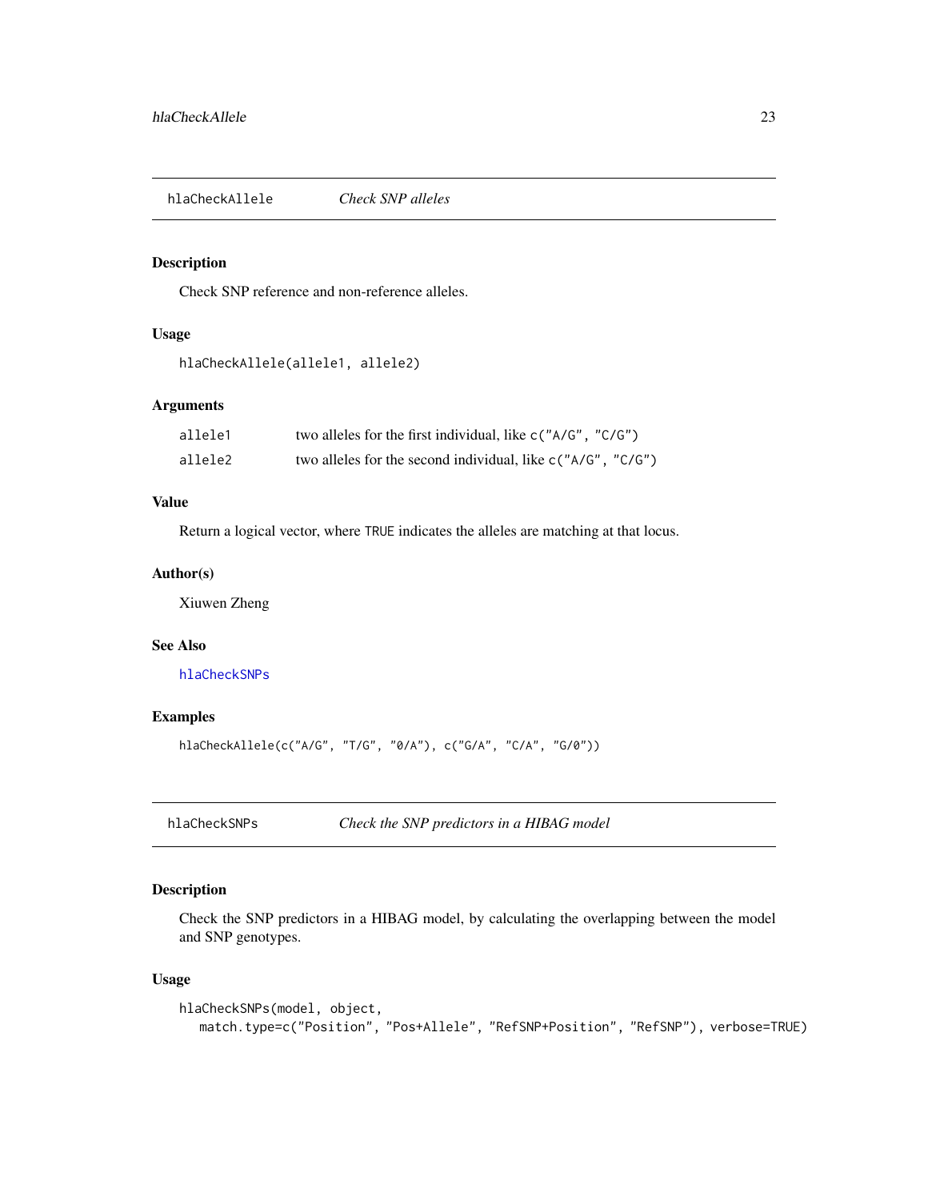## hlaCheckAllele *Check SNP alleles*

### Description

Check SNP reference and non-reference alleles.

### Usage

```
hlaCheckAllele(allele1, allele2)
```

### Arguments

| | |
|---|---|
| allele1 | two alleles for the first individual, like c("A/G", "C/G") |
| allele2 | two alleles for the second individual, like c("A/G", "C/G") |

### Value

Return a logical vector, where TRUE indicates the alleles are matching at that locus.

### Author(s)

Xiuwen Zheng

### See Also

hlaCheckSNPs

### Examples

```
hlaCheckAllele(c("A/G", "T/G", "0/A"), c("G/A", "C/A", "G/0"))
```

## hlaCheckSNPs *Check the SNP predictors in a HIBAG model*

### Description

Check the SNP predictors in a HIBAG model, by calculating the overlapping between the model and SNP genotypes.

### Usage

```
hlaCheckSNPs(model, object,
   match.type=c("Position", "Pos+Allele", "RefSNP+Position", "RefSNP"), verbose=TRUE)
```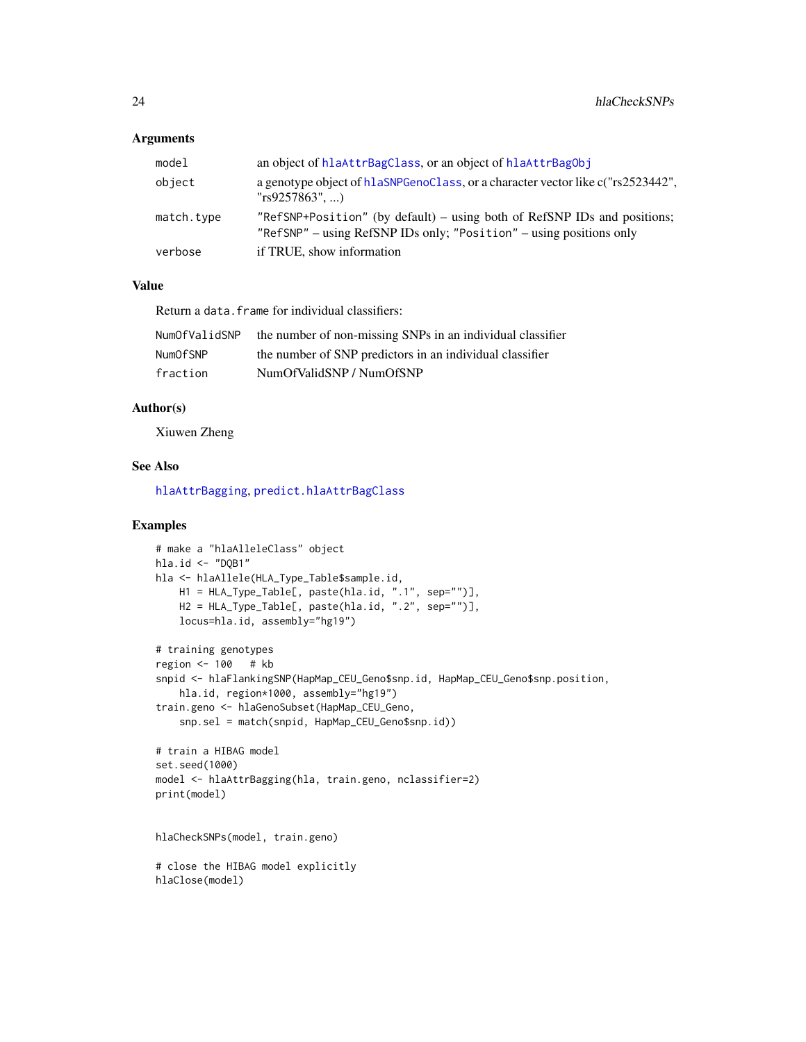### Arguments

| | |
|---|---|
| `model` | an object of `hlaAttrBagClass`, or an object of `hlaAttrBagObj` |
| `object` | a genotype object of `hlaSNPGenoClass`, or a character vector like c("rs2523442", "rs9257863", ...) |
| `match.type` | `"RefSNP+Position"` (by default) – using both of RefSNP IDs and positions; `"RefSNP"` – using RefSNP IDs only; `"Position"` – using positions only |
| `verbose` | if TRUE, show information |

### Value

Return a `data.frame` for individual classifiers:

| | |
|---|---|
| `NumOfValidSNP` | the number of non-missing SNPs in an individual classifier |
| `NumOfSNP` | the number of SNP predictors in an individual classifier |
| `fraction` | NumOfValidSNP / NumOfSNP |

### Author(s)

Xiuwen Zheng

### See Also

`hlaAttrBagging`, `predict.hlaAttrBagClass`

### Examples

```
# make a "hlaAlleleClass" object
hla.id <- "DQB1"
hla <- hlaAllele(HLA_Type_Table$sample.id,
    H1 = HLA_Type_Table[, paste(hla.id, ".1", sep="")],
    H2 = HLA_Type_Table[, paste(hla.id, ".2", sep="")],
    locus=hla.id, assembly="hg19")

# training genotypes
region <- 100   # kb
snpid <- hlaFlankingSNP(HapMap_CEU_Geno$snp.id, HapMap_CEU_Geno$snp.position,
    hla.id, region*1000, assembly="hg19")
train.geno <- hlaGenoSubset(HapMap_CEU_Geno,
    snp.sel = match(snpid, HapMap_CEU_Geno$snp.id))

# train a HIBAG model
set.seed(1000)
model <- hlaAttrBagging(hla, train.geno, nclassifier=2)
print(model)


hlaCheckSNPs(model, train.geno)

# close the HIBAG model explicitly
hlaClose(model)
```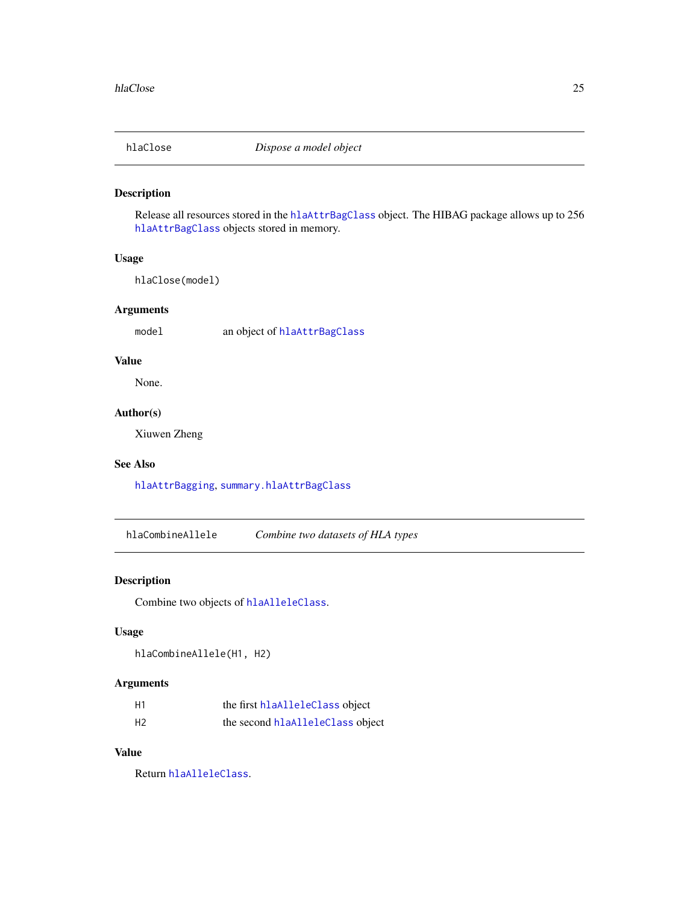## hlaClose — *Dispose a model object*

### Description

Release all resources stored in the `hlaAttrBagClass` object. The HIBAG package allows up to 256 `hlaAttrBagClass` objects stored in memory.

### Usage

```
hlaClose(model)
```

### Arguments

| | |
|---|---|
| `model` | an object of `hlaAttrBagClass` |

### Value

None.

### Author(s)

Xiuwen Zheng

### See Also

`hlaAttrBagging`, `summary.hlaAttrBagClass`

## hlaCombineAllele — *Combine two datasets of HLA types*

### Description

Combine two objects of `hlaAlleleClass`.

### Usage

```
hlaCombineAllele(H1, H2)
```

### Arguments

| | |
|---|---|
| `H1` | the first `hlaAlleleClass` object |
| `H2` | the second `hlaAlleleClass` object |

### Value

Return `hlaAlleleClass`.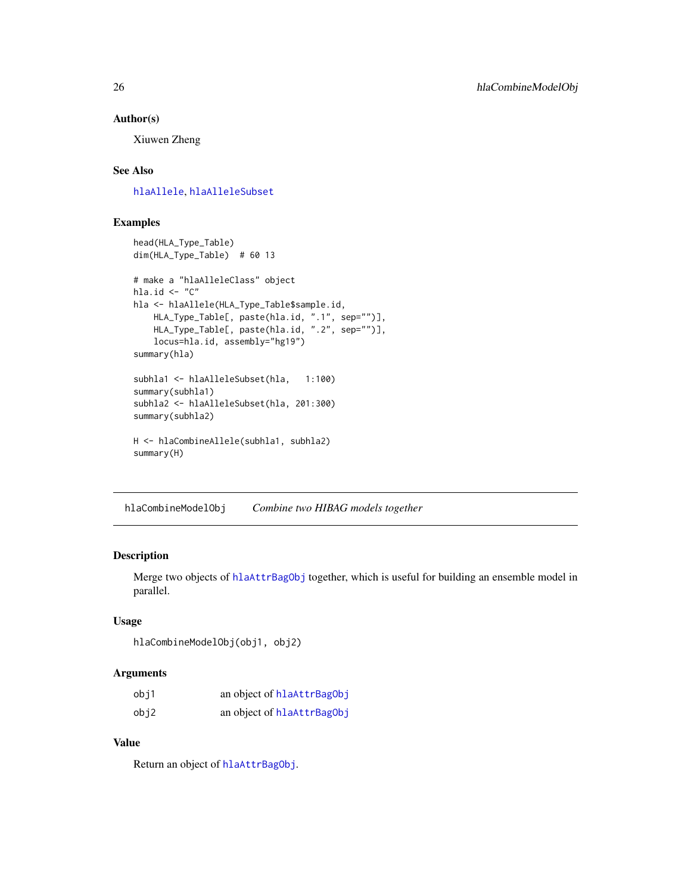### Author(s)

Xiuwen Zheng

### See Also

hlaAllele, hlaAlleleSubset

### Examples

```
head(HLA_Type_Table)
dim(HLA_Type_Table)  # 60 13

# make a "hlaAlleleClass" object
hla.id <- "C"
hla <- hlaAllele(HLA_Type_Table$sample.id,
    HLA_Type_Table[, paste(hla.id, ".1", sep="")],
    HLA_Type_Table[, paste(hla.id, ".2", sep="")],
    locus=hla.id, assembly="hg19")
summary(hla)

subhla1 <- hlaAlleleSubset(hla,   1:100)
summary(subhla1)
subhla2 <- hlaAlleleSubset(hla, 201:300)
summary(subhla2)

H <- hlaCombineAllele(subhla1, subhla2)
summary(H)
```

---

## hlaCombineModelObj &nbsp;&nbsp;&nbsp; *Combine two HIBAG models together*

---

### Description

Merge two objects of hlaAttrBagObj together, which is useful for building an ensemble model in parallel.

### Usage

```
hlaCombineModelObj(obj1, obj2)
```

### Arguments

| | |
|---|---|
| obj1 | an object of hlaAttrBagObj |
| obj2 | an object of hlaAttrBagObj |

### Value

Return an object of hlaAttrBagObj.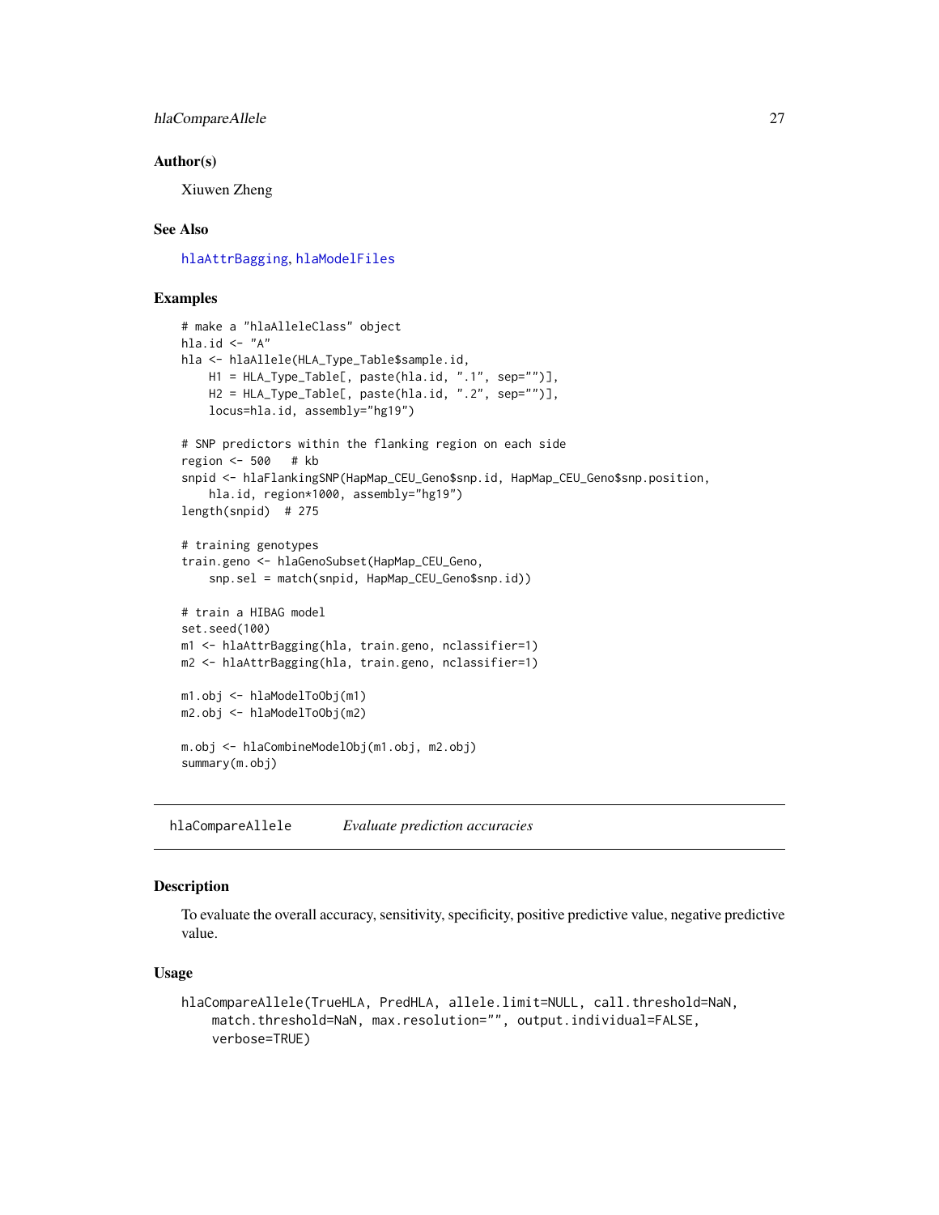## Author(s)

Xiuwen Zheng

## See Also

hlaAttrBagging, hlaModelFiles

## Examples

```
# make a "hlaAlleleClass" object
hla.id <- "A"
hla <- hlaAllele(HLA_Type_Table$sample.id,
    H1 = HLA_Type_Table[, paste(hla.id, ".1", sep="")],
    H2 = HLA_Type_Table[, paste(hla.id, ".2", sep="")],
    locus=hla.id, assembly="hg19")

# SNP predictors within the flanking region on each side
region <- 500   # kb
snpid <- hlaFlankingSNP(HapMap_CEU_Geno$snp.id, HapMap_CEU_Geno$snp.position,
    hla.id, region*1000, assembly="hg19")
length(snpid)  # 275

# training genotypes
train.geno <- hlaGenoSubset(HapMap_CEU_Geno,
    snp.sel = match(snpid, HapMap_CEU_Geno$snp.id))

# train a HIBAG model
set.seed(100)
m1 <- hlaAttrBagging(hla, train.geno, nclassifier=1)
m2 <- hlaAttrBagging(hla, train.geno, nclassifier=1)

m1.obj <- hlaModelToObj(m1)
m2.obj <- hlaModelToObj(m2)

m.obj <- hlaCombineModelObj(m1.obj, m2.obj)
summary(m.obj)
```

---

# hlaCompareAllele    *Evaluate prediction accuracies*

---

## Description

To evaluate the overall accuracy, sensitivity, specificity, positive predictive value, negative predictive value.

## Usage

```
hlaCompareAllele(TrueHLA, PredHLA, allele.limit=NULL, call.threshold=NaN,
    match.threshold=NaN, max.resolution="", output.individual=FALSE,
    verbose=TRUE)
```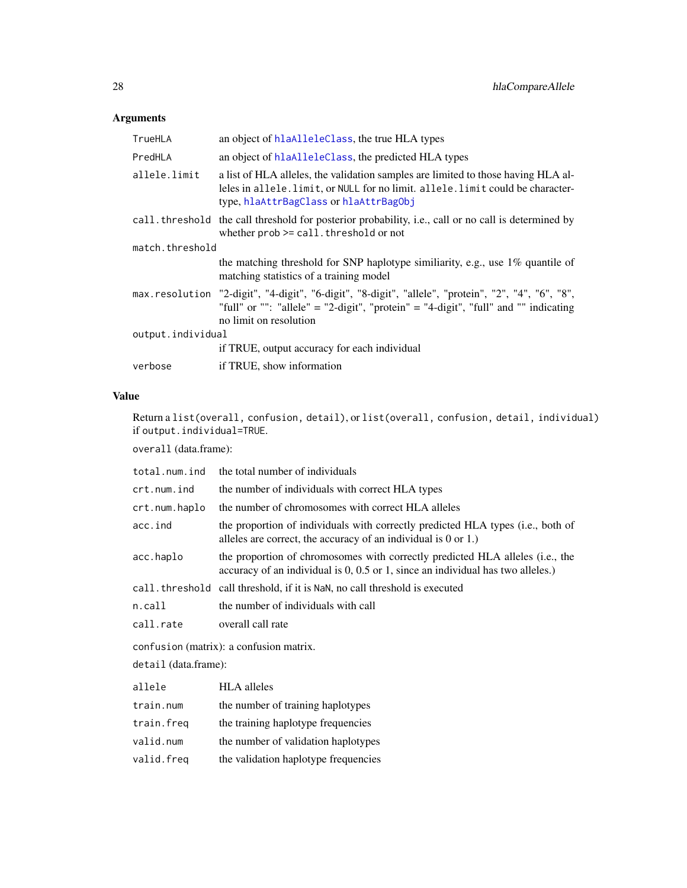## Arguments

| | |
|---|---|
| TrueHLA | an object of hlaAlleleClass, the true HLA types |
| PredHLA | an object of hlaAlleleClass, the predicted HLA types |
| allele.limit | a list of HLA alleles, the validation samples are limited to those having HLA alleles in allele.limit, or NULL for no limit. allele.limit could be character-type, hlaAttrBagClass or hlaAttrBagObj |
| call.threshold | the call threshold for posterior probability, i.e., call or no call is determined by whether prob >= call.threshold or not |
| match.threshold | the matching threshold for SNP haplotype similiarity, e.g., use 1% quantile of matching statistics of a training model |
| max.resolution | "2-digit", "4-digit", "6-digit", "8-digit", "allele", "protein", "2", "4", "6", "8", "full" or "": "allele" = "2-digit", "protein" = "4-digit", "full" and "" indicating no limit on resolution |
| output.individual | if TRUE, output accuracy for each individual |
| verbose | if TRUE, show information |

## Value

Return a list(overall, confusion, detail), or list(overall, confusion, detail, individual) if output.individual=TRUE.

overall (data.frame):

| | |
|---|---|
| total.num.ind | the total number of individuals |
| crt.num.ind | the number of individuals with correct HLA types |
| crt.num.haplo | the number of chromosomes with correct HLA alleles |
| acc.ind | the proportion of individuals with correctly predicted HLA types (i.e., both of alleles are correct, the accuracy of an individual is 0 or 1.) |
| acc.haplo | the proportion of chromosomes with correctly predicted HLA alleles (i.e., the accuracy of an individual is 0, 0.5 or 1, since an individual has two alleles.) |
| call.threshold | call threshold, if it is NaN, no call threshold is executed |
| n.call | the number of individuals with call |
| call.rate | overall call rate |

confusion (matrix): a confusion matrix.

detail (data.frame):

| | |
|---|---|
| allele | HLA alleles |
| train.num | the number of training haplotypes |
| train.freq | the training haplotype frequencies |
| valid.num | the number of validation haplotypes |
| valid.freq | the validation haplotype frequencies |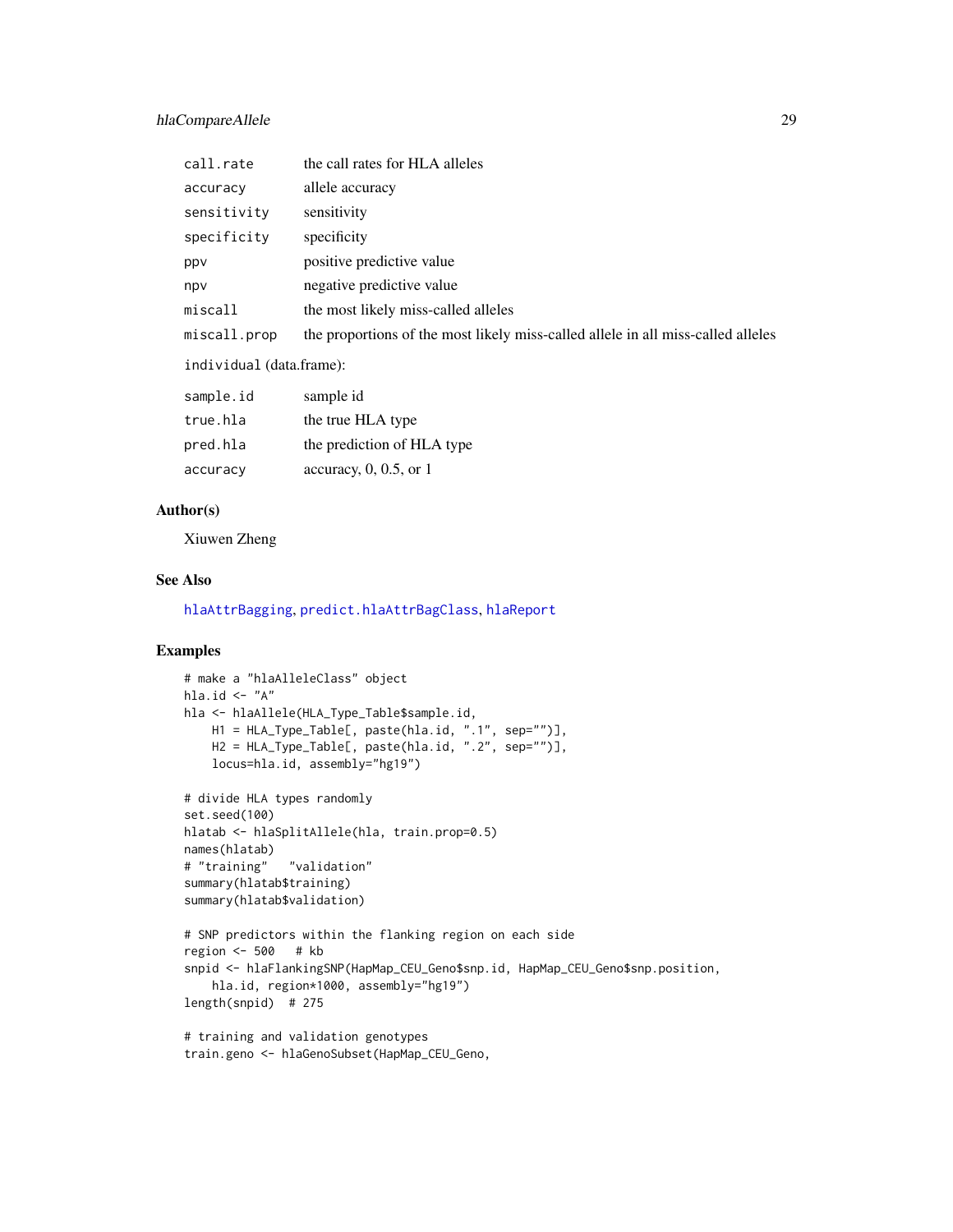| | |
|---|---|
| `call.rate` | the call rates for HLA alleles |
| `accuracy` | allele accuracy |
| `sensitivity` | sensitivity |
| `specificity` | specificity |
| `ppv` | positive predictive value |
| `npv` | negative predictive value |
| `miscall` | the most likely miss-called alleles |
| `miscall.prop` | the proportions of the most likely miss-called allele in all miss-called alleles |

`individual` (data.frame):

| | |
|---|---|
| `sample.id` | sample id |
| `true.hla` | the true HLA type |
| `pred.hla` | the prediction of HLA type |
| `accuracy` | accuracy, 0, 0.5, or 1 |

### Author(s)

Xiuwen Zheng

### See Also

`hlaAttrBagging`, `predict.hlaAttrBagClass`, `hlaReport`

### Examples

```
# make a "hlaAlleleClass" object
hla.id <- "A"
hla <- hlaAllele(HLA_Type_Table$sample.id,
    H1 = HLA_Type_Table[, paste(hla.id, ".1", sep="")],
    H2 = HLA_Type_Table[, paste(hla.id, ".2", sep="")],
    locus=hla.id, assembly="hg19")

# divide HLA types randomly
set.seed(100)
hlatab <- hlaSplitAllele(hla, train.prop=0.5)
names(hlatab)
# "training"   "validation"
summary(hlatab$training)
summary(hlatab$validation)

# SNP predictors within the flanking region on each side
region <- 500   # kb
snpid <- hlaFlankingSNP(HapMap_CEU_Geno$snp.id, HapMap_CEU_Geno$snp.position,
    hla.id, region*1000, assembly="hg19")
length(snpid)  # 275

# training and validation genotypes
train.geno <- hlaGenoSubset(HapMap_CEU_Geno,
```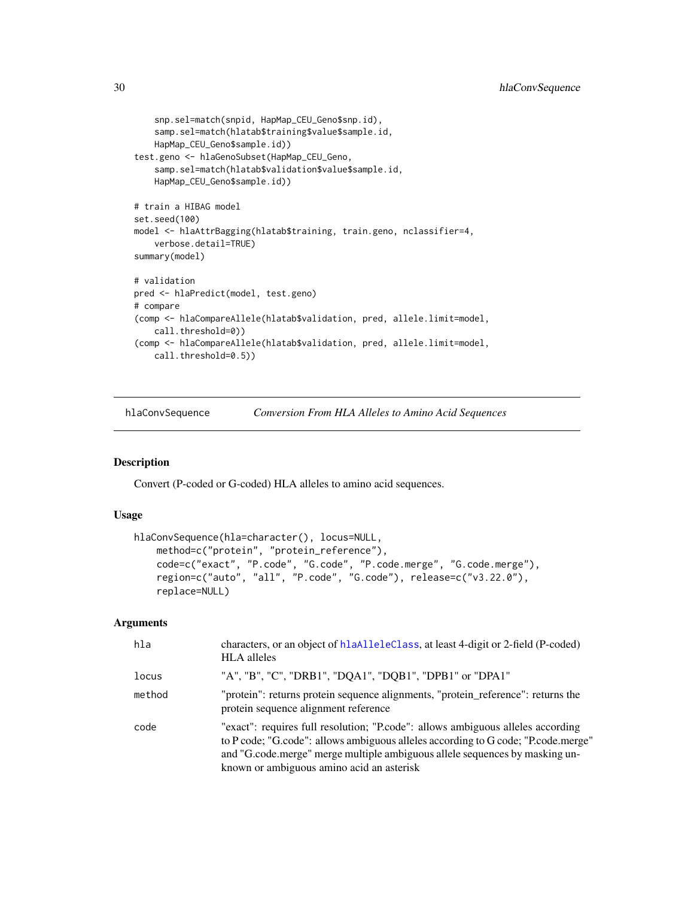```
    snp.sel=match(snpid, HapMap_CEU_Geno$snp.id),
    samp.sel=match(hlatab$training$value$sample.id,
    HapMap_CEU_Geno$sample.id))
test.geno <- hlaGenoSubset(HapMap_CEU_Geno,
    samp.sel=match(hlatab$validation$value$sample.id,
    HapMap_CEU_Geno$sample.id))

# train a HIBAG model
set.seed(100)
model <- hlaAttrBagging(hlatab$training, train.geno, nclassifier=4,
    verbose.detail=TRUE)
summary(model)

# validation
pred <- hlaPredict(model, test.geno)
# compare
(comp <- hlaCompareAllele(hlatab$validation, pred, allele.limit=model,
    call.threshold=0))
(comp <- hlaCompareAllele(hlatab$validation, pred, allele.limit=model,
    call.threshold=0.5))
```

---

## hlaConvSequence — *Conversion From HLA Alleles to Amino Acid Sequences*

---

### Description

Convert (P-coded or G-coded) HLA alleles to amino acid sequences.

### Usage

```
hlaConvSequence(hla=character(), locus=NULL,
    method=c("protein", "protein_reference"),
    code=c("exact", "P.code", "G.code", "P.code.merge", "G.code.merge"),
    region=c("auto", "all", "P.code", "G.code"), release=c("v3.22.0"),
    replace=NULL)
```

### Arguments

| | |
|---|---|
| `hla` | characters, or an object of `hlaAlleleClass`, at least 4-digit or 2-field (P-coded) HLA alleles |
| `locus` | "A", "B", "C", "DRB1", "DQA1", "DQB1", "DPB1" or "DPA1" |
| `method` | "protein": returns protein sequence alignments, "protein_reference": returns the protein sequence alignment reference |
| `code` | "exact": requires full resolution; "P.code": allows ambiguous alleles according to P code; "G.code": allows ambiguous alleles according to G code; "P.code.merge" and "G.code.merge" merge multiple ambiguous allele sequences by masking unknown or ambiguous amino acid an asterisk |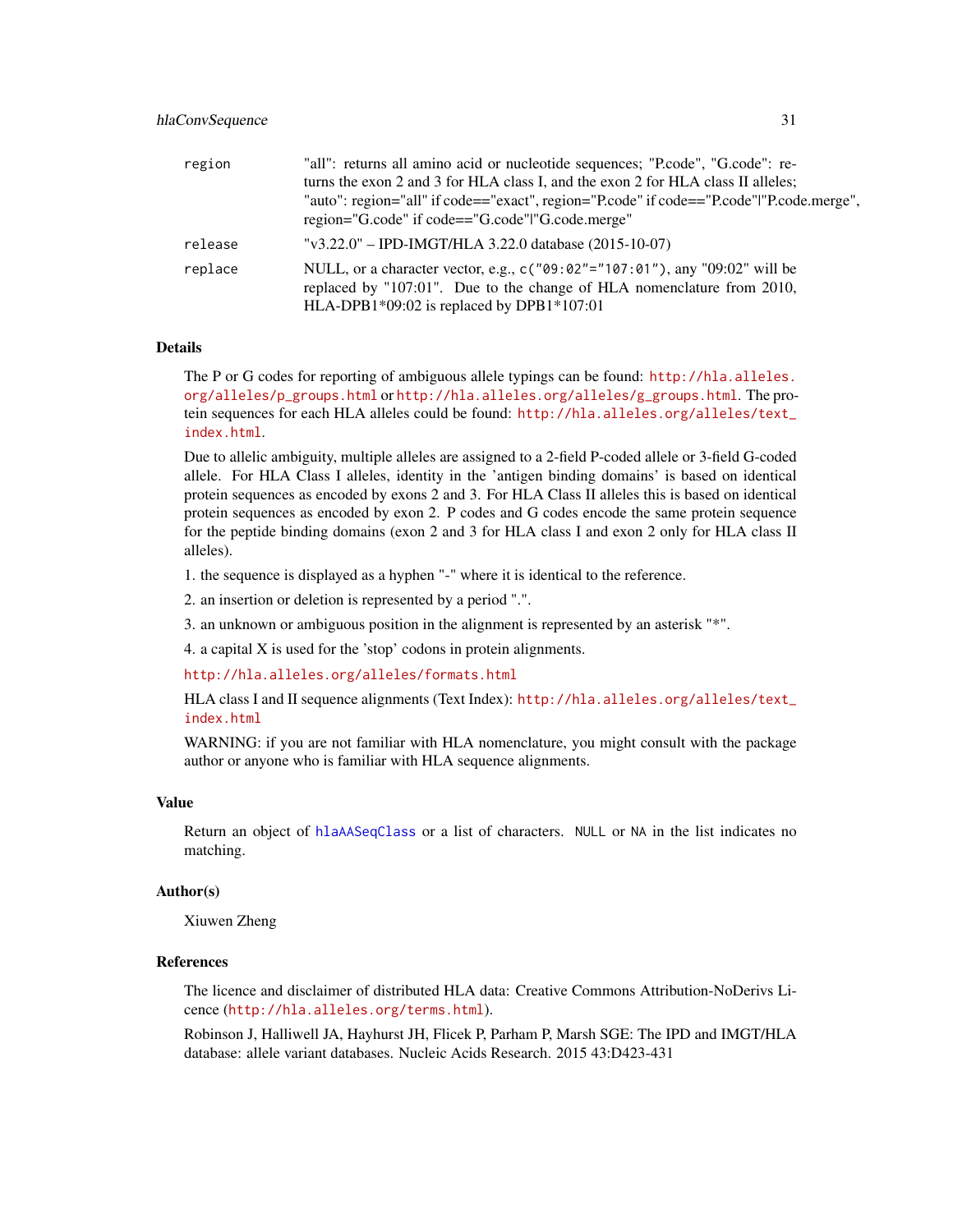| | |
|---|---|
| region | "all": returns all amino acid or nucleotide sequences; "P.code", "G.code": returns the exon 2 and 3 for HLA class I, and the exon 2 for HLA class II alleles; "auto": region="all" if code=="exact", region="P.code" if code=="P.code"\|"P.code.merge", region="G.code" if code=="G.code"\|"G.code.merge" |
| release | "v3.22.0" – IPD-IMGT/HLA 3.22.0 database (2015-10-07) |
| replace | NULL, or a character vector, e.g., `c("09:02"="107:01")`, any "09:02" will be replaced by "107:01". Due to the change of HLA nomenclature from 2010, HLA-DPB1*09:02 is replaced by DPB1*107:01 |

### Details

The P or G codes for reporting of ambiguous allele typings can be found: http://hla.alleles.org/alleles/p_groups.html or http://hla.alleles.org/alleles/g_groups.html. The protein sequences for each HLA alleles could be found: http://hla.alleles.org/alleles/text_index.html.

Due to allelic ambiguity, multiple alleles are assigned to a 2-field P-coded allele or 3-field G-coded allele. For HLA Class I alleles, identity in the 'antigen binding domains' is based on identical protein sequences as encoded by exons 2 and 3. For HLA Class II alleles this is based on identical protein sequences as encoded by exon 2. P codes and G codes encode the same protein sequence for the peptide binding domains (exon 2 and 3 for HLA class I and exon 2 only for HLA class II alleles).

1. the sequence is displayed as a hyphen "-" where it is identical to the reference.
2. an insertion or deletion is represented by a period ".".
3. an unknown or ambiguous position in the alignment is represented by an asterisk "*".
4. a capital X is used for the 'stop' codons in protein alignments.

http://hla.alleles.org/alleles/formats.html

HLA class I and II sequence alignments (Text Index): http://hla.alleles.org/alleles/text_index.html

WARNING: if you are not familiar with HLA nomenclature, you might consult with the package author or anyone who is familiar with HLA sequence alignments.

### Value

Return an object of `hlaAASeqClass` or a list of characters. `NULL` or `NA` in the list indicates no matching.

### Author(s)

Xiuwen Zheng

### References

The licence and disclaimer of distributed HLA data: Creative Commons Attribution-NoDerivs Licence (http://hla.alleles.org/terms.html).

Robinson J, Halliwell JA, Hayhurst JH, Flicek P, Parham P, Marsh SGE: The IPD and IMGT/HLA database: allele variant databases. Nucleic Acids Research. 2015 43:D423-431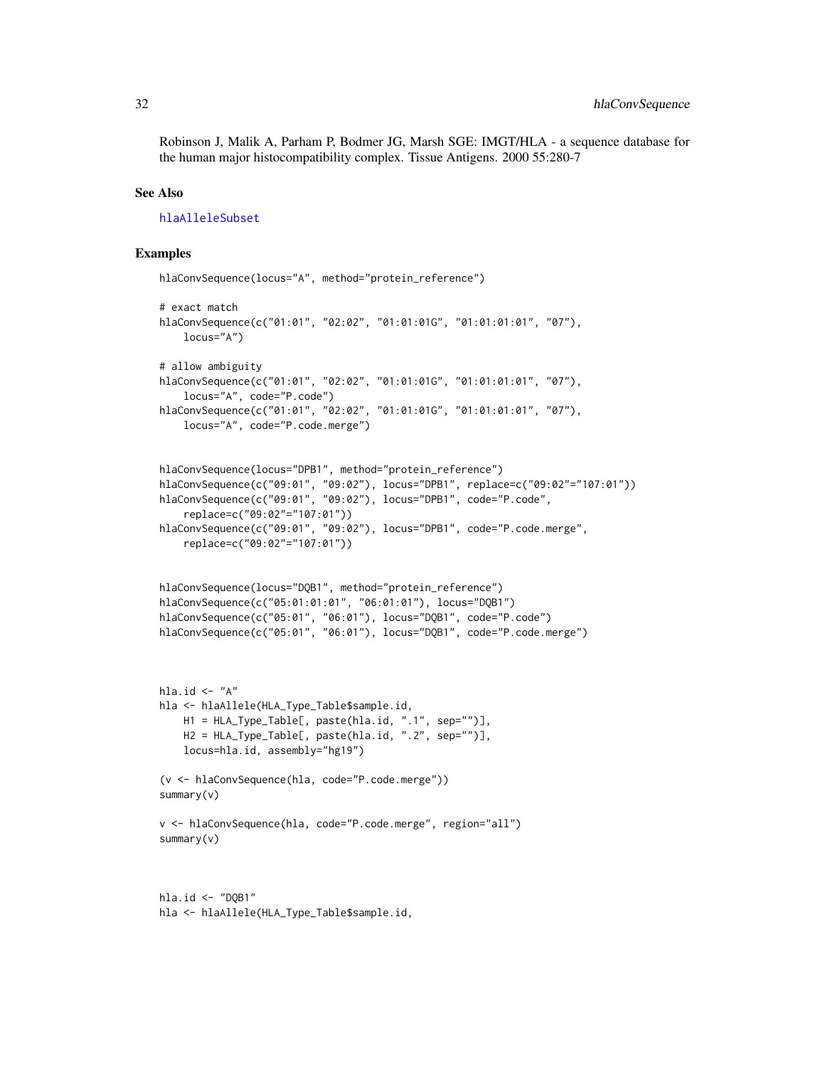Robinson J, Malik A, Parham P, Bodmer JG, Marsh SGE: IMGT/HLA - a sequence database for the human major histocompatibility complex. Tissue Antigens. 2000 55:280-7

## See Also

hlaAlleleSubset

## Examples

```
hlaConvSequence(locus="A", method="protein_reference")

# exact match
hlaConvSequence(c("01:01", "02:02", "01:01:01G", "01:01:01:01", "07"),
    locus="A")

# allow ambiguity
hlaConvSequence(c("01:01", "02:02", "01:01:01G", "01:01:01:01", "07"),
    locus="A", code="P.code")
hlaConvSequence(c("01:01", "02:02", "01:01:01G", "01:01:01:01", "07"),
    locus="A", code="P.code.merge")


hlaConvSequence(locus="DPB1", method="protein_reference")
hlaConvSequence(c("09:01", "09:02"), locus="DPB1", replace=c("09:02"="107:01"))
hlaConvSequence(c("09:01", "09:02"), locus="DPB1", code="P.code",
    replace=c("09:02"="107:01"))
hlaConvSequence(c("09:01", "09:02"), locus="DPB1", code="P.code.merge",
    replace=c("09:02"="107:01"))


hlaConvSequence(locus="DQB1", method="protein_reference")
hlaConvSequence(c("05:01:01:01", "06:01:01"), locus="DQB1")
hlaConvSequence(c("05:01", "06:01"), locus="DQB1", code="P.code")
hlaConvSequence(c("05:01", "06:01"), locus="DQB1", code="P.code.merge")



hla.id <- "A"
hla <- hlaAllele(HLA_Type_Table$sample.id,
    H1 = HLA_Type_Table[, paste(hla.id, ".1", sep="")],
    H2 = HLA_Type_Table[, paste(hla.id, ".2", sep="")],
    locus=hla.id, assembly="hg19")

(v <- hlaConvSequence(hla, code="P.code.merge"))
summary(v)

v <- hlaConvSequence(hla, code="P.code.merge", region="all")
summary(v)



hla.id <- "DQB1"
hla <- hlaAllele(HLA_Type_Table$sample.id,
```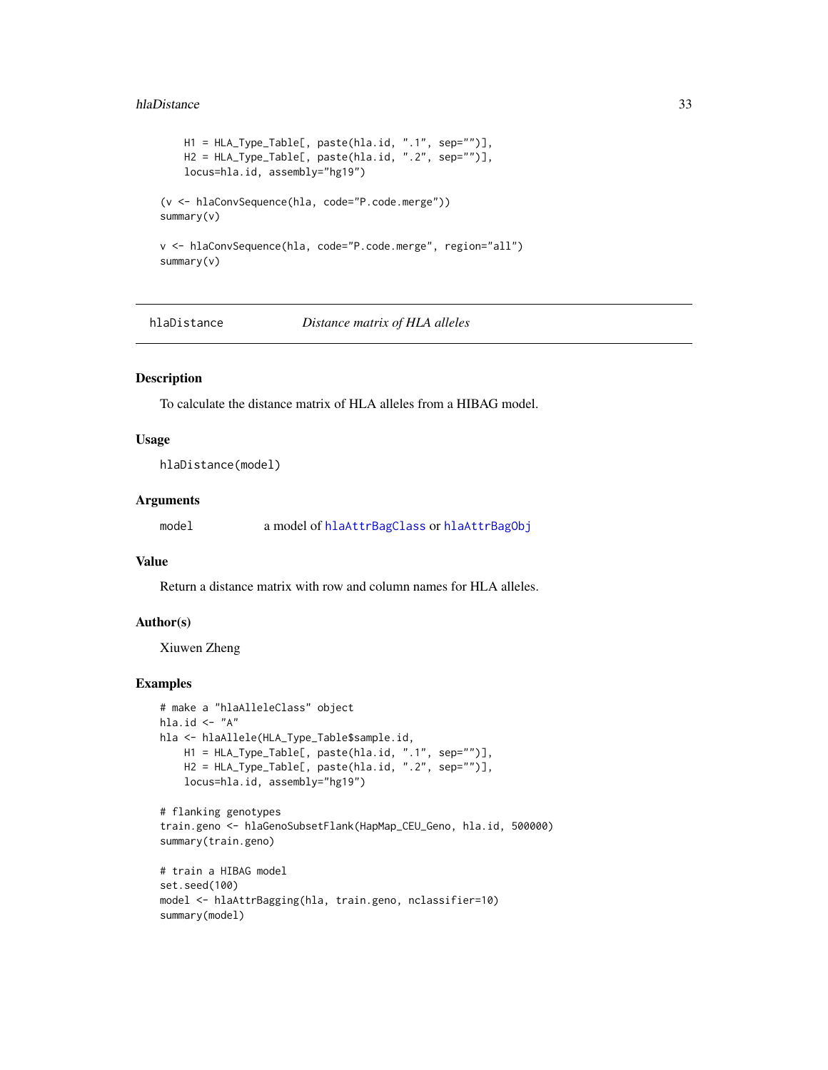```
    H1 = HLA_Type_Table[, paste(hla.id, ".1", sep="")],
    H2 = HLA_Type_Table[, paste(hla.id, ".2", sep="")],
    locus=hla.id, assembly="hg19")

(v <- hlaConvSequence(hla, code="P.code.merge"))
summary(v)

v <- hlaConvSequence(hla, code="P.code.merge", region="all")
summary(v)
```

## hlaDistance — *Distance matrix of HLA alleles*

### Description

To calculate the distance matrix of HLA alleles from a HIBAG model.

### Usage

```
hlaDistance(model)
```

### Arguments

| | |
|---|---|
| model | a model of hlaAttrBagClass or hlaAttrBagObj |

### Value

Return a distance matrix with row and column names for HLA alleles.

### Author(s)

Xiuwen Zheng

### Examples

```
# make a "hlaAlleleClass" object
hla.id <- "A"
hla <- hlaAllele(HLA_Type_Table$sample.id,
    H1 = HLA_Type_Table[, paste(hla.id, ".1", sep="")],
    H2 = HLA_Type_Table[, paste(hla.id, ".2", sep="")],
    locus=hla.id, assembly="hg19")

# flanking genotypes
train.geno <- hlaGenoSubsetFlank(HapMap_CEU_Geno, hla.id, 500000)
summary(train.geno)

# train a HIBAG model
set.seed(100)
model <- hlaAttrBagging(hla, train.geno, nclassifier=10)
summary(model)
```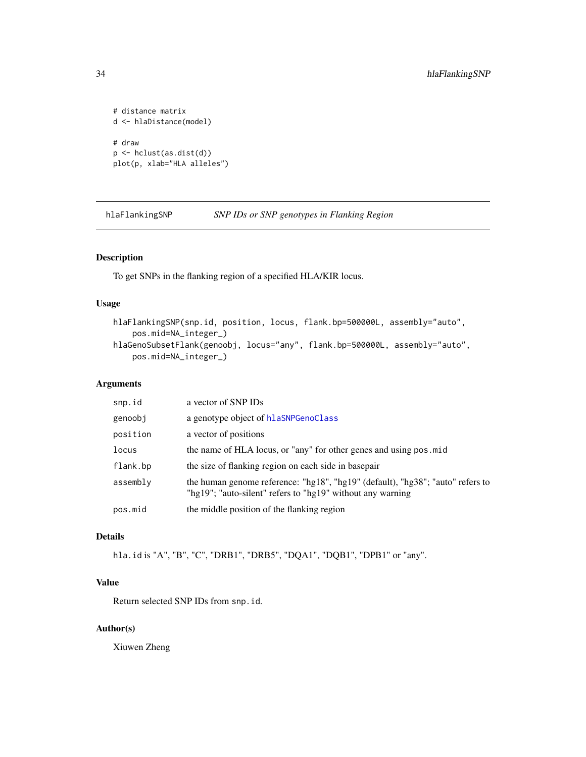```
# distance matrix
d <- hlaDistance(model)

# draw
p <- hclust(as.dist(d))
plot(p, xlab="HLA alleles")
```

## hlaFlankingSNP *SNP IDs or SNP genotypes in Flanking Region*

### Description

To get SNPs in the flanking region of a specified HLA/KIR locus.

### Usage

```
hlaFlankingSNP(snp.id, position, locus, flank.bp=500000L, assembly="auto",
    pos.mid=NA_integer_)
hlaGenoSubsetFlank(genoobj, locus="any", flank.bp=500000L, assembly="auto",
    pos.mid=NA_integer_)
```

### Arguments

| | |
|---|---|
| `snp.id` | a vector of SNP IDs |
| `genoobj` | a genotype object of `hlaSNPGenoClass` |
| `position` | a vector of positions |
| `locus` | the name of HLA locus, or "any" for other genes and using `pos.mid` |
| `flank.bp` | the size of flanking region on each side in basepair |
| `assembly` | the human genome reference: "hg18", "hg19" (default), "hg38"; "auto" refers to "hg19"; "auto-silent" refers to "hg19" without any warning |
| `pos.mid` | the middle position of the flanking region |

### Details

`hla.id` is "A", "B", "C", "DRB1", "DRB5", "DQA1", "DQB1", "DPB1" or "any".

### Value

Return selected SNP IDs from `snp.id`.

### Author(s)

Xiuwen Zheng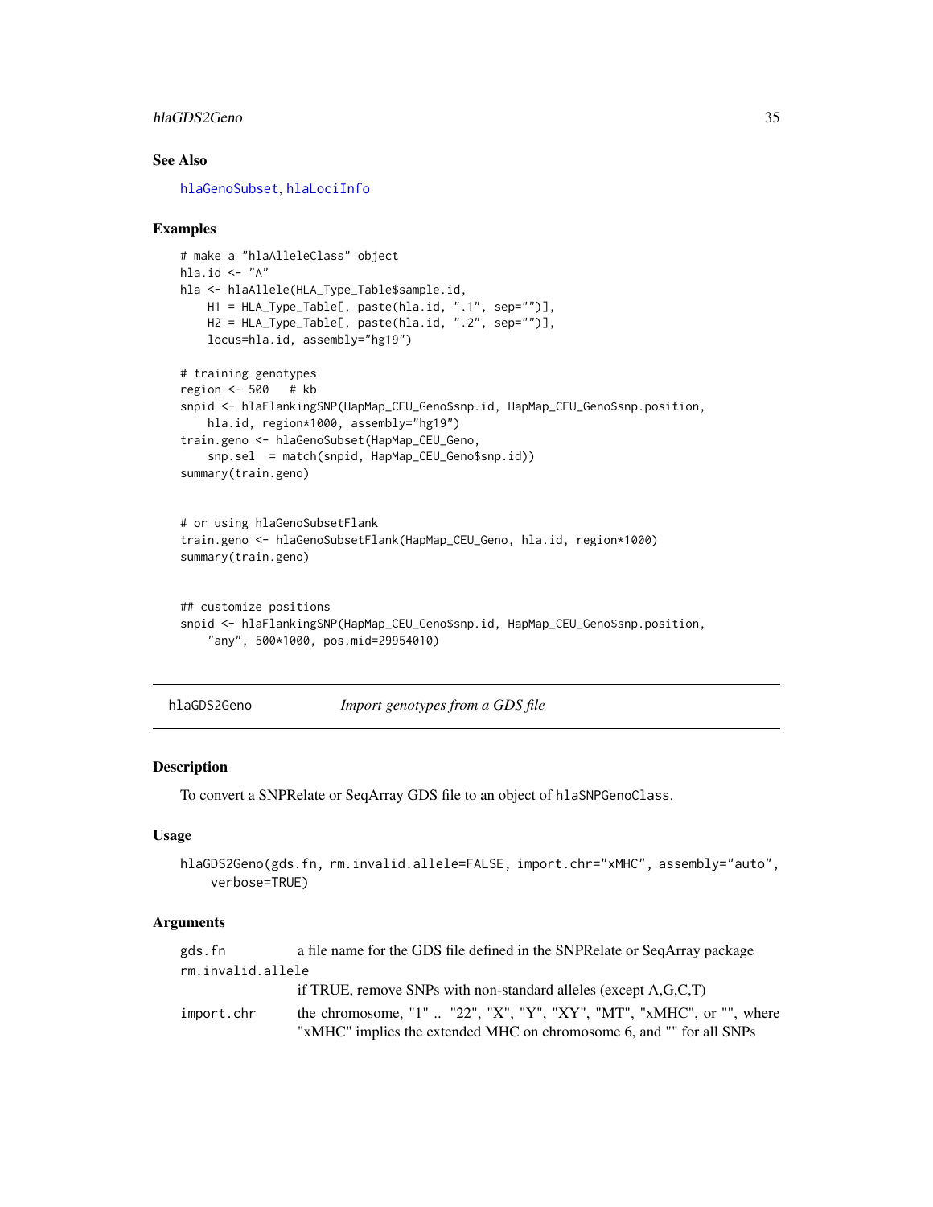### See Also

hlaGenoSubset, hlaLociInfo

### Examples

```
# make a "hlaAlleleClass" object
hla.id <- "A"
hla <- hlaAllele(HLA_Type_Table$sample.id,
    H1 = HLA_Type_Table[, paste(hla.id, ".1", sep="")],
    H2 = HLA_Type_Table[, paste(hla.id, ".2", sep="")],
    locus=hla.id, assembly="hg19")

# training genotypes
region <- 500   # kb
snpid <- hlaFlankingSNP(HapMap_CEU_Geno$snp.id, HapMap_CEU_Geno$snp.position,
    hla.id, region*1000, assembly="hg19")
train.geno <- hlaGenoSubset(HapMap_CEU_Geno,
    snp.sel  = match(snpid, HapMap_CEU_Geno$snp.id))
summary(train.geno)


# or using hlaGenoSubsetFlank
train.geno <- hlaGenoSubsetFlank(HapMap_CEU_Geno, hla.id, region*1000)
summary(train.geno)


## customize positions
snpid <- hlaFlankingSNP(HapMap_CEU_Geno$snp.id, HapMap_CEU_Geno$snp.position,
    "any", 500*1000, pos.mid=29954010)
```

---

## hlaGDS2Geno — *Import genotypes from a GDS file*

### Description

To convert a SNPRelate or SeqArray GDS file to an object of `hlaSNPGenoClass`.

### Usage

```
hlaGDS2Geno(gds.fn, rm.invalid.allele=FALSE, import.chr="xMHC", assembly="auto",
    verbose=TRUE)
```

### Arguments

- `gds.fn` — a file name for the GDS file defined in the SNPRelate or SeqArray package
- `rm.invalid.allele` — if TRUE, remove SNPs with non-standard alleles (except A,G,C,T)
- `import.chr` — the chromosome, "1" .. "22", "X", "Y", "XY", "MT", "xMHC", or "", where "xMHC" implies the extended MHC on chromosome 6, and "" for all SNPs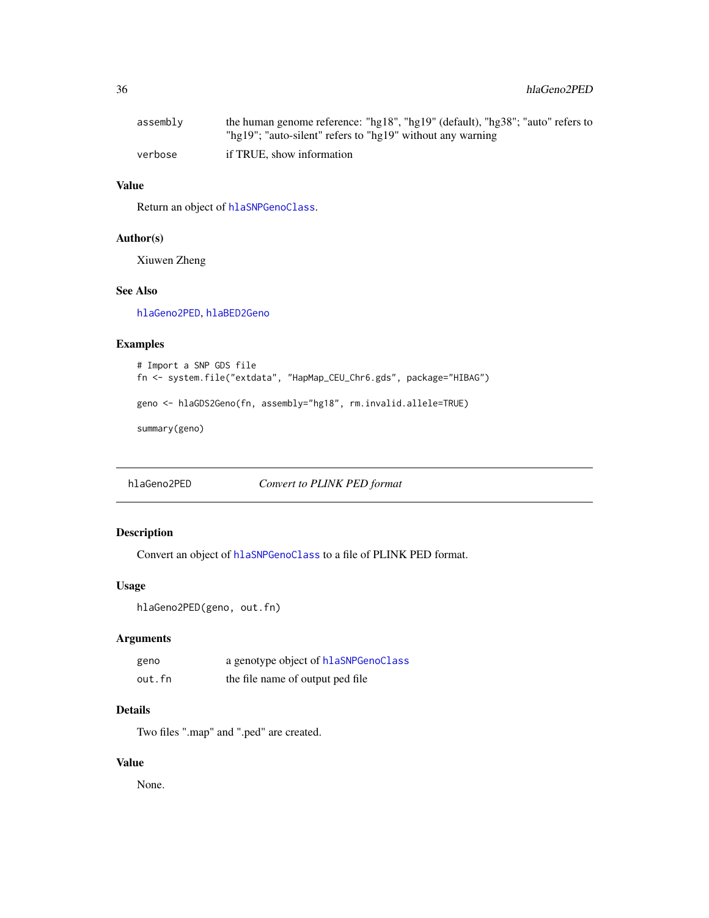| | |
|---|---|
| assembly | the human genome reference: "hg18", "hg19" (default), "hg38"; "auto" refers to "hg19"; "auto-silent" refers to "hg19" without any warning |
| verbose | if TRUE, show information |

### Value

Return an object of hlaSNPGenoClass.

### Author(s)

Xiuwen Zheng

### See Also

hlaGeno2PED, hlaBED2Geno

### Examples

```
# Import a SNP GDS file
fn <- system.file("extdata", "HapMap_CEU_Chr6.gds", package="HIBAG")

geno <- hlaGDS2Geno(fn, assembly="hg18", rm.invalid.allele=TRUE)

summary(geno)
```

---

## hlaGeno2PED — *Convert to PLINK PED format*

---

### Description

Convert an object of hlaSNPGenoClass to a file of PLINK PED format.

### Usage

```
hlaGeno2PED(geno, out.fn)
```

### Arguments

| | |
|---|---|
| geno | a genotype object of hlaSNPGenoClass |
| out.fn | the file name of output ped file |

### Details

Two files ".map" and ".ped" are created.

### Value

None.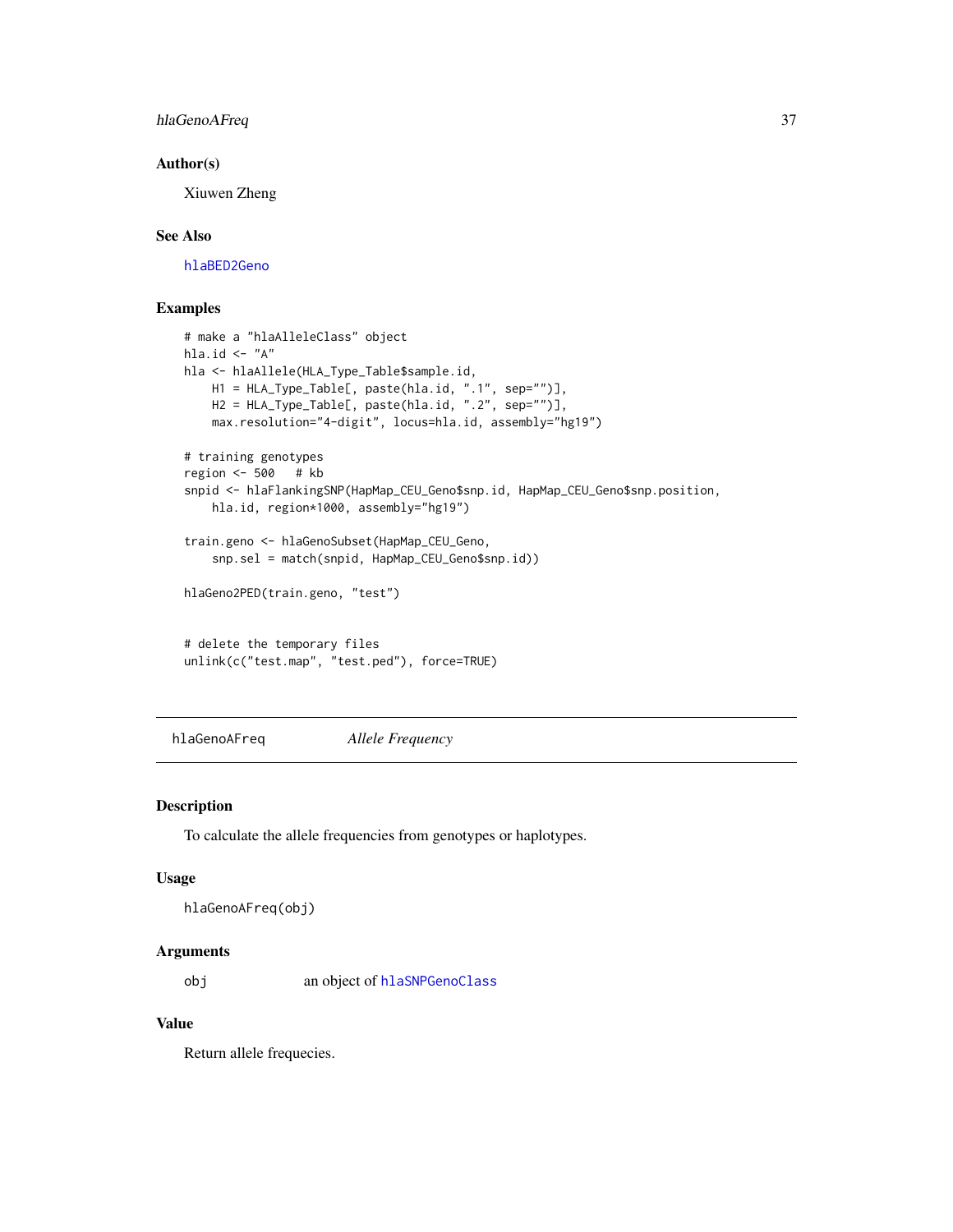### Author(s)

Xiuwen Zheng

### See Also

hlaBED2Geno

### Examples

```
# make a "hlaAlleleClass" object
hla.id <- "A"
hla <- hlaAllele(HLA_Type_Table$sample.id,
    H1 = HLA_Type_Table[, paste(hla.id, ".1", sep="")],
    H2 = HLA_Type_Table[, paste(hla.id, ".2", sep="")],
    max.resolution="4-digit", locus=hla.id, assembly="hg19")

# training genotypes
region <- 500   # kb
snpid <- hlaFlankingSNP(HapMap_CEU_Geno$snp.id, HapMap_CEU_Geno$snp.position,
    hla.id, region*1000, assembly="hg19")

train.geno <- hlaGenoSubset(HapMap_CEU_Geno,
    snp.sel = match(snpid, HapMap_CEU_Geno$snp.id))

hlaGeno2PED(train.geno, "test")


# delete the temporary files
unlink(c("test.map", "test.ped"), force=TRUE)
```

---

## hlaGenoAFreq — *Allele Frequency*

### Description

To calculate the allele frequencies from genotypes or haplotypes.

### Usage

```
hlaGenoAFreq(obj)
```

### Arguments

| | |
|---|---|
| obj | an object of hlaSNPGenoClass |

### Value

Return allele frequecies.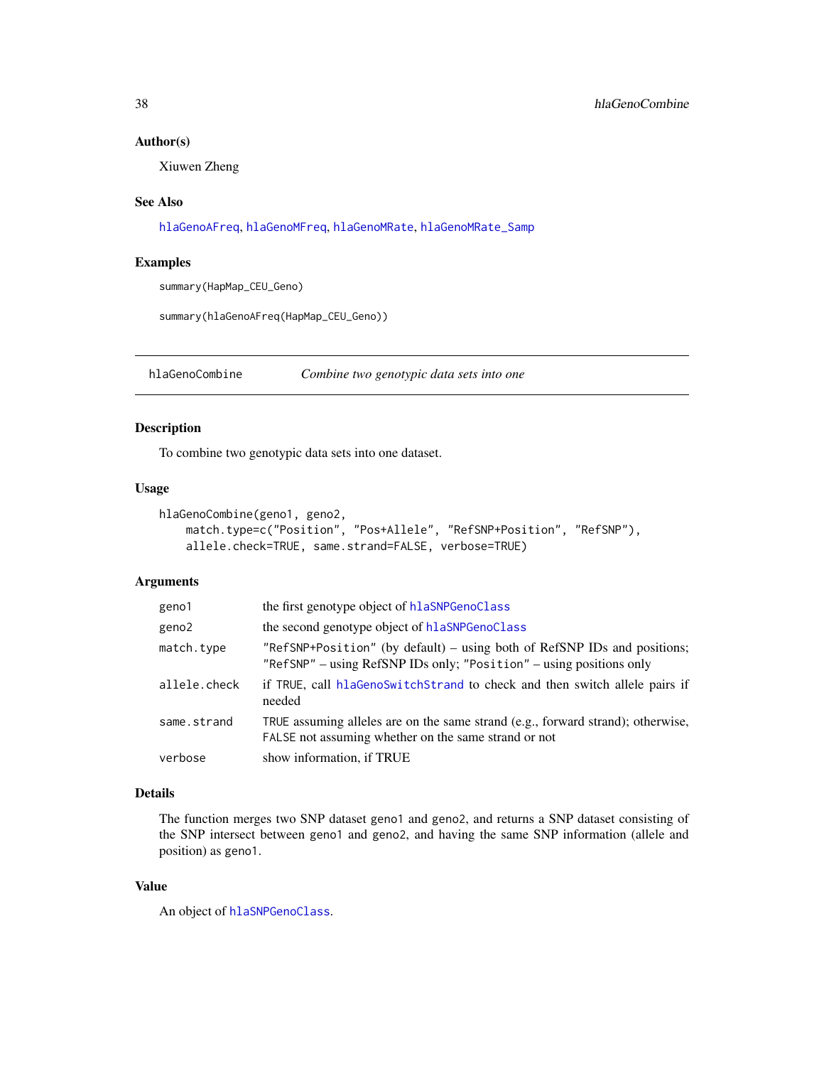## Author(s)

Xiuwen Zheng

## See Also

hlaGenoAFreq, hlaGenoMFreq, hlaGenoMRate, hlaGenoMRate_Samp

## Examples

```
summary(HapMap_CEU_Geno)

summary(hlaGenoAFreq(HapMap_CEU_Geno))
```

---

# hlaGenoCombine — *Combine two genotypic data sets into one*

## Description

To combine two genotypic data sets into one dataset.

## Usage

```
hlaGenoCombine(geno1, geno2,
    match.type=c("Position", "Pos+Allele", "RefSNP+Position", "RefSNP"),
    allele.check=TRUE, same.strand=FALSE, verbose=TRUE)
```

## Arguments

| | |
|---|---|
| geno1 | the first genotype object of hlaSNPGenoClass |
| geno2 | the second genotype object of hlaSNPGenoClass |
| match.type | "RefSNP+Position" (by default) – using both of RefSNP IDs and positions; "RefSNP" – using RefSNP IDs only; "Position" – using positions only |
| allele.check | if TRUE, call hlaGenoSwitchStrand to check and then switch allele pairs if needed |
| same.strand | TRUE assuming alleles are on the same strand (e.g., forward strand); otherwise, FALSE not assuming whether on the same strand or not |
| verbose | show information, if TRUE |

## Details

The function merges two SNP dataset geno1 and geno2, and returns a SNP dataset consisting of the SNP intersect between geno1 and geno2, and having the same SNP information (allele and position) as geno1.

## Value

An object of hlaSNPGenoClass.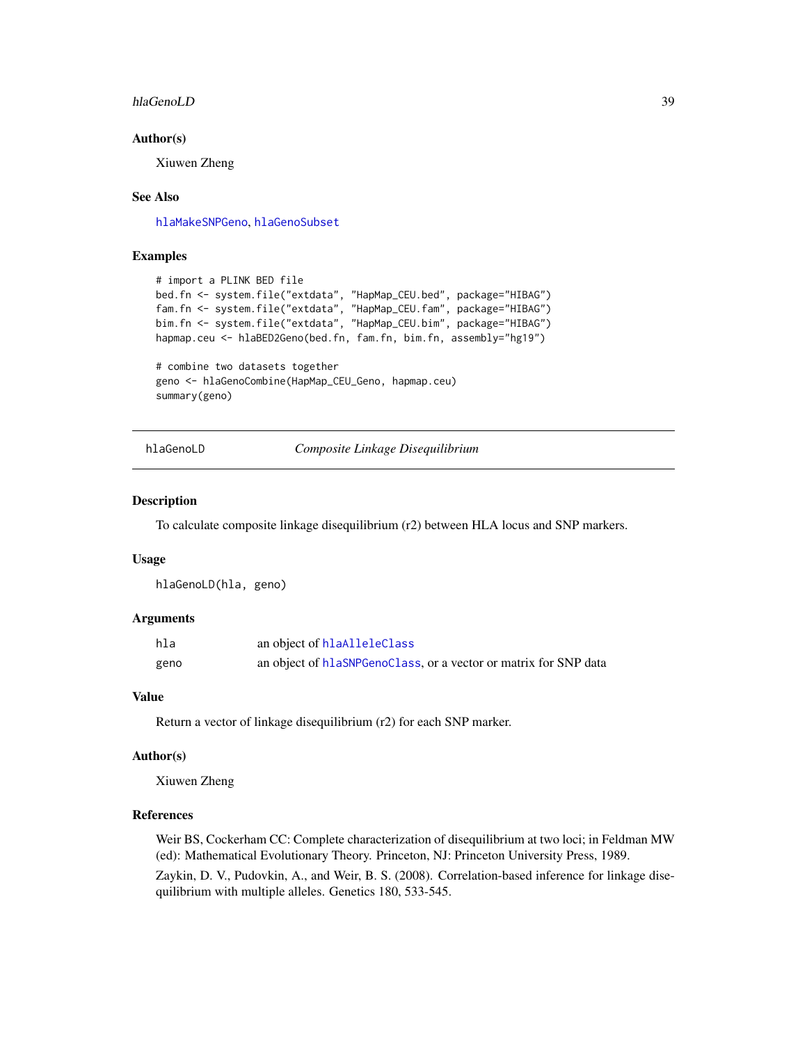### Author(s)

Xiuwen Zheng

### See Also

hlaMakeSNPGeno, hlaGenoSubset

### Examples

```
# import a PLINK BED file
bed.fn <- system.file("extdata", "HapMap_CEU.bed", package="HIBAG")
fam.fn <- system.file("extdata", "HapMap_CEU.fam", package="HIBAG")
bim.fn <- system.file("extdata", "HapMap_CEU.bim", package="HIBAG")
hapmap.ceu <- hlaBED2Geno(bed.fn, fam.fn, bim.fn, assembly="hg19")

# combine two datasets together
geno <- hlaGenoCombine(HapMap_CEU_Geno, hapmap.ceu)
summary(geno)
```

---

## hlaGenoLD *Composite Linkage Disequilibrium*

### Description

To calculate composite linkage disequilibrium (r2) between HLA locus and SNP markers.

### Usage

```
hlaGenoLD(hla, geno)
```

### Arguments

| | |
|---|---|
| hla | an object of hlaAlleleClass |
| geno | an object of hlaSNPGenoClass, or a vector or matrix for SNP data |

### Value

Return a vector of linkage disequilibrium (r2) for each SNP marker.

### Author(s)

Xiuwen Zheng

### References

Weir BS, Cockerham CC: Complete characterization of disequilibrium at two loci; in Feldman MW (ed): Mathematical Evolutionary Theory. Princeton, NJ: Princeton University Press, 1989.

Zaykin, D. V., Pudovkin, A., and Weir, B. S. (2008). Correlation-based inference for linkage disequilibrium with multiple alleles. Genetics 180, 533-545.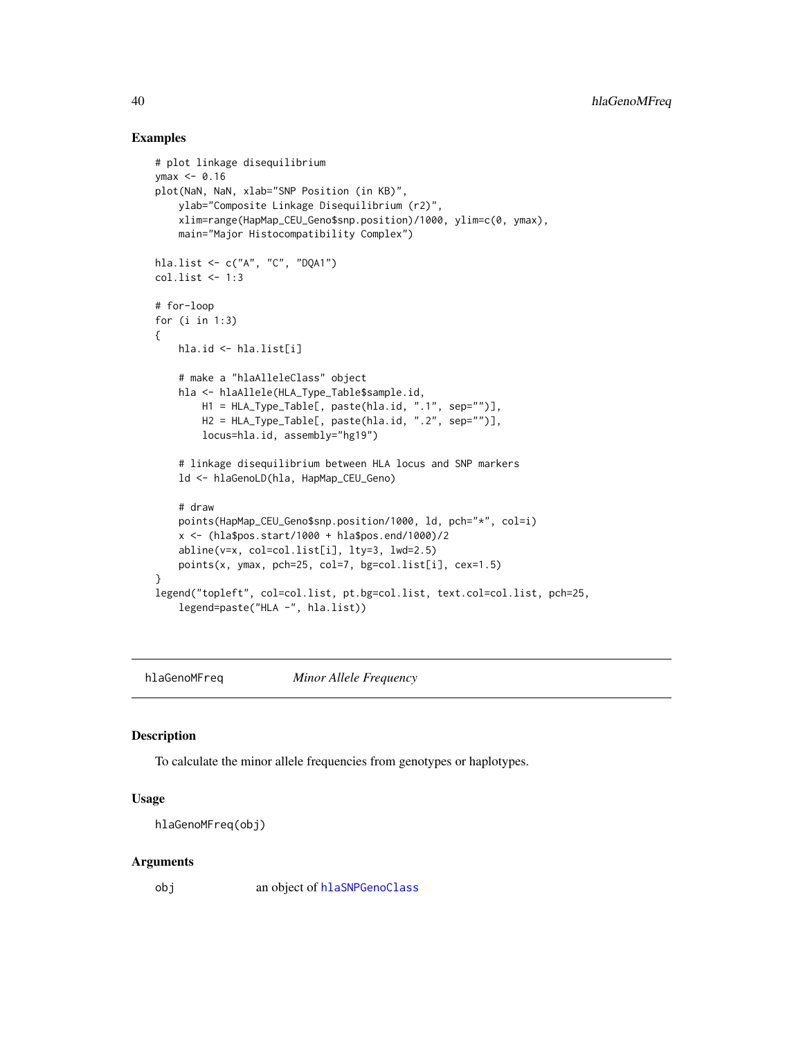## Examples

```
# plot linkage disequilibrium
ymax <- 0.16
plot(NaN, NaN, xlab="SNP Position (in KB)",
    ylab="Composite Linkage Disequilibrium (r2)",
    xlim=range(HapMap_CEU_Geno$snp.position)/1000, ylim=c(0, ymax),
    main="Major Histocompatibility Complex")

hla.list <- c("A", "C", "DQA1")
col.list <- 1:3

# for-loop
for (i in 1:3)
{
    hla.id <- hla.list[i]

    # make a "hlaAlleleClass" object
    hla <- hlaAllele(HLA_Type_Table$sample.id,
        H1 = HLA_Type_Table[, paste(hla.id, ".1", sep="")],
        H2 = HLA_Type_Table[, paste(hla.id, ".2", sep="")],
        locus=hla.id, assembly="hg19")

    # linkage disequilibrium between HLA locus and SNP markers
    ld <- hlaGenoLD(hla, HapMap_CEU_Geno)

    # draw
    points(HapMap_CEU_Geno$snp.position/1000, ld, pch="*", col=i)
    x <- (hla$pos.start/1000 + hla$pos.end/1000)/2
    abline(v=x, col=col.list[i], lty=3, lwd=2.5)
    points(x, ymax, pch=25, col=7, bg=col.list[i], cex=1.5)
}
legend("topleft", col=col.list, pt.bg=col.list, text.col=col.list, pch=25,
    legend=paste("HLA -", hla.list))
```

---

`hlaGenoMFreq` *Minor Allele Frequency*

---

## Description

To calculate the minor allele frequencies from genotypes or haplotypes.

## Usage

```
hlaGenoMFreq(obj)
```

## Arguments

| | |
|---|---|
| obj | an object of `hlaSNPGenoClass` |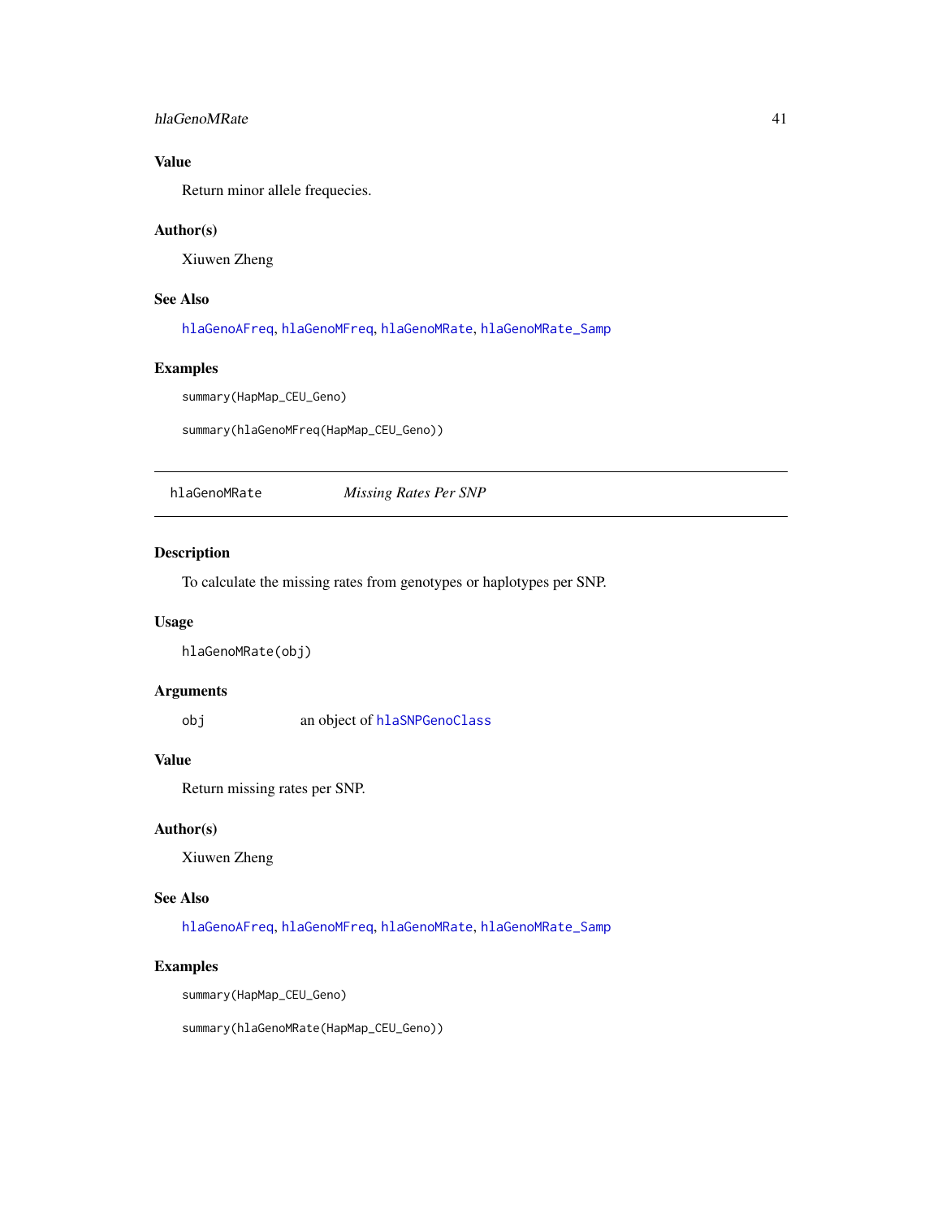### Value

Return minor allele frequecies.

### Author(s)

Xiuwen Zheng

### See Also

hlaGenoAFreq, hlaGenoMFreq, hlaGenoMRate, hlaGenoMRate_Samp

### Examples

```
summary(HapMap_CEU_Geno)

summary(hlaGenoMFreq(HapMap_CEU_Geno))
```

---

## hlaGenoMRate — *Missing Rates Per SNP*

---

### Description

To calculate the missing rates from genotypes or haplotypes per SNP.

### Usage

```
hlaGenoMRate(obj)
```

### Arguments

| | |
|---|---|
| obj | an object of hlaSNPGenoClass |

### Value

Return missing rates per SNP.

### Author(s)

Xiuwen Zheng

### See Also

hlaGenoAFreq, hlaGenoMFreq, hlaGenoMRate, hlaGenoMRate_Samp

### Examples

```
summary(HapMap_CEU_Geno)

summary(hlaGenoMRate(HapMap_CEU_Geno))
```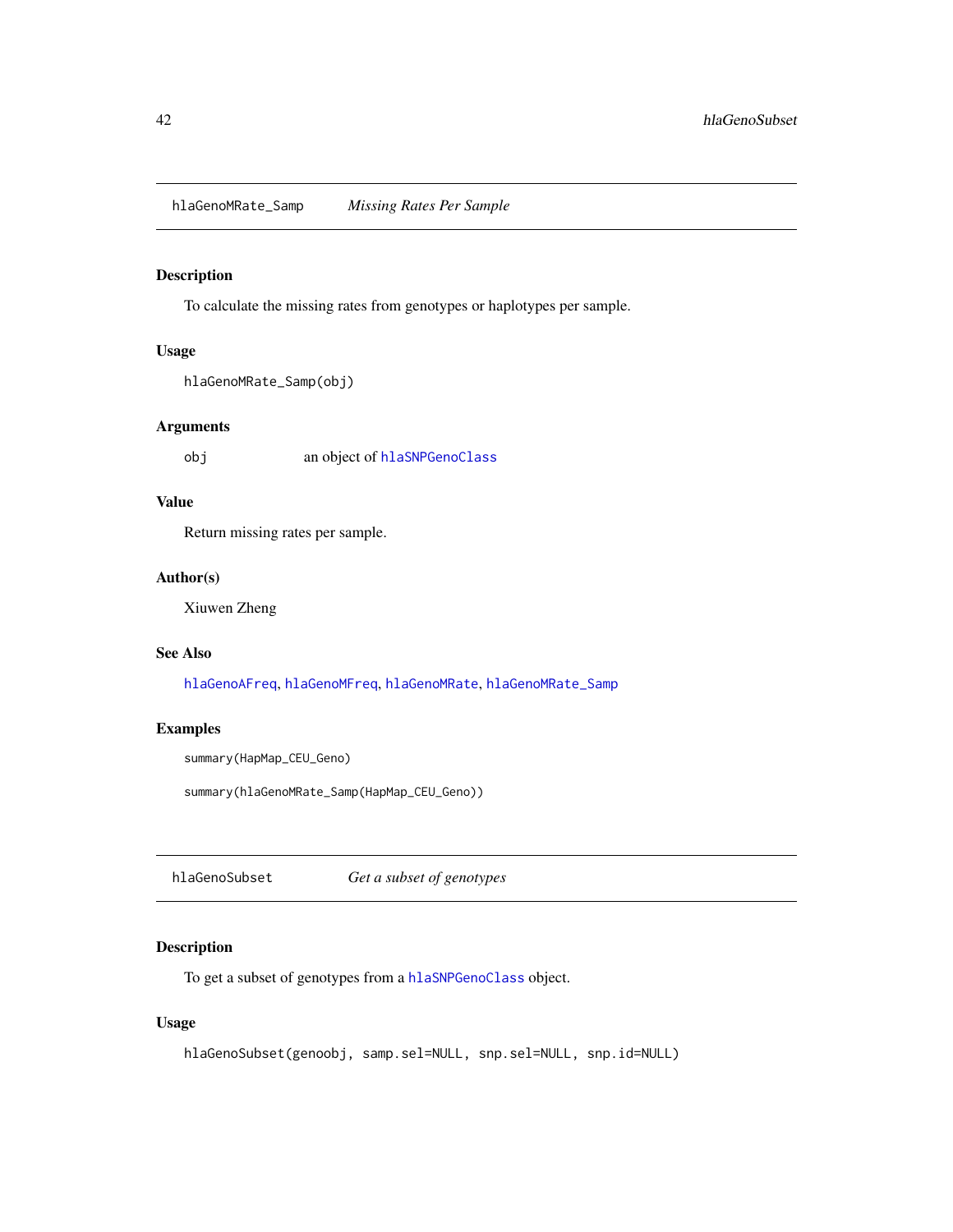## hlaGenoMRate_Samp *Missing Rates Per Sample*

### Description

To calculate the missing rates from genotypes or haplotypes per sample.

### Usage

```
hlaGenoMRate_Samp(obj)
```

### Arguments

| | |
|---|---|
| obj | an object of hlaSNPGenoClass |

### Value

Return missing rates per sample.

### Author(s)

Xiuwen Zheng

### See Also

hlaGenoAFreq, hlaGenoMFreq, hlaGenoMRate, hlaGenoMRate_Samp

### Examples

```
summary(HapMap_CEU_Geno)

summary(hlaGenoMRate_Samp(HapMap_CEU_Geno))
```

## hlaGenoSubset *Get a subset of genotypes*

### Description

To get a subset of genotypes from a hlaSNPGenoClass object.

### Usage

```
hlaGenoSubset(genoobj, samp.sel=NULL, snp.sel=NULL, snp.id=NULL)
```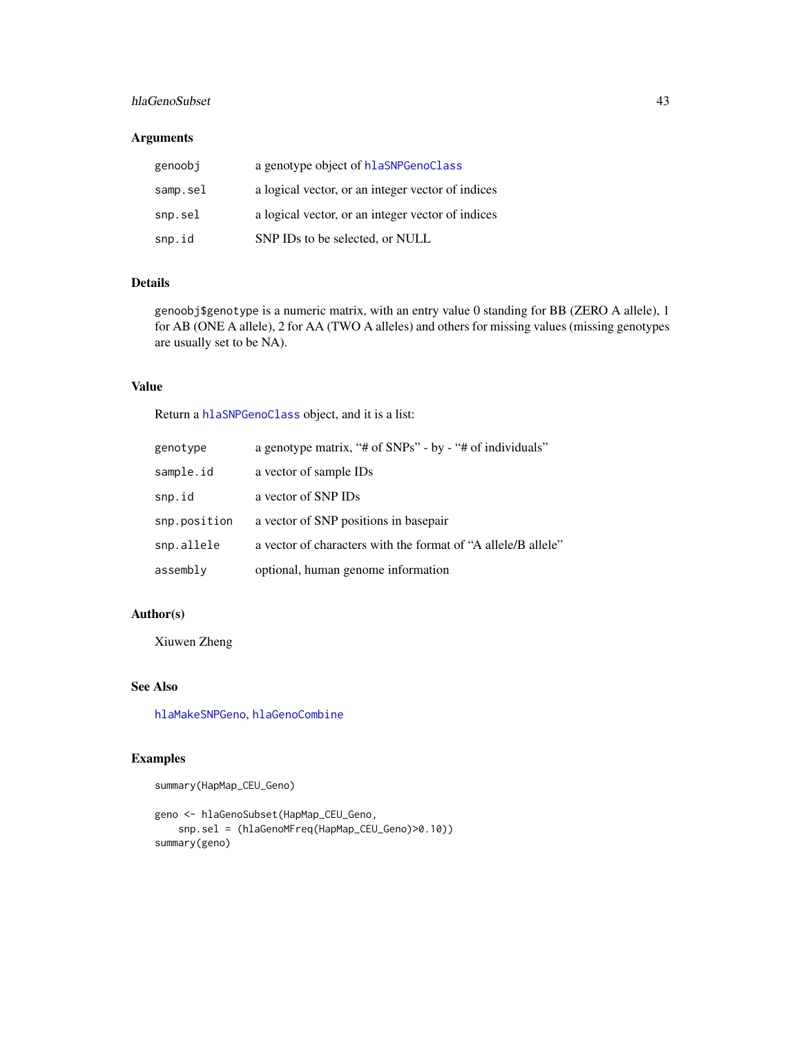## Arguments

| | |
|---|---|
| genoobj | a genotype object of hlaSNPGenoClass |
| samp.sel | a logical vector, or an integer vector of indices |
| snp.sel | a logical vector, or an integer vector of indices |
| snp.id | SNP IDs to be selected, or NULL |

## Details

genoobj$genotype is a numeric matrix, with an entry value 0 standing for BB (ZERO A allele), 1 for AB (ONE A allele), 2 for AA (TWO A alleles) and others for missing values (missing genotypes are usually set to be NA).

## Value

Return a hlaSNPGenoClass object, and it is a list:

| | |
|---|---|
| genotype | a genotype matrix, "# of SNPs" - by - "# of individuals" |
| sample.id | a vector of sample IDs |
| snp.id | a vector of SNP IDs |
| snp.position | a vector of SNP positions in basepair |
| snp.allele | a vector of characters with the format of "A allele/B allele" |
| assembly | optional, human genome information |

## Author(s)

Xiuwen Zheng

## See Also

hlaMakeSNPGeno, hlaGenoCombine

## Examples

```
summary(HapMap_CEU_Geno)

geno <- hlaGenoSubset(HapMap_CEU_Geno,
    snp.sel = (hlaGenoMFreq(HapMap_CEU_Geno)>0.10))
summary(geno)
```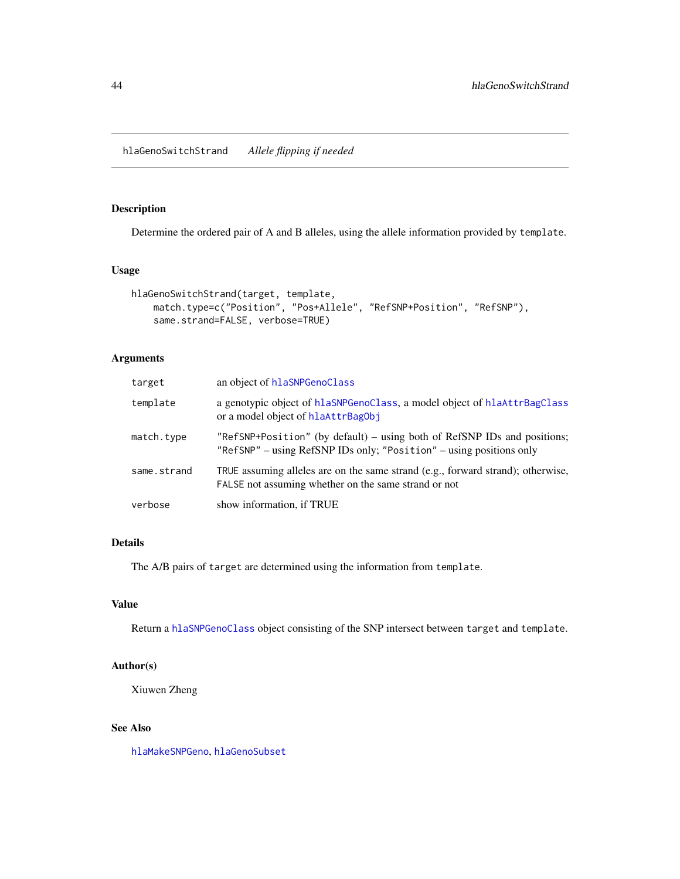# hlaGenoSwitchStrand — *Allele flipping if needed*

## Description

Determine the ordered pair of A and B alleles, using the allele information provided by `template`.

## Usage

```
hlaGenoSwitchStrand(target, template,
    match.type=c("Position", "Pos+Allele", "RefSNP+Position", "RefSNP"),
    same.strand=FALSE, verbose=TRUE)
```

## Arguments

| | |
|---|---|
| `target` | an object of `hlaSNPGenoClass` |
| `template` | a genotypic object of `hlaSNPGenoClass`, a model object of `hlaAttrBagClass` or a model object of `hlaAttrBagObj` |
| `match.type` | `"RefSNP+Position"` (by default) – using both of RefSNP IDs and positions; `"RefSNP"` – using RefSNP IDs only; `"Position"` – using positions only |
| `same.strand` | `TRUE` assuming alleles are on the same strand (e.g., forward strand); otherwise, `FALSE` not assuming whether on the same strand or not |
| `verbose` | show information, if TRUE |

## Details

The A/B pairs of `target` are determined using the information from `template`.

## Value

Return a `hlaSNPGenoClass` object consisting of the SNP intersect between `target` and `template`.

## Author(s)

Xiuwen Zheng

## See Also

`hlaMakeSNPGeno`, `hlaGenoSubset`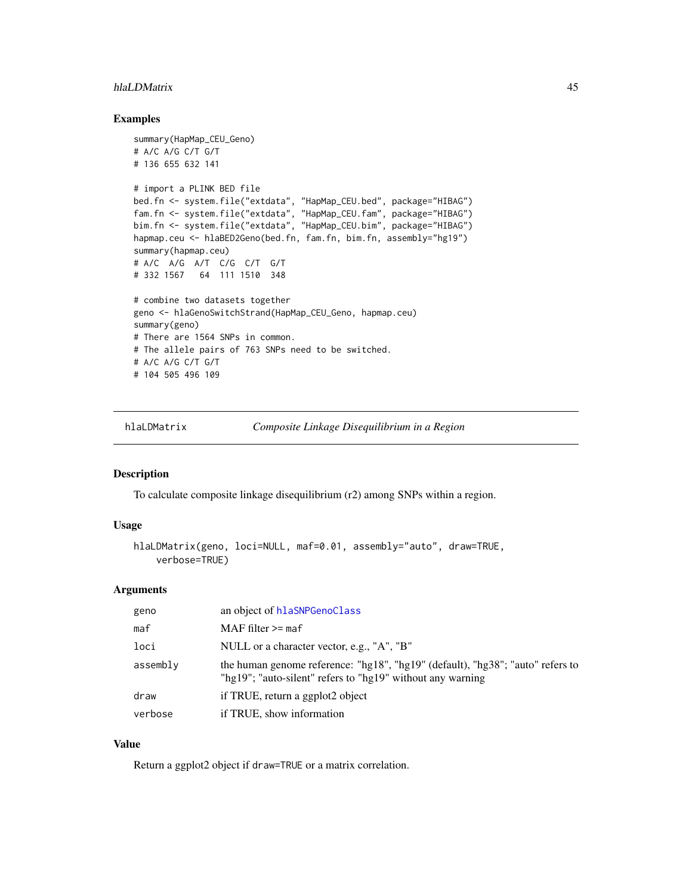## Examples

```
summary(HapMap_CEU_Geno)
# A/C A/G C/T G/T
# 136 655 632 141

# import a PLINK BED file
bed.fn <- system.file("extdata", "HapMap_CEU.bed", package="HIBAG")
fam.fn <- system.file("extdata", "HapMap_CEU.fam", package="HIBAG")
bim.fn <- system.file("extdata", "HapMap_CEU.bim", package="HIBAG")
hapmap.ceu <- hlaBED2Geno(bed.fn, fam.fn, bim.fn, assembly="hg19")
summary(hapmap.ceu)
# A/C  A/G  A/T  C/G  C/T  G/T
# 332 1567   64  111 1510  348

# combine two datasets together
geno <- hlaGenoSwitchStrand(HapMap_CEU_Geno, hapmap.ceu)
summary(geno)
# There are 1564 SNPs in common.
# The allele pairs of 763 SNPs need to be switched.
# A/C A/G C/T G/T
# 104 505 496 109
```

---

# hlaLDMatrix — *Composite Linkage Disequilibrium in a Region*

## Description

To calculate composite linkage disequilibrium (r2) among SNPs within a region.

## Usage

```
hlaLDMatrix(geno, loci=NULL, maf=0.01, assembly="auto", draw=TRUE,
    verbose=TRUE)
```

## Arguments

| | |
|---|---|
| `geno` | an object of `hlaSNPGenoClass` |
| `maf` | MAF filter >= `maf` |
| `loci` | NULL or a character vector, e.g., "A", "B" |
| `assembly` | the human genome reference: "hg18", "hg19" (default), "hg38"; "auto" refers to "hg19"; "auto-silent" refers to "hg19" without any warning |
| `draw` | if TRUE, return a ggplot2 object |
| `verbose` | if TRUE, show information |

## Value

Return a ggplot2 object if `draw=TRUE` or a matrix correlation.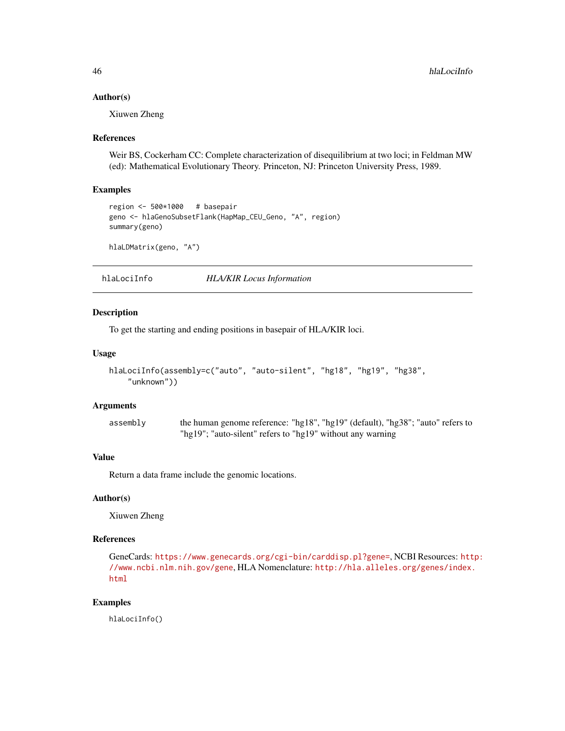### Author(s)

Xiuwen Zheng

### References

Weir BS, Cockerham CC: Complete characterization of disequilibrium at two loci; in Feldman MW (ed): Mathematical Evolutionary Theory. Princeton, NJ: Princeton University Press, 1989.

### Examples

```
region <- 500*1000   # basepair
geno <- hlaGenoSubsetFlank(HapMap_CEU_Geno, "A", region)
summary(geno)

hlaLDMatrix(geno, "A")
```

---

## hlaLociInfo — *HLA/KIR Locus Information*

---

### Description

To get the starting and ending positions in basepair of HLA/KIR loci.

### Usage

```
hlaLociInfo(assembly=c("auto", "auto-silent", "hg18", "hg19", "hg38",
    "unknown"))
```

### Arguments

| | |
|---|---|
| assembly | the human genome reference: "hg18", "hg19" (default), "hg38"; "auto" refers to "hg19"; "auto-silent" refers to "hg19" without any warning |

### Value

Return a data frame include the genomic locations.

### Author(s)

Xiuwen Zheng

### References

GeneCards: https://www.genecards.org/cgi-bin/carddisp.pl?gene=, NCBI Resources: http://www.ncbi.nlm.nih.gov/gene, HLA Nomenclature: http://hla.alleles.org/genes/index.html

### Examples

```
hlaLociInfo()
```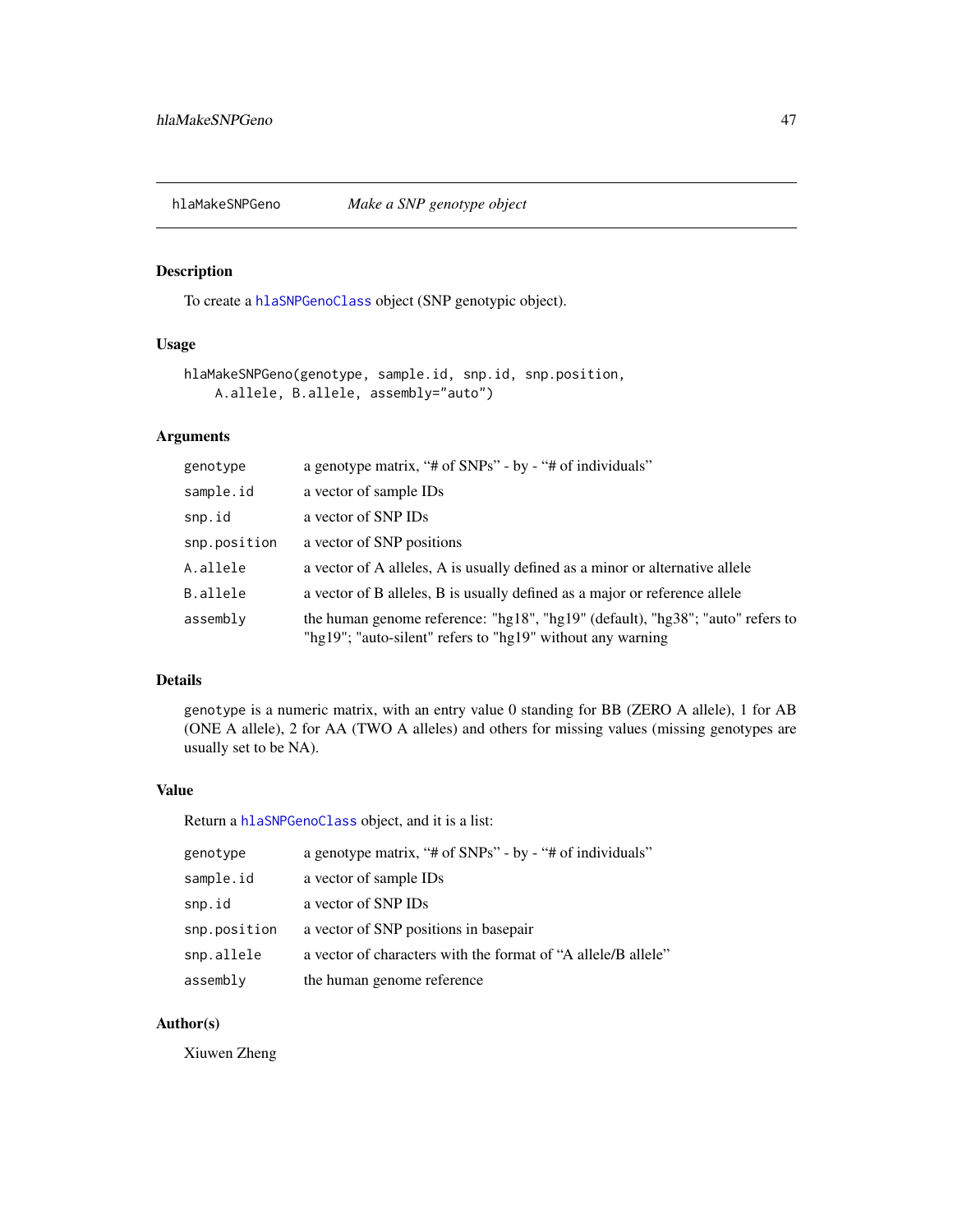## hlaMakeSNPGeno — *Make a SNP genotype object*

### Description

To create a `hlaSNPGenoClass` object (SNP genotypic object).

### Usage

```
hlaMakeSNPGeno(genotype, sample.id, snp.id, snp.position,
    A.allele, B.allele, assembly="auto")
```

### Arguments

| | |
|---|---|
| `genotype` | a genotype matrix, "# of SNPs" - by - "# of individuals" |
| `sample.id` | a vector of sample IDs |
| `snp.id` | a vector of SNP IDs |
| `snp.position` | a vector of SNP positions |
| `A.allele` | a vector of A alleles, A is usually defined as a minor or alternative allele |
| `B.allele` | a vector of B alleles, B is usually defined as a major or reference allele |
| `assembly` | the human genome reference: "hg18", "hg19" (default), "hg38"; "auto" refers to "hg19"; "auto-silent" refers to "hg19" without any warning |

### Details

`genotype` is a numeric matrix, with an entry value 0 standing for BB (ZERO A allele), 1 for AB (ONE A allele), 2 for AA (TWO A alleles) and others for missing values (missing genotypes are usually set to be NA).

### Value

Return a `hlaSNPGenoClass` object, and it is a list:

| | |
|---|---|
| `genotype` | a genotype matrix, "# of SNPs" - by - "# of individuals" |
| `sample.id` | a vector of sample IDs |
| `snp.id` | a vector of SNP IDs |
| `snp.position` | a vector of SNP positions in basepair |
| `snp.allele` | a vector of characters with the format of "A allele/B allele" |
| `assembly` | the human genome reference |

### Author(s)

Xiuwen Zheng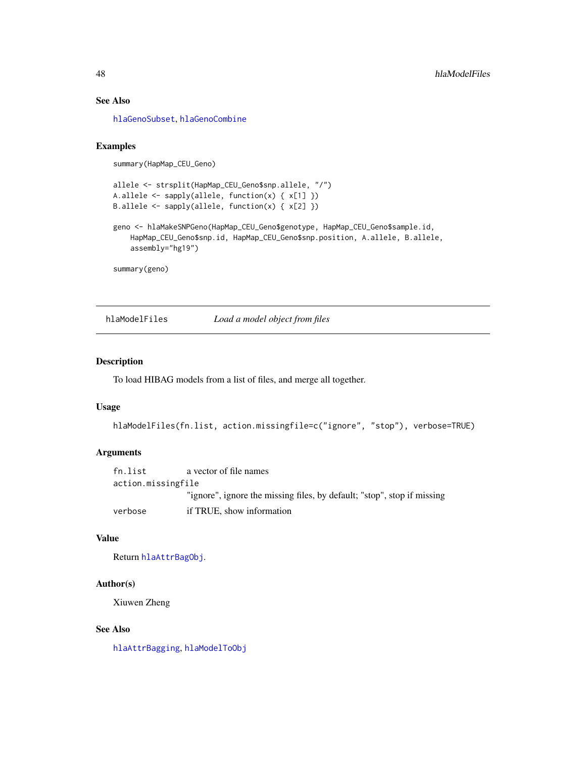### See Also

hlaGenoSubset, hlaGenoCombine

### Examples

```
summary(HapMap_CEU_Geno)

allele <- strsplit(HapMap_CEU_Geno$snp.allele, "/")
A.allele <- sapply(allele, function(x) { x[1] })
B.allele <- sapply(allele, function(x) { x[2] })

geno <- hlaMakeSNPGeno(HapMap_CEU_Geno$genotype, HapMap_CEU_Geno$sample.id,
    HapMap_CEU_Geno$snp.id, HapMap_CEU_Geno$snp.position, A.allele, B.allele,
    assembly="hg19")

summary(geno)
```

---

## hlaModelFiles — *Load a model object from files*

### Description

To load HIBAG models from a list of files, and merge all together.

### Usage

```
hlaModelFiles(fn.list, action.missingfile=c("ignore", "stop"), verbose=TRUE)
```

### Arguments

| | |
|---|---|
| fn.list | a vector of file names |
| action.missingfile | "ignore", ignore the missing files, by default; "stop", stop if missing |
| verbose | if TRUE, show information |

### Value

Return hlaAttrBagObj.

### Author(s)

Xiuwen Zheng

### See Also

hlaAttrBagging, hlaModelToObj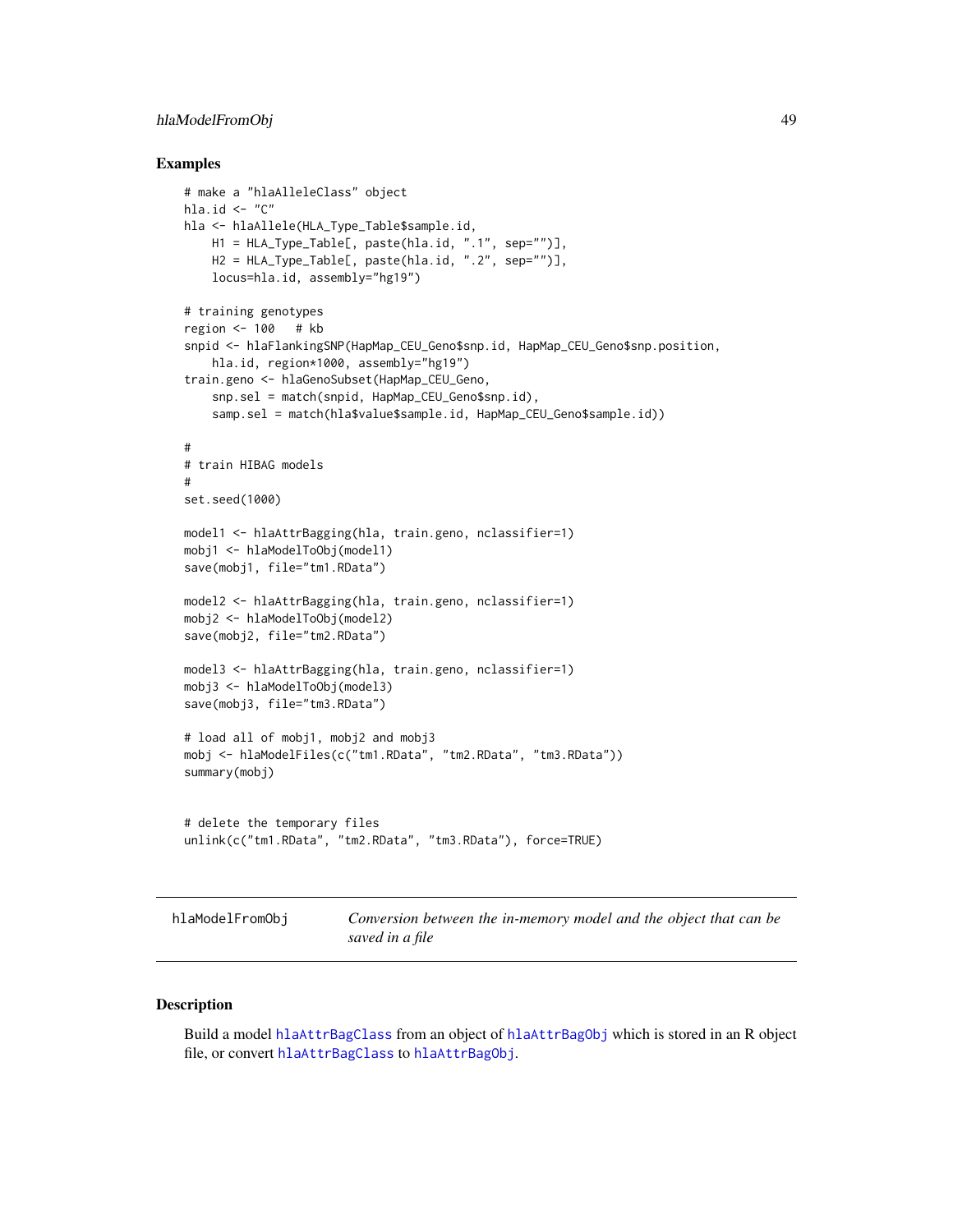### Examples

```
# make a "hlaAlleleClass" object
hla.id <- "C"
hla <- hlaAllele(HLA_Type_Table$sample.id,
    H1 = HLA_Type_Table[, paste(hla.id, ".1", sep="")],
    H2 = HLA_Type_Table[, paste(hla.id, ".2", sep="")],
    locus=hla.id, assembly="hg19")

# training genotypes
region <- 100   # kb
snpid <- hlaFlankingSNP(HapMap_CEU_Geno$snp.id, HapMap_CEU_Geno$snp.position,
    hla.id, region*1000, assembly="hg19")
train.geno <- hlaGenoSubset(HapMap_CEU_Geno,
    snp.sel = match(snpid, HapMap_CEU_Geno$snp.id),
    samp.sel = match(hla$value$sample.id, HapMap_CEU_Geno$sample.id))

#
# train HIBAG models
#
set.seed(1000)

model1 <- hlaAttrBagging(hla, train.geno, nclassifier=1)
mobj1 <- hlaModelToObj(model1)
save(mobj1, file="tm1.RData")

model2 <- hlaAttrBagging(hla, train.geno, nclassifier=1)
mobj2 <- hlaModelToObj(model2)
save(mobj2, file="tm2.RData")

model3 <- hlaAttrBagging(hla, train.geno, nclassifier=1)
mobj3 <- hlaModelToObj(model3)
save(mobj3, file="tm3.RData")

# load all of mobj1, mobj2 and mobj3
mobj <- hlaModelFiles(c("tm1.RData", "tm2.RData", "tm3.RData"))
summary(mobj)


# delete the temporary files
unlink(c("tm1.RData", "tm2.RData", "tm3.RData"), force=TRUE)
```

---

## hlaModelFromObj — *Conversion between the in-memory model and the object that can be saved in a file*

---

### Description

Build a model hlaAttrBagClass from an object of hlaAttrBagObj which is stored in an R object file, or convert hlaAttrBagClass to hlaAttrBagObj.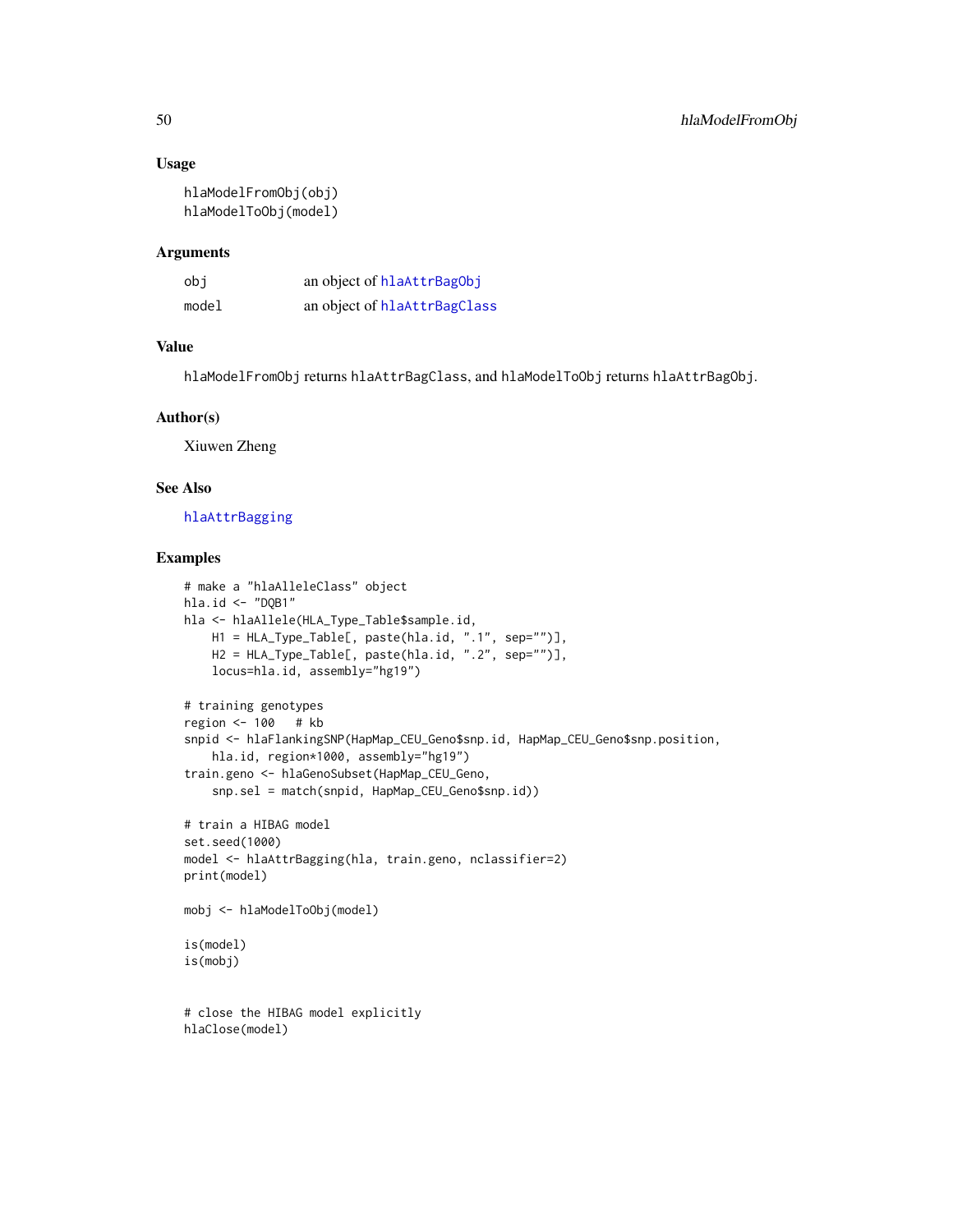### Usage

```
hlaModelFromObj(obj)
hlaModelToObj(model)
```

### Arguments

| | |
|---|---|
| obj | an object of hlaAttrBagObj |
| model | an object of hlaAttrBagClass |

### Value

hlaModelFromObj returns hlaAttrBagClass, and hlaModelToObj returns hlaAttrBagObj.

### Author(s)

Xiuwen Zheng

### See Also

hlaAttrBagging

### Examples

```
# make a "hlaAlleleClass" object
hla.id <- "DQB1"
hla <- hlaAllele(HLA_Type_Table$sample.id,
    H1 = HLA_Type_Table[, paste(hla.id, ".1", sep="")],
    H2 = HLA_Type_Table[, paste(hla.id, ".2", sep="")],
    locus=hla.id, assembly="hg19")

# training genotypes
region <- 100   # kb
snpid <- hlaFlankingSNP(HapMap_CEU_Geno$snp.id, HapMap_CEU_Geno$snp.position,
    hla.id, region*1000, assembly="hg19")
train.geno <- hlaGenoSubset(HapMap_CEU_Geno,
    snp.sel = match(snpid, HapMap_CEU_Geno$snp.id))

# train a HIBAG model
set.seed(1000)
model <- hlaAttrBagging(hla, train.geno, nclassifier=2)
print(model)

mobj <- hlaModelToObj(model)

is(model)
is(mobj)


# close the HIBAG model explicitly
hlaClose(model)
```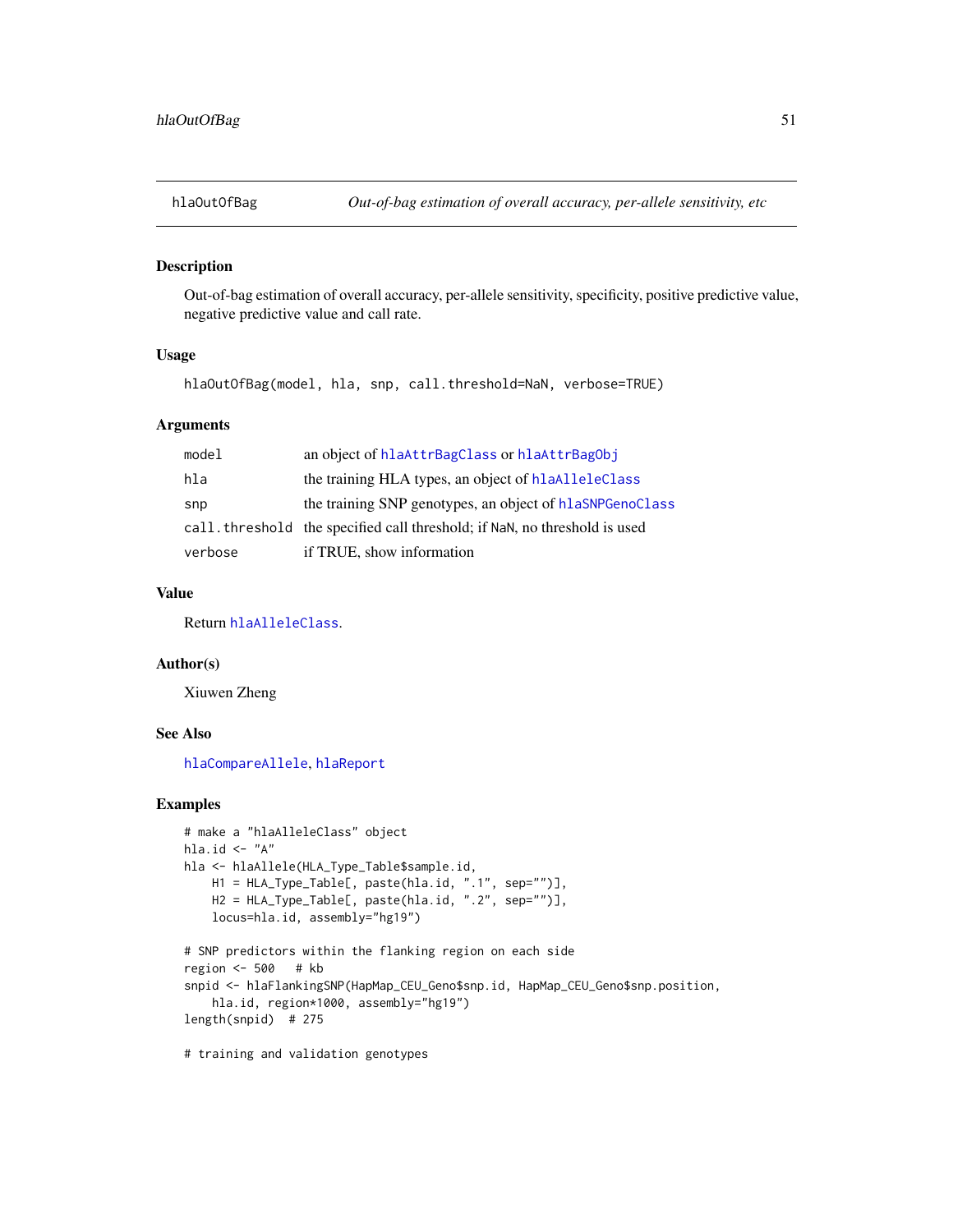## hlaOutOfBag — *Out-of-bag estimation of overall accuracy, per-allele sensitivity, etc*

### Description

Out-of-bag estimation of overall accuracy, per-allele sensitivity, specificity, positive predictive value, negative predictive value and call rate.

### Usage

```
hlaOutOfBag(model, hla, snp, call.threshold=NaN, verbose=TRUE)
```

### Arguments

| | |
|---|---|
| model | an object of hlaAttrBagClass or hlaAttrBagObj |
| hla | the training HLA types, an object of hlaAlleleClass |
| snp | the training SNP genotypes, an object of hlaSNPGenoClass |
| call.threshold | the specified call threshold; if NaN, no threshold is used |
| verbose | if TRUE, show information |

### Value

Return hlaAlleleClass.

### Author(s)

Xiuwen Zheng

### See Also

hlaCompareAllele, hlaReport

### Examples

```
# make a "hlaAlleleClass" object
hla.id <- "A"
hla <- hlaAllele(HLA_Type_Table$sample.id,
    H1 = HLA_Type_Table[, paste(hla.id, ".1", sep="")],
    H2 = HLA_Type_Table[, paste(hla.id, ".2", sep="")],
    locus=hla.id, assembly="hg19")

# SNP predictors within the flanking region on each side
region <- 500   # kb
snpid <- hlaFlankingSNP(HapMap_CEU_Geno$snp.id, HapMap_CEU_Geno$snp.position,
    hla.id, region*1000, assembly="hg19")
length(snpid)  # 275

# training and validation genotypes
```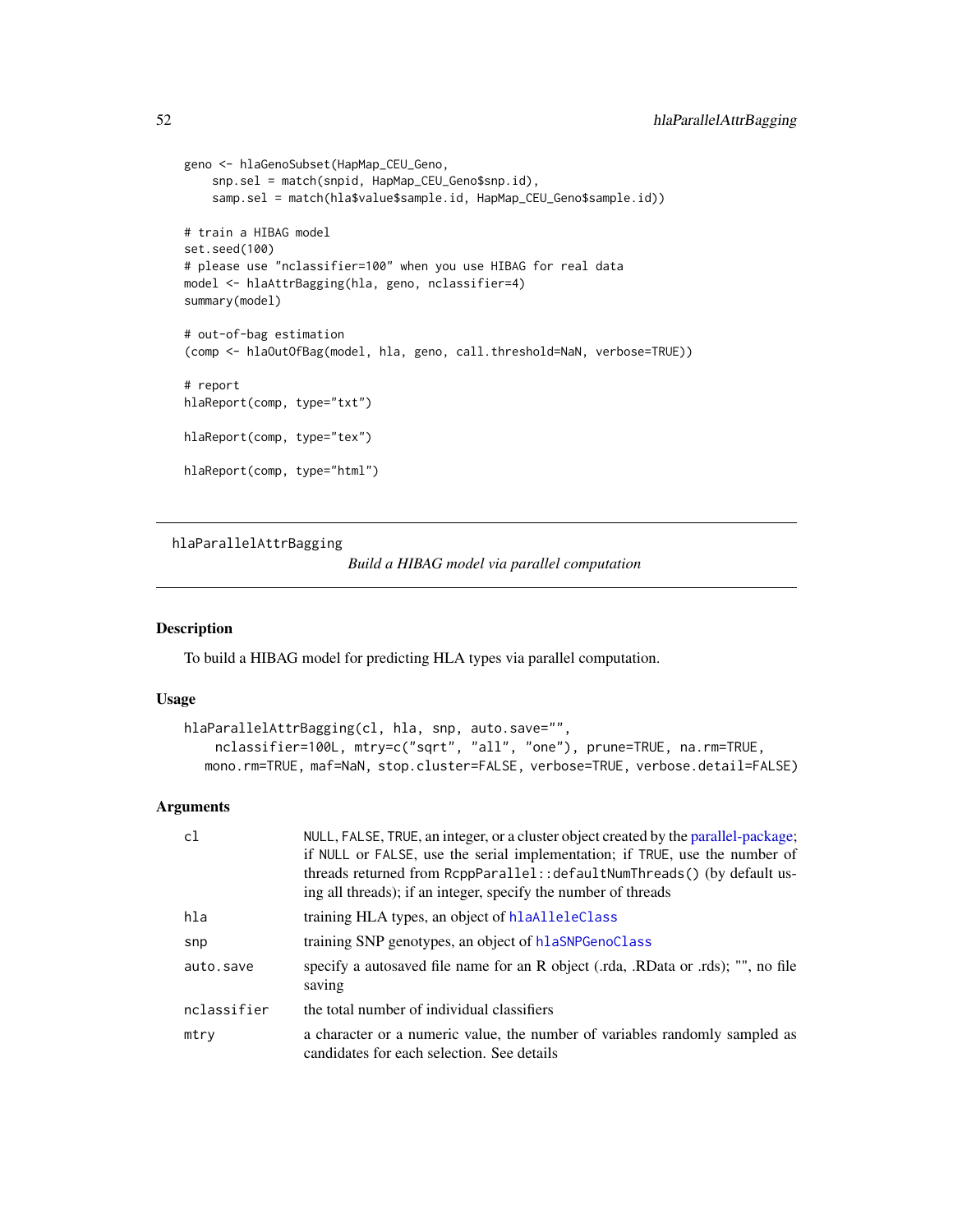```
geno <- hlaGenoSubset(HapMap_CEU_Geno,
    snp.sel = match(snpid, HapMap_CEU_Geno$snp.id),
    samp.sel = match(hla$value$sample.id, HapMap_CEU_Geno$sample.id))

# train a HIBAG model
set.seed(100)
# please use "nclassifier=100" when you use HIBAG for real data
model <- hlaAttrBagging(hla, geno, nclassifier=4)
summary(model)

# out-of-bag estimation
(comp <- hlaOutOfBag(model, hla, geno, call.threshold=NaN, verbose=TRUE))

# report
hlaReport(comp, type="txt")

hlaReport(comp, type="tex")

hlaReport(comp, type="html")
```

---

## hlaParallelAttrBagging

*Build a HIBAG model via parallel computation*

---

### Description

To build a HIBAG model for predicting HLA types via parallel computation.

### Usage

```
hlaParallelAttrBagging(cl, hla, snp, auto.save="",
    nclassifier=100L, mtry=c("sqrt", "all", "one"), prune=TRUE, na.rm=TRUE,
   mono.rm=TRUE, maf=NaN, stop.cluster=FALSE, verbose=TRUE, verbose.detail=FALSE)
```

### Arguments

| | |
|---|---|
| `cl` | NULL, FALSE, TRUE, an integer, or a cluster object created by the parallel-package; if NULL or FALSE, use the serial implementation; if TRUE, use the number of threads returned from RcppParallel::defaultNumThreads() (by default using all threads); if an integer, specify the number of threads |
| `hla` | training HLA types, an object of hlaAlleleClass |
| `snp` | training SNP genotypes, an object of hlaSNPGenoClass |
| `auto.save` | specify a autosaved file name for an R object (.rda, .RData or .rds); "", no file saving |
| `nclassifier` | the total number of individual classifiers |
| `mtry` | a character or a numeric value, the number of variables randomly sampled as candidates for each selection. See details |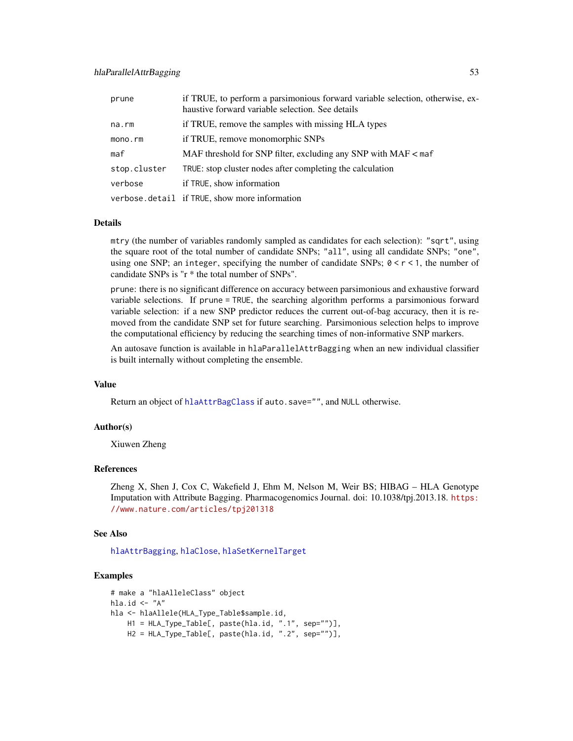| | |
|---|---|
| prune | if TRUE, to perform a parsimonious forward variable selection, otherwise, exhaustive forward variable selection. See details |
| na.rm | if TRUE, remove the samples with missing HLA types |
| mono.rm | if TRUE, remove monomorphic SNPs |
| maf | MAF threshold for SNP filter, excluding any SNP with MAF < maf |
| stop.cluster | TRUE: stop cluster nodes after completing the calculation |
| verbose | if TRUE, show information |
| verbose.detail | if TRUE, show more information |

## Details

mtry (the number of variables randomly sampled as candidates for each selection): "sqrt", using the square root of the total number of candidate SNPs; "all", using all candidate SNPs; "one", using one SNP; an integer, specifying the number of candidate SNPs; 0 < r < 1, the number of candidate SNPs is "r * the total number of SNPs".

prune: there is no significant difference on accuracy between parsimonious and exhaustive forward variable selections. If prune = TRUE, the searching algorithm performs a parsimonious forward variable selection: if a new SNP predictor reduces the current out-of-bag accuracy, then it is removed from the candidate SNP set for future searching. Parsimonious selection helps to improve the computational efficiency by reducing the searching times of non-informative SNP markers.

An autosave function is available in hlaParallelAttrBagging when an new individual classifier is built internally without completing the ensemble.

## Value

Return an object of hlaAttrBagClass if auto.save="", and NULL otherwise.

## Author(s)

Xiuwen Zheng

## References

Zheng X, Shen J, Cox C, Wakefield J, Ehm M, Nelson M, Weir BS; HIBAG – HLA Genotype Imputation with Attribute Bagging. Pharmacogenomics Journal. doi: 10.1038/tpj.2013.18. https://www.nature.com/articles/tpj201318

## See Also

hlaAttrBagging, hlaClose, hlaSetKernelTarget

## Examples

```
# make a "hlaAlleleClass" object
hla.id <- "A"
hla <- hlaAllele(HLA_Type_Table$sample.id,
    H1 = HLA_Type_Table[, paste(hla.id, ".1", sep="")],
    H2 = HLA_Type_Table[, paste(hla.id, ".2", sep="")],
```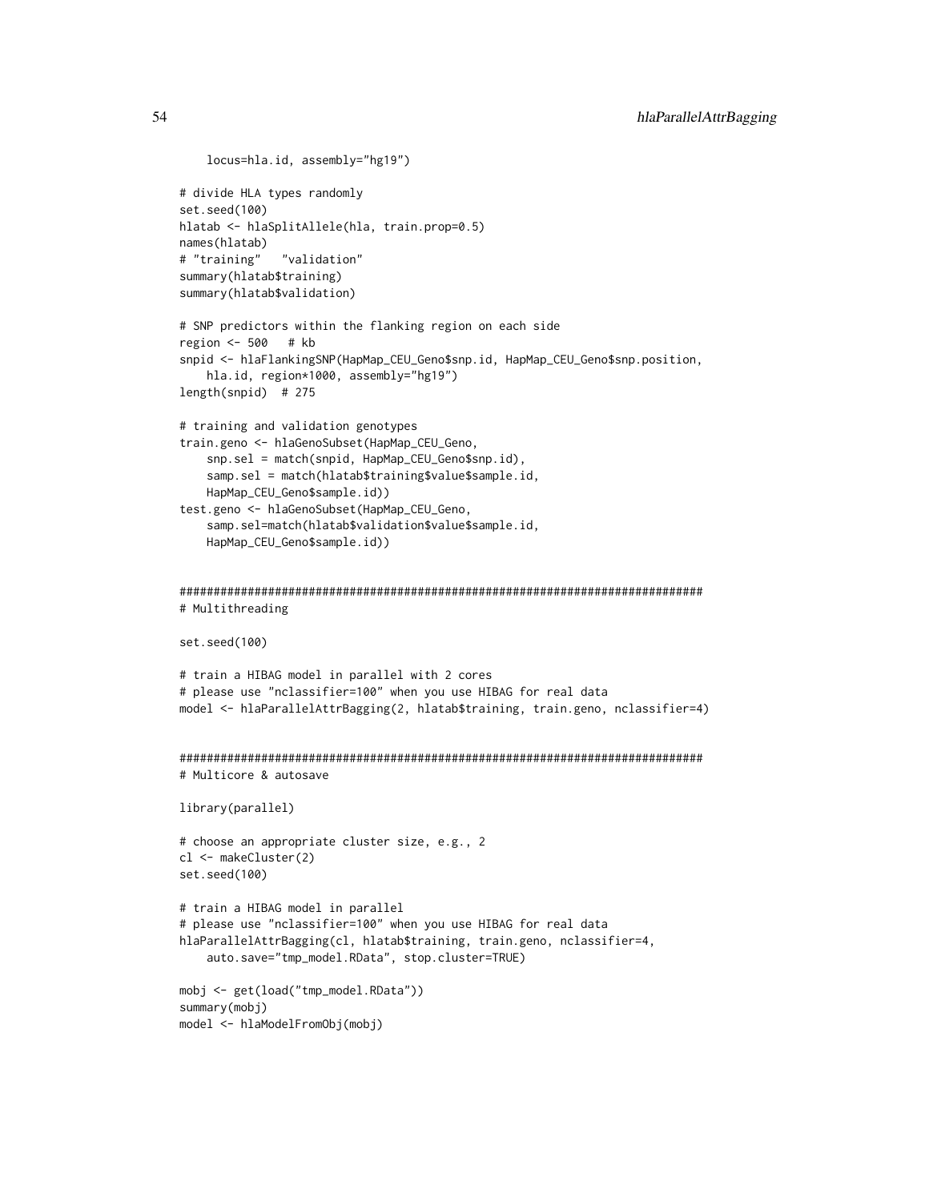```
    locus=hla.id, assembly="hg19")

# divide HLA types randomly
set.seed(100)
hlatab <- hlaSplitAllele(hla, train.prop=0.5)
names(hlatab)
# "training"   "validation"
summary(hlatab$training)
summary(hlatab$validation)

# SNP predictors within the flanking region on each side
region <- 500   # kb
snpid <- hlaFlankingSNP(HapMap_CEU_Geno$snp.id, HapMap_CEU_Geno$snp.position,
    hla.id, region*1000, assembly="hg19")
length(snpid)  # 275

# training and validation genotypes
train.geno <- hlaGenoSubset(HapMap_CEU_Geno,
    snp.sel = match(snpid, HapMap_CEU_Geno$snp.id),
    samp.sel = match(hlatab$training$value$sample.id,
    HapMap_CEU_Geno$sample.id))
test.geno <- hlaGenoSubset(HapMap_CEU_Geno,
    samp.sel=match(hlatab$validation$value$sample.id,
    HapMap_CEU_Geno$sample.id))


##############################################################################
# Multithreading

set.seed(100)

# train a HIBAG model in parallel with 2 cores
# please use "nclassifier=100" when you use HIBAG for real data
model <- hlaParallelAttrBagging(2, hlatab$training, train.geno, nclassifier=4)


##############################################################################
# Multicore & autosave

library(parallel)

# choose an appropriate cluster size, e.g., 2
cl <- makeCluster(2)
set.seed(100)

# train a HIBAG model in parallel
# please use "nclassifier=100" when you use HIBAG for real data
hlaParallelAttrBagging(cl, hlatab$training, train.geno, nclassifier=4,
    auto.save="tmp_model.RData", stop.cluster=TRUE)

mobj <- get(load("tmp_model.RData"))
summary(mobj)
model <- hlaModelFromObj(mobj)
```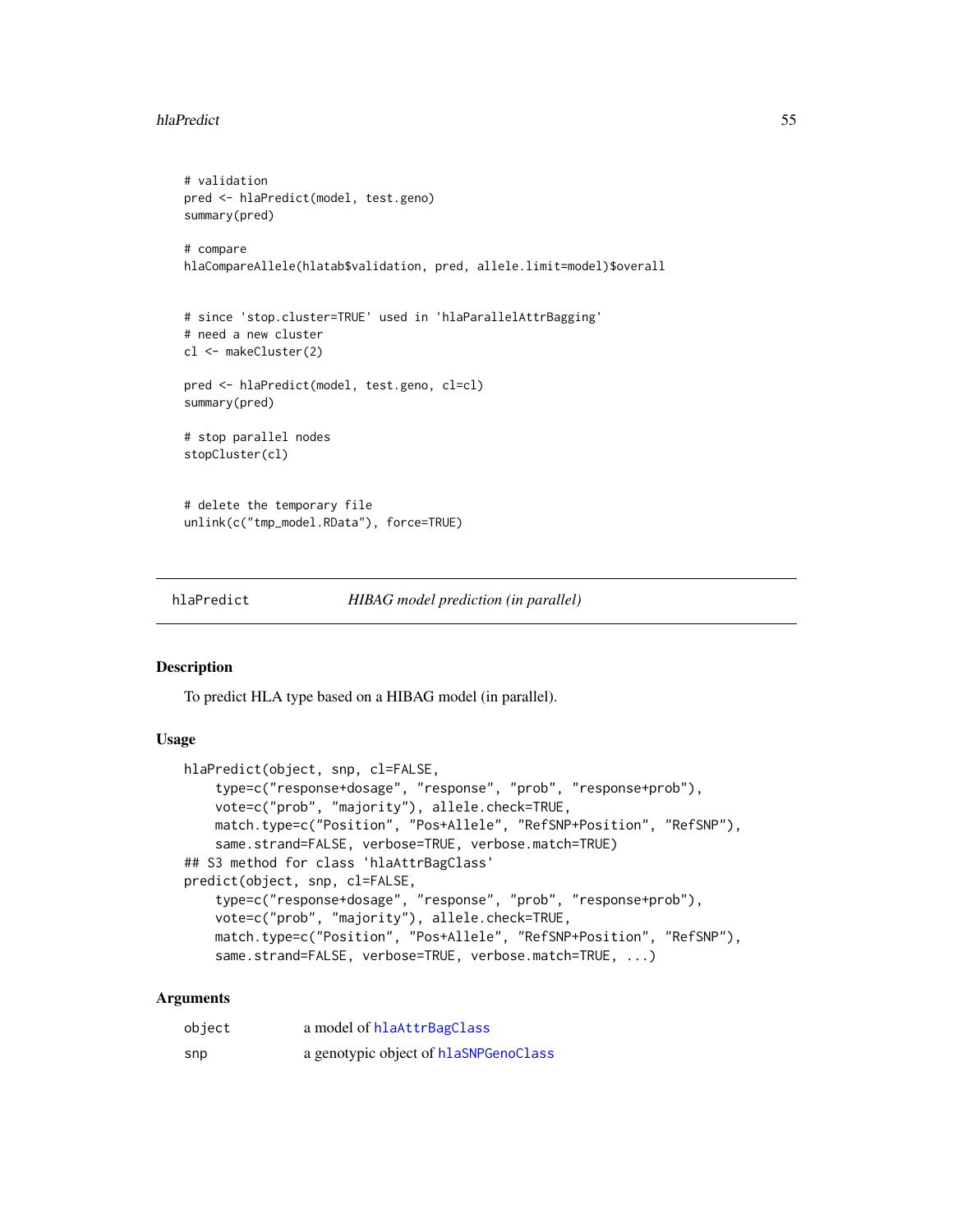```
# validation
pred <- hlaPredict(model, test.geno)
summary(pred)

# compare
hlaCompareAllele(hlatab$validation, pred, allele.limit=model)$overall


# since 'stop.cluster=TRUE' used in 'hlaParallelAttrBagging'
# need a new cluster
cl <- makeCluster(2)

pred <- hlaPredict(model, test.geno, cl=cl)
summary(pred)

# stop parallel nodes
stopCluster(cl)


# delete the temporary file
unlink(c("tmp_model.RData"), force=TRUE)
```

---

## hlaPredict — *HIBAG model prediction (in parallel)*

### Description

To predict HLA type based on a HIBAG model (in parallel).

### Usage

```
hlaPredict(object, snp, cl=FALSE,
    type=c("response+dosage", "response", "prob", "response+prob"),
    vote=c("prob", "majority"), allele.check=TRUE,
    match.type=c("Position", "Pos+Allele", "RefSNP+Position", "RefSNP"),
    same.strand=FALSE, verbose=TRUE, verbose.match=TRUE)
## S3 method for class 'hlaAttrBagClass'
predict(object, snp, cl=FALSE,
    type=c("response+dosage", "response", "prob", "response+prob"),
    vote=c("prob", "majority"), allele.check=TRUE,
    match.type=c("Position", "Pos+Allele", "RefSNP+Position", "RefSNP"),
    same.strand=FALSE, verbose=TRUE, verbose.match=TRUE, ...)
```

### Arguments

| | |
|---|---|
| `object` | a model of `hlaAttrBagClass` |
| `snp` | a genotypic object of `hlaSNPGenoClass` |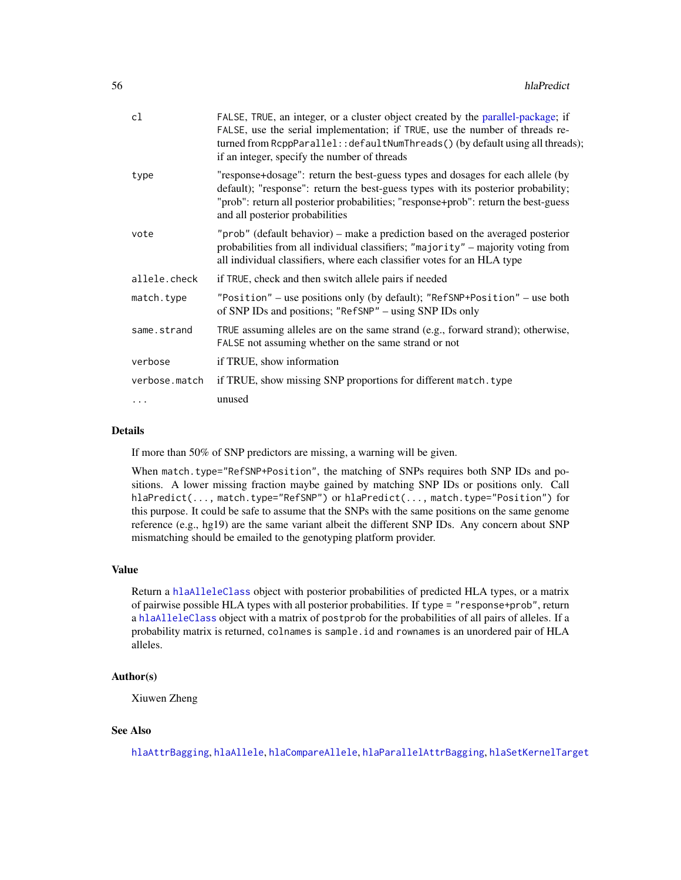| | |
|---|---|
| `cl` | `FALSE`, `TRUE`, an integer, or a cluster object created by the parallel-package; if `FALSE`, use the serial implementation; if `TRUE`, use the number of threads returned from `RcppParallel::defaultNumThreads()` (by default using all threads); if an integer, specify the number of threads |
| `type` | "response+dosage": return the best-guess types and dosages for each allele (by default); "response": return the best-guess types with its posterior probability; "prob": return all posterior probabilities; "response+prob": return the best-guess and all posterior probabilities |
| `vote` | `"prob"` (default behavior) – make a prediction based on the averaged posterior probabilities from all individual classifiers; `"majority"` – majority voting from all individual classifiers, where each classifier votes for an HLA type |
| `allele.check` | if `TRUE`, check and then switch allele pairs if needed |
| `match.type` | `"Position"` – use positions only (by default); `"RefSNP+Position"` – use both of SNP IDs and positions; `"RefSNP"` – using SNP IDs only |
| `same.strand` | `TRUE` assuming alleles are on the same strand (e.g., forward strand); otherwise, `FALSE` not assuming whether on the same strand or not |
| `verbose` | if TRUE, show information |
| `verbose.match` | if TRUE, show missing SNP proportions for different `match.type` |
| `...` | unused |

## Details

If more than 50% of SNP predictors are missing, a warning will be given.

When `match.type="RefSNP+Position"`, the matching of SNPs requires both SNP IDs and positions. A lower missing fraction maybe gained by matching SNP IDs or positions only. Call `hlaPredict(..., match.type="RefSNP")` or `hlaPredict(..., match.type="Position")` for this purpose. It could be safe to assume that the SNPs with the same positions on the same genome reference (e.g., hg19) are the same variant albeit the different SNP IDs. Any concern about SNP mismatching should be emailed to the genotyping platform provider.

## Value

Return a `hlaAlleleClass` object with posterior probabilities of predicted HLA types, or a matrix of pairwise possible HLA types with all posterior probabilities. If `type = "response+prob"`, return a `hlaAlleleClass` object with a matrix of `postprob` for the probabilities of all pairs of alleles. If a probability matrix is returned, `colnames` is `sample.id` and `rownames` is an unordered pair of HLA alleles.

## Author(s)

Xiuwen Zheng

## See Also

`hlaAttrBagging`, `hlaAllele`, `hlaCompareAllele`, `hlaParallelAttrBagging`, `hlaSetKernelTarget`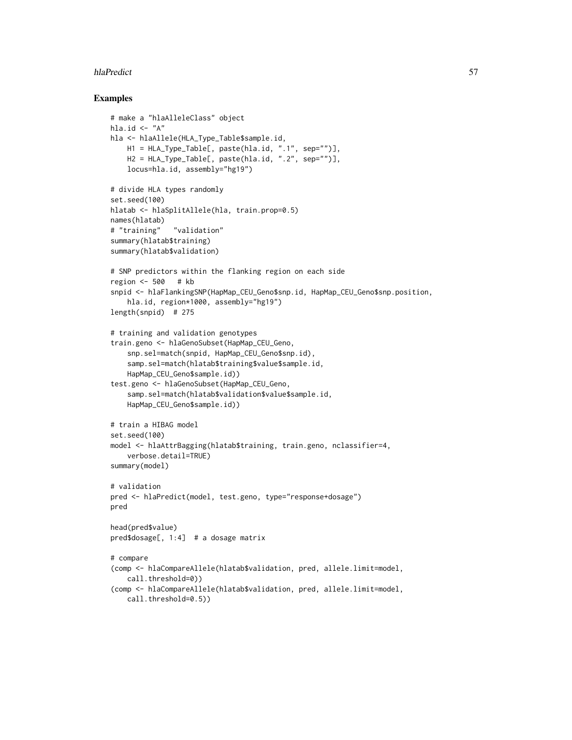## Examples

```
# make a "hlaAlleleClass" object
hla.id <- "A"
hla <- hlaAllele(HLA_Type_Table$sample.id,
    H1 = HLA_Type_Table[, paste(hla.id, ".1", sep="")],
    H2 = HLA_Type_Table[, paste(hla.id, ".2", sep="")],
    locus=hla.id, assembly="hg19")

# divide HLA types randomly
set.seed(100)
hlatab <- hlaSplitAllele(hla, train.prop=0.5)
names(hlatab)
# "training"   "validation"
summary(hlatab$training)
summary(hlatab$validation)

# SNP predictors within the flanking region on each side
region <- 500   # kb
snpid <- hlaFlankingSNP(HapMap_CEU_Geno$snp.id, HapMap_CEU_Geno$snp.position,
    hla.id, region*1000, assembly="hg19")
length(snpid)  # 275

# training and validation genotypes
train.geno <- hlaGenoSubset(HapMap_CEU_Geno,
    snp.sel=match(snpid, HapMap_CEU_Geno$snp.id),
    samp.sel=match(hlatab$training$value$sample.id,
    HapMap_CEU_Geno$sample.id))
test.geno <- hlaGenoSubset(HapMap_CEU_Geno,
    samp.sel=match(hlatab$validation$value$sample.id,
    HapMap_CEU_Geno$sample.id))

# train a HIBAG model
set.seed(100)
model <- hlaAttrBagging(hlatab$training, train.geno, nclassifier=4,
    verbose.detail=TRUE)
summary(model)

# validation
pred <- hlaPredict(model, test.geno, type="response+dosage")
pred

head(pred$value)
pred$dosage[, 1:4]  # a dosage matrix

# compare
(comp <- hlaCompareAllele(hlatab$validation, pred, allele.limit=model,
    call.threshold=0))
(comp <- hlaCompareAllele(hlatab$validation, pred, allele.limit=model,
    call.threshold=0.5))
```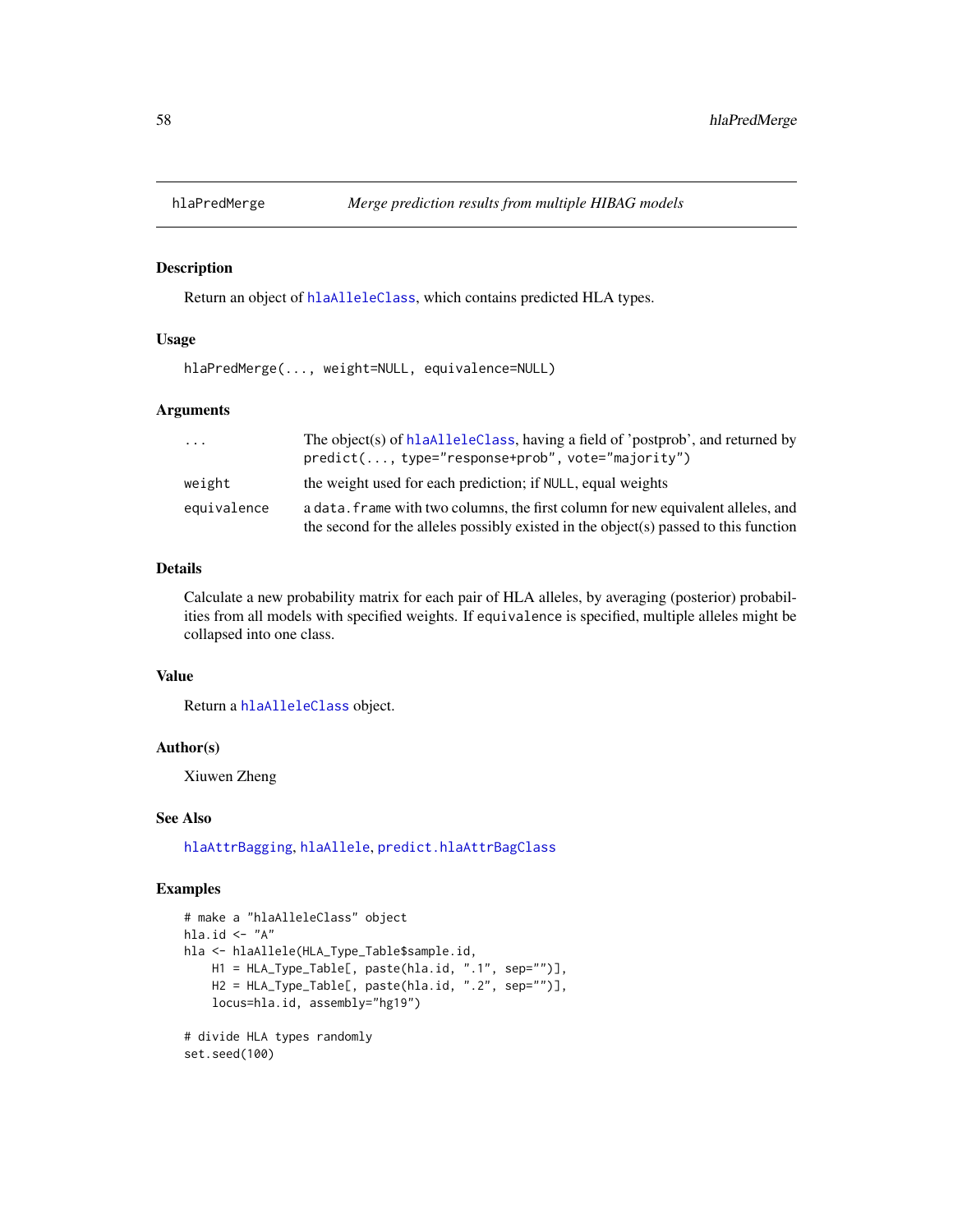## hlaPredMerge — *Merge prediction results from multiple HIBAG models*

### Description

Return an object of hlaAlleleClass, which contains predicted HLA types.

### Usage

```
hlaPredMerge(..., weight=NULL, equivalence=NULL)
```

### Arguments

| | |
|---|---|
| `...` | The object(s) of hlaAlleleClass, having a field of 'postprob', and returned by `predict(..., type="response+prob", vote="majority")` |
| `weight` | the weight used for each prediction; if `NULL`, equal weights |
| `equivalence` | a `data.frame` with two columns, the first column for new equivalent alleles, and the second for the alleles possibly existed in the object(s) passed to this function |

### Details

Calculate a new probability matrix for each pair of HLA alleles, by averaging (posterior) probabilities from all models with specified weights. If `equivalence` is specified, multiple alleles might be collapsed into one class.

### Value

Return a `hlaAlleleClass` object.

### Author(s)

Xiuwen Zheng

### See Also

`hlaAttrBagging`, `hlaAllele`, `predict.hlaAttrBagClass`

### Examples

```
# make a "hlaAlleleClass" object
hla.id <- "A"
hla <- hlaAllele(HLA_Type_Table$sample.id,
    H1 = HLA_Type_Table[, paste(hla.id, ".1", sep="")],
    H2 = HLA_Type_Table[, paste(hla.id, ".2", sep="")],
    locus=hla.id, assembly="hg19")

# divide HLA types randomly
set.seed(100)
```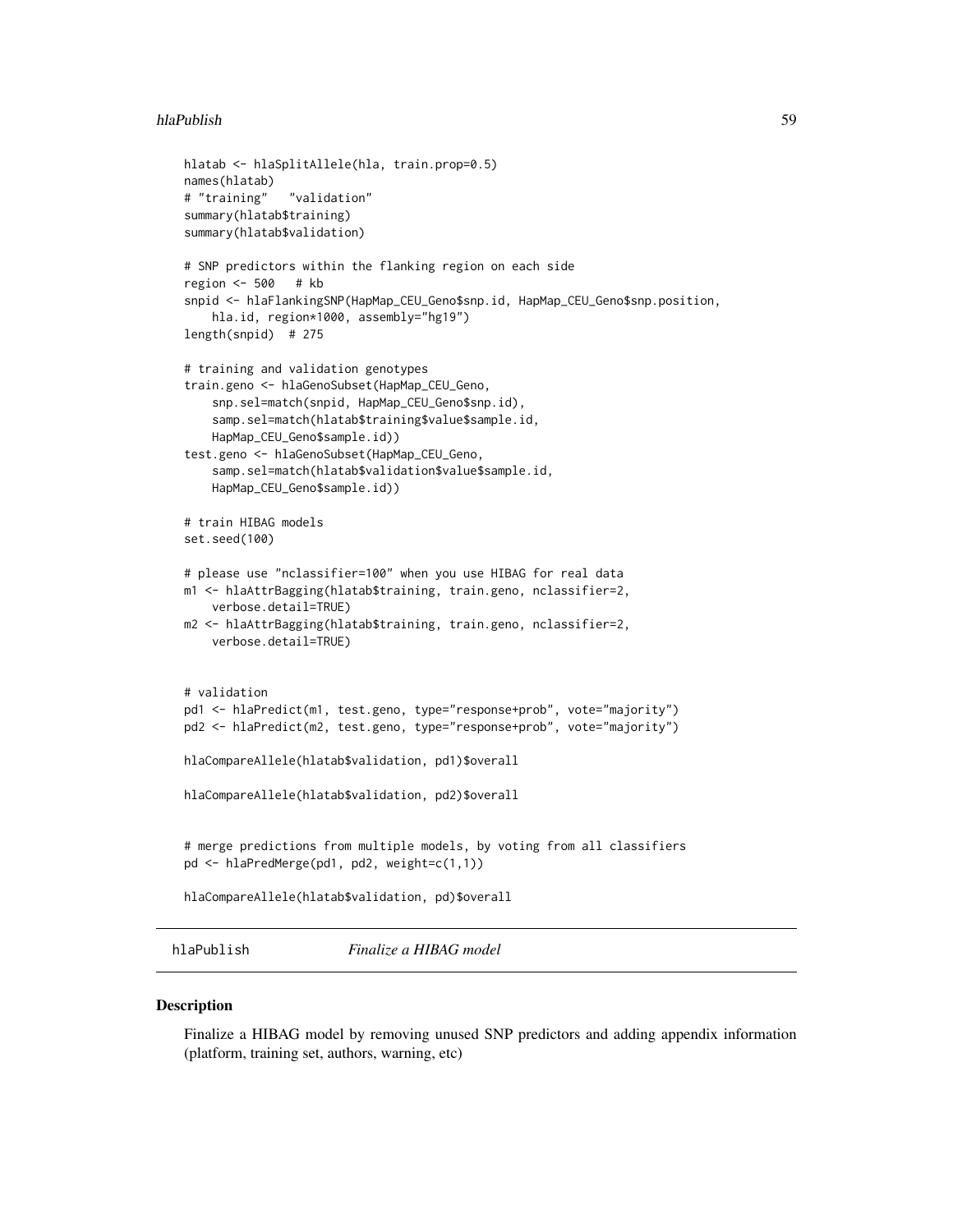```
hlatab <- hlaSplitAllele(hla, train.prop=0.5)
names(hlatab)
# "training"   "validation"
summary(hlatab$training)
summary(hlatab$validation)

# SNP predictors within the flanking region on each side
region <- 500   # kb
snpid <- hlaFlankingSNP(HapMap_CEU_Geno$snp.id, HapMap_CEU_Geno$snp.position,
    hla.id, region*1000, assembly="hg19")
length(snpid)  # 275

# training and validation genotypes
train.geno <- hlaGenoSubset(HapMap_CEU_Geno,
    snp.sel=match(snpid, HapMap_CEU_Geno$snp.id),
    samp.sel=match(hlatab$training$value$sample.id,
    HapMap_CEU_Geno$sample.id))
test.geno <- hlaGenoSubset(HapMap_CEU_Geno,
    samp.sel=match(hlatab$validation$value$sample.id,
    HapMap_CEU_Geno$sample.id))

# train HIBAG models
set.seed(100)

# please use "nclassifier=100" when you use HIBAG for real data
m1 <- hlaAttrBagging(hlatab$training, train.geno, nclassifier=2,
    verbose.detail=TRUE)
m2 <- hlaAttrBagging(hlatab$training, train.geno, nclassifier=2,
    verbose.detail=TRUE)


# validation
pd1 <- hlaPredict(m1, test.geno, type="response+prob", vote="majority")
pd2 <- hlaPredict(m2, test.geno, type="response+prob", vote="majority")

hlaCompareAllele(hlatab$validation, pd1)$overall

hlaCompareAllele(hlatab$validation, pd2)$overall


# merge predictions from multiple models, by voting from all classifiers
pd <- hlaPredMerge(pd1, pd2, weight=c(1,1))

hlaCompareAllele(hlatab$validation, pd)$overall
```

## hlaPublish *Finalize a HIBAG model*

### Description

Finalize a HIBAG model by removing unused SNP predictors and adding appendix information (platform, training set, authors, warning, etc)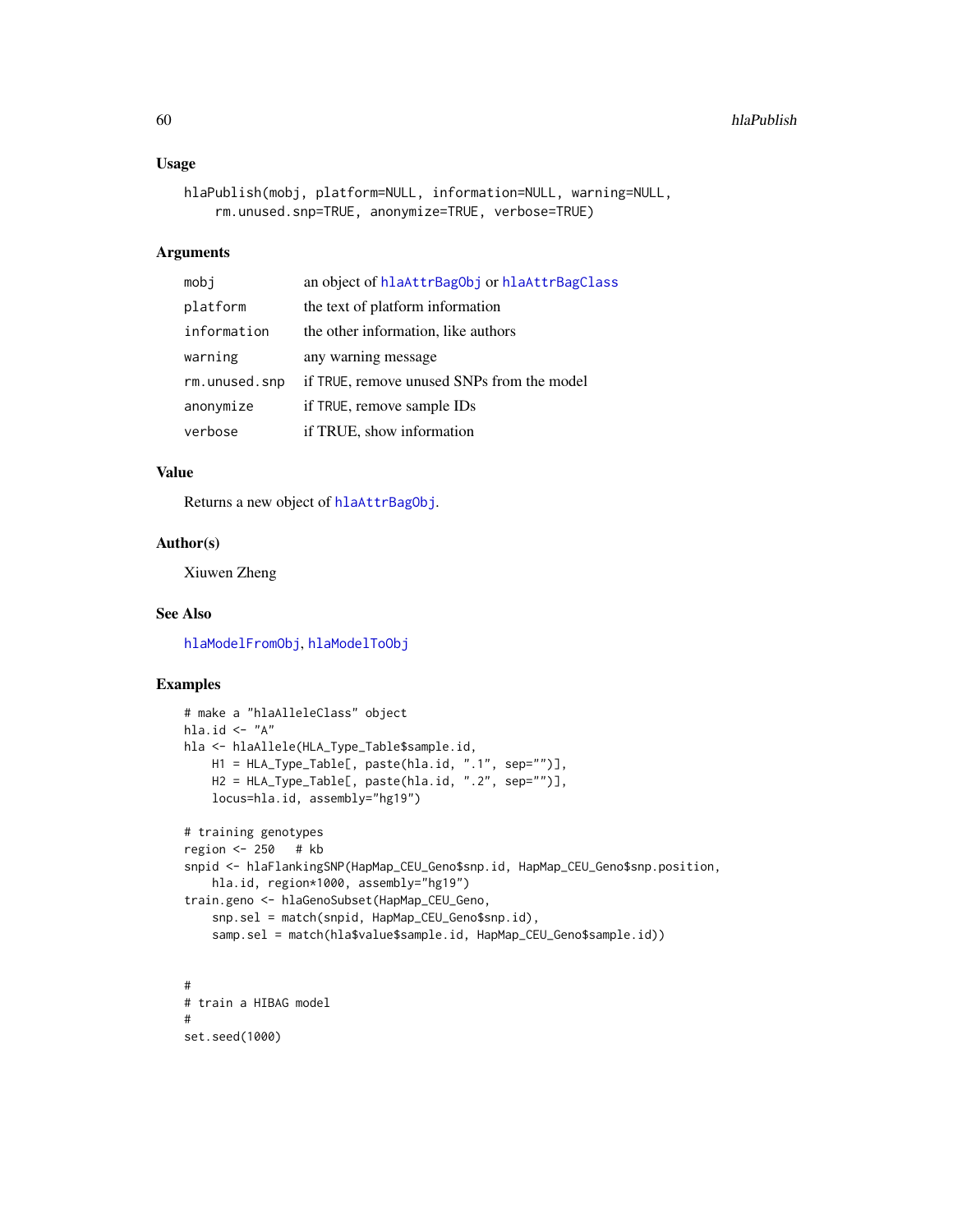### Usage

```
hlaPublish(mobj, platform=NULL, information=NULL, warning=NULL,
    rm.unused.snp=TRUE, anonymize=TRUE, verbose=TRUE)
```

### Arguments

| | |
|---|---|
| mobj | an object of hlaAttrBagObj or hlaAttrBagClass |
| platform | the text of platform information |
| information | the other information, like authors |
| warning | any warning message |
| rm.unused.snp | if TRUE, remove unused SNPs from the model |
| anonymize | if TRUE, remove sample IDs |
| verbose | if TRUE, show information |

### Value

Returns a new object of hlaAttrBagObj.

### Author(s)

Xiuwen Zheng

### See Also

hlaModelFromObj, hlaModelToObj

### Examples

```
# make a "hlaAlleleClass" object
hla.id <- "A"
hla <- hlaAllele(HLA_Type_Table$sample.id,
    H1 = HLA_Type_Table[, paste(hla.id, ".1", sep="")],
    H2 = HLA_Type_Table[, paste(hla.id, ".2", sep="")],
    locus=hla.id, assembly="hg19")

# training genotypes
region <- 250   # kb
snpid <- hlaFlankingSNP(HapMap_CEU_Geno$snp.id, HapMap_CEU_Geno$snp.position,
    hla.id, region*1000, assembly="hg19")
train.geno <- hlaGenoSubset(HapMap_CEU_Geno,
    snp.sel = match(snpid, HapMap_CEU_Geno$snp.id),
    samp.sel = match(hla$value$sample.id, HapMap_CEU_Geno$sample.id))


#
# train a HIBAG model
#
set.seed(1000)
```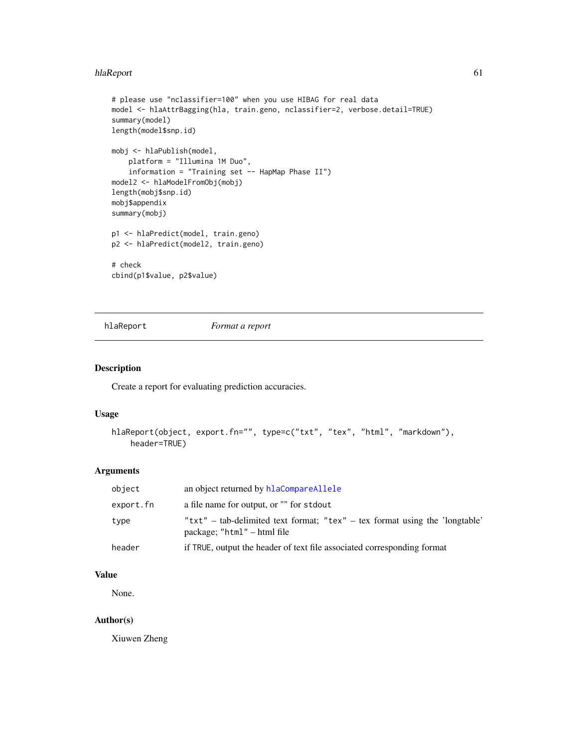```
# please use "nclassifier=100" when you use HIBAG for real data
model <- hlaAttrBagging(hla, train.geno, nclassifier=2, verbose.detail=TRUE)
summary(model)
length(model$snp.id)

mobj <- hlaPublish(model,
    platform = "Illumina 1M Duo",
    information = "Training set -- HapMap Phase II")
model2 <- hlaModelFromObj(mobj)
length(mobj$snp.id)
mobj$appendix
summary(mobj)

p1 <- hlaPredict(model, train.geno)
p2 <- hlaPredict(model2, train.geno)

# check
cbind(p1$value, p2$value)
```

---

## hlaReport *Format a report*

---

### Description

Create a report for evaluating prediction accuracies.

### Usage

```
hlaReport(object, export.fn="", type=c("txt", "tex", "html", "markdown"),
    header=TRUE)
```

### Arguments

| | |
|---|---|
| `object` | an object returned by `hlaCompareAllele` |
| `export.fn` | a file name for output, or "" for `stdout` |
| `type` | `"txt"` – tab-delimited text format; `"tex"` – tex format using the 'longtable' package; `"html"` – html file |
| `header` | if `TRUE`, output the header of text file associated corresponding format |

### Value

None.

### Author(s)

Xiuwen Zheng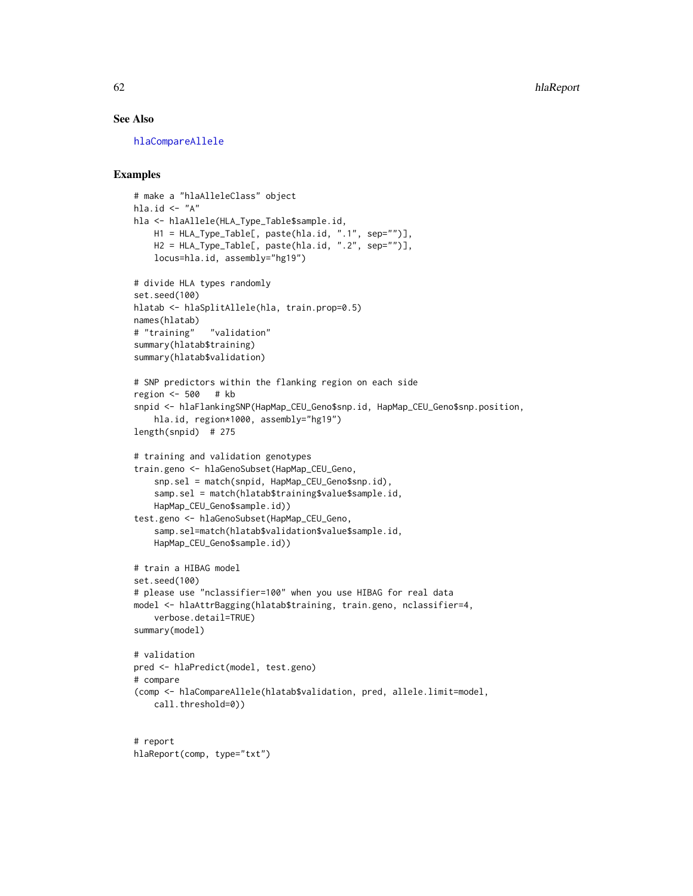## See Also

hlaCompareAllele

## Examples

```
# make a "hlaAlleleClass" object
hla.id <- "A"
hla <- hlaAllele(HLA_Type_Table$sample.id,
    H1 = HLA_Type_Table[, paste(hla.id, ".1", sep="")],
    H2 = HLA_Type_Table[, paste(hla.id, ".2", sep="")],
    locus=hla.id, assembly="hg19")

# divide HLA types randomly
set.seed(100)
hlatab <- hlaSplitAllele(hla, train.prop=0.5)
names(hlatab)
# "training"   "validation"
summary(hlatab$training)
summary(hlatab$validation)

# SNP predictors within the flanking region on each side
region <- 500   # kb
snpid <- hlaFlankingSNP(HapMap_CEU_Geno$snp.id, HapMap_CEU_Geno$snp.position,
    hla.id, region*1000, assembly="hg19")
length(snpid)  # 275

# training and validation genotypes
train.geno <- hlaGenoSubset(HapMap_CEU_Geno,
    snp.sel = match(snpid, HapMap_CEU_Geno$snp.id),
    samp.sel = match(hlatab$training$value$sample.id,
    HapMap_CEU_Geno$sample.id))
test.geno <- hlaGenoSubset(HapMap_CEU_Geno,
    samp.sel=match(hlatab$validation$value$sample.id,
    HapMap_CEU_Geno$sample.id))

# train a HIBAG model
set.seed(100)
# please use "nclassifier=100" when you use HIBAG for real data
model <- hlaAttrBagging(hlatab$training, train.geno, nclassifier=4,
    verbose.detail=TRUE)
summary(model)

# validation
pred <- hlaPredict(model, test.geno)
# compare
(comp <- hlaCompareAllele(hlatab$validation, pred, allele.limit=model,
    call.threshold=0))


# report
hlaReport(comp, type="txt")
```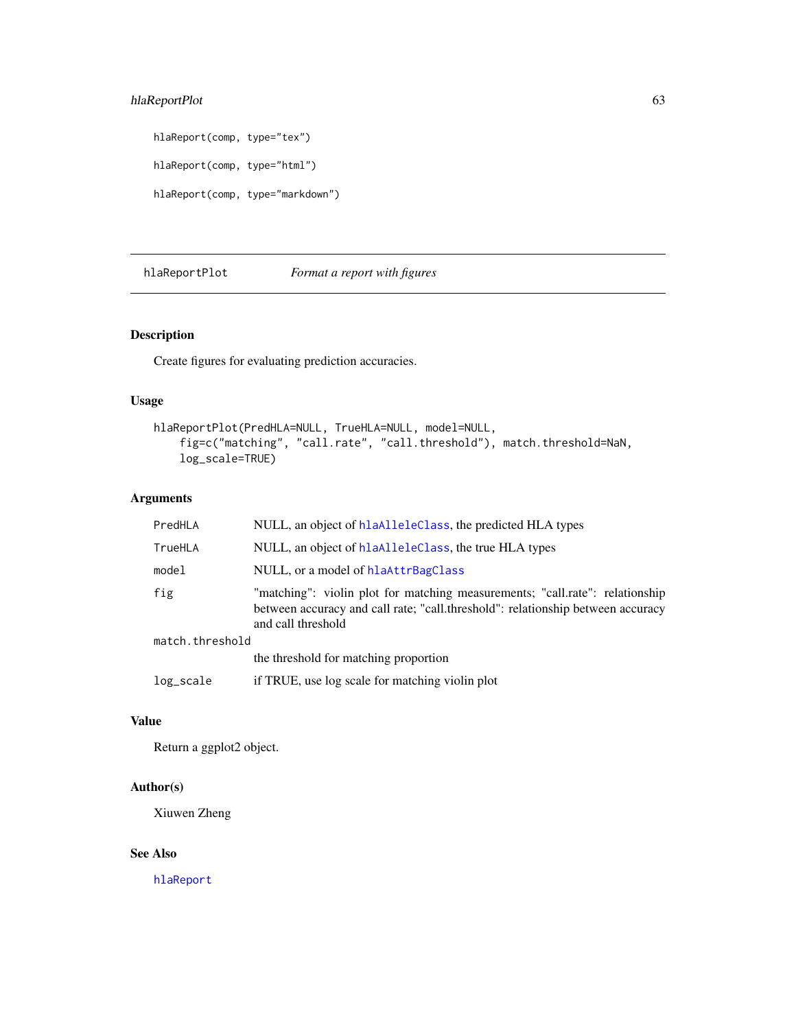```
hlaReport(comp, type="tex")

hlaReport(comp, type="html")

hlaReport(comp, type="markdown")
```

## hlaReportPlot — *Format a report with figures*

### Description

Create figures for evaluating prediction accuracies.

### Usage

```
hlaReportPlot(PredHLA=NULL, TrueHLA=NULL, model=NULL,
    fig=c("matching", "call.rate", "call.threshold"), match.threshold=NaN,
    log_scale=TRUE)
```

### Arguments

| | |
|---|---|
| PredHLA | NULL, an object of hlaAlleleClass, the predicted HLA types |
| TrueHLA | NULL, an object of hlaAlleleClass, the true HLA types |
| model | NULL, or a model of hlaAttrBagClass |
| fig | "matching": violin plot for matching measurements; "call.rate": relationship between accuracy and call rate; "call.threshold": relationship between accuracy and call threshold |
| match.threshold | the threshold for matching proportion |
| log_scale | if TRUE, use log scale for matching violin plot |

### Value

Return a ggplot2 object.

### Author(s)

Xiuwen Zheng

### See Also

hlaReport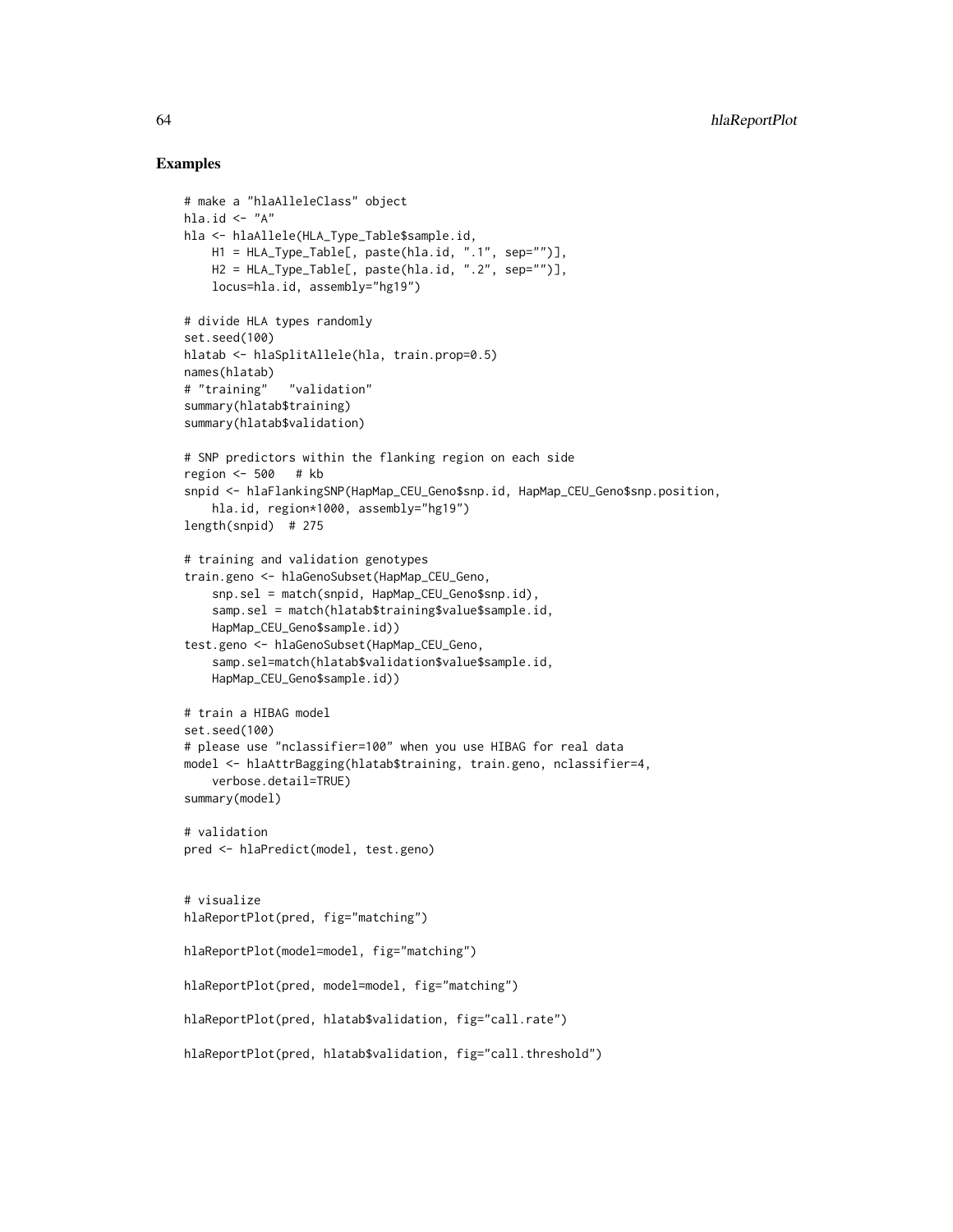## Examples

```
# make a "hlaAlleleClass" object
hla.id <- "A"
hla <- hlaAllele(HLA_Type_Table$sample.id,
    H1 = HLA_Type_Table[, paste(hla.id, ".1", sep="")],
    H2 = HLA_Type_Table[, paste(hla.id, ".2", sep="")],
    locus=hla.id, assembly="hg19")

# divide HLA types randomly
set.seed(100)
hlatab <- hlaSplitAllele(hla, train.prop=0.5)
names(hlatab)
# "training"   "validation"
summary(hlatab$training)
summary(hlatab$validation)

# SNP predictors within the flanking region on each side
region <- 500   # kb
snpid <- hlaFlankingSNP(HapMap_CEU_Geno$snp.id, HapMap_CEU_Geno$snp.position,
    hla.id, region*1000, assembly="hg19")
length(snpid)  # 275

# training and validation genotypes
train.geno <- hlaGenoSubset(HapMap_CEU_Geno,
    snp.sel = match(snpid, HapMap_CEU_Geno$snp.id),
    samp.sel = match(hlatab$training$value$sample.id,
    HapMap_CEU_Geno$sample.id))
test.geno <- hlaGenoSubset(HapMap_CEU_Geno,
    samp.sel=match(hlatab$validation$value$sample.id,
    HapMap_CEU_Geno$sample.id))

# train a HIBAG model
set.seed(100)
# please use "nclassifier=100" when you use HIBAG for real data
model <- hlaAttrBagging(hlatab$training, train.geno, nclassifier=4,
    verbose.detail=TRUE)
summary(model)

# validation
pred <- hlaPredict(model, test.geno)


# visualize
hlaReportPlot(pred, fig="matching")

hlaReportPlot(model=model, fig="matching")

hlaReportPlot(pred, model=model, fig="matching")

hlaReportPlot(pred, hlatab$validation, fig="call.rate")

hlaReportPlot(pred, hlatab$validation, fig="call.threshold")
```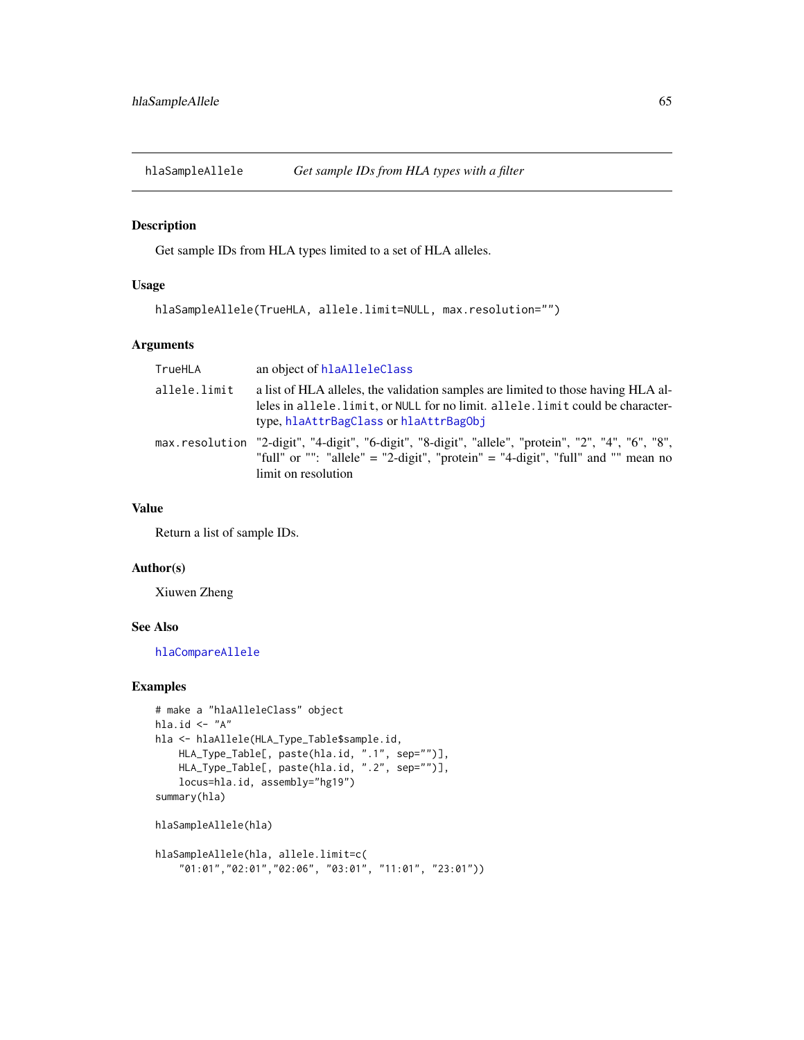# hlaSampleAllele — *Get sample IDs from HLA types with a filter*

## Description

Get sample IDs from HLA types limited to a set of HLA alleles.

## Usage

```
hlaSampleAllele(TrueHLA, allele.limit=NULL, max.resolution="")
```

## Arguments

| | |
|---|---|
| `TrueHLA` | an object of `hlaAlleleClass` |
| `allele.limit` | a list of HLA alleles, the validation samples are limited to those having HLA alleles in `allele.limit`, or `NULL` for no limit. `allele.limit` could be character-type, `hlaAttrBagClass` or `hlaAttrBagObj` |
| `max.resolution` | "2-digit", "4-digit", "6-digit", "8-digit", "allele", "protein", "2", "4", "6", "8", "full" or "": "allele" = "2-digit", "protein" = "4-digit", "full" and "" mean no limit on resolution |

## Value

Return a list of sample IDs.

## Author(s)

Xiuwen Zheng

## See Also

`hlaCompareAllele`

## Examples

```
# make a "hlaAlleleClass" object
hla.id <- "A"
hla <- hlaAllele(HLA_Type_Table$sample.id,
    HLA_Type_Table[, paste(hla.id, ".1", sep="")],
    HLA_Type_Table[, paste(hla.id, ".2", sep="")],
    locus=hla.id, assembly="hg19")
summary(hla)

hlaSampleAllele(hla)

hlaSampleAllele(hla, allele.limit=c(
    "01:01","02:01","02:06", "03:01", "11:01", "23:01"))
```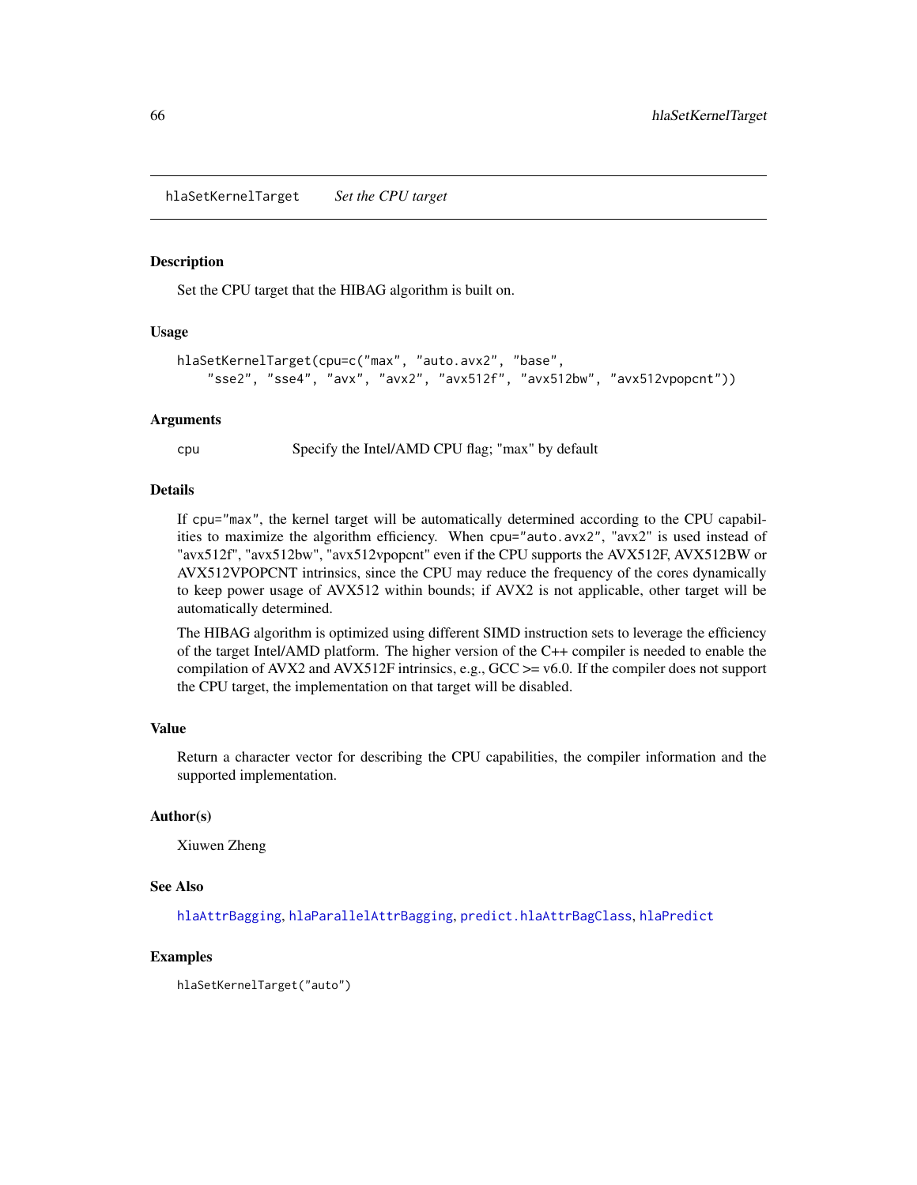# hlaSetKernelTarget — *Set the CPU target*

## Description

Set the CPU target that the HIBAG algorithm is built on.

## Usage

```
hlaSetKernelTarget(cpu=c("max", "auto.avx2", "base",
    "sse2", "sse4", "avx", "avx2", "avx512f", "avx512bw", "avx512vpopcnt"))
```

## Arguments

| | |
|---|---|
| `cpu` | Specify the Intel/AMD CPU flag; "max" by default |

## Details

If `cpu="max"`, the kernel target will be automatically determined according to the CPU capabilities to maximize the algorithm efficiency. When `cpu="auto.avx2"`, "avx2" is used instead of "avx512f", "avx512bw", "avx512vpopcnt" even if the CPU supports the AVX512F, AVX512BW or AVX512VPOPCNT intrinsics, since the CPU may reduce the frequency of the cores dynamically to keep power usage of AVX512 within bounds; if AVX2 is not applicable, other target will be automatically determined.

The HIBAG algorithm is optimized using different SIMD instruction sets to leverage the efficiency of the target Intel/AMD platform. The higher version of the C++ compiler is needed to enable the compilation of AVX2 and AVX512F intrinsics, e.g., GCC >= v6.0. If the compiler does not support the CPU target, the implementation on that target will be disabled.

## Value

Return a character vector for describing the CPU capabilities, the compiler information and the supported implementation.

## Author(s)

Xiuwen Zheng

## See Also

`hlaAttrBagging`, `hlaParallelAttrBagging`, `predict.hlaAttrBagClass`, `hlaPredict`

## Examples

```
hlaSetKernelTarget("auto")
```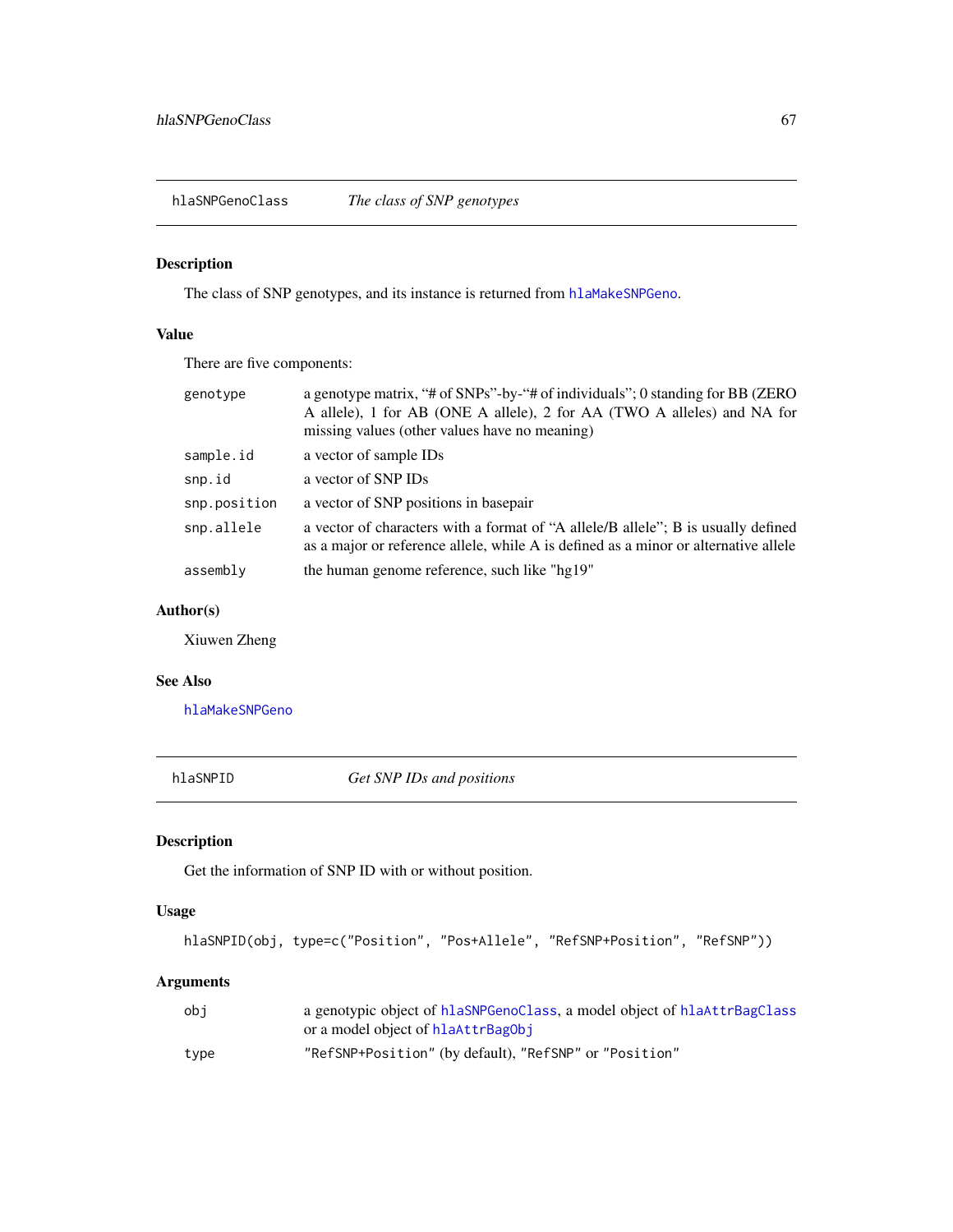## hlaSNPGenoClass — *The class of SNP genotypes*

### Description

The class of SNP genotypes, and its instance is returned from hlaMakeSNPGeno.

### Value

There are five components:

| | |
|---|---|
| genotype | a genotype matrix, "# of SNPs"-by-"# of individuals"; 0 standing for BB (ZERO A allele), 1 for AB (ONE A allele), 2 for AA (TWO A alleles) and NA for missing values (other values have no meaning) |
| sample.id | a vector of sample IDs |
| snp.id | a vector of SNP IDs |
| snp.position | a vector of SNP positions in basepair |
| snp.allele | a vector of characters with a format of "A allele/B allele"; B is usually defined as a major or reference allele, while A is defined as a minor or alternative allele |
| assembly | the human genome reference, such like "hg19" |

### Author(s)

Xiuwen Zheng

### See Also

hlaMakeSNPGeno

## hlaSNPID — *Get SNP IDs and positions*

### Description

Get the information of SNP ID with or without position.

### Usage

```
hlaSNPID(obj, type=c("Position", "Pos+Allele", "RefSNP+Position", "RefSNP"))
```

### Arguments

| | |
|---|---|
| obj | a genotypic object of hlaSNPGenoClass, a model object of hlaAttrBagClass or a model object of hlaAttrBagObj |
| type | "RefSNP+Position" (by default), "RefSNP" or "Position" |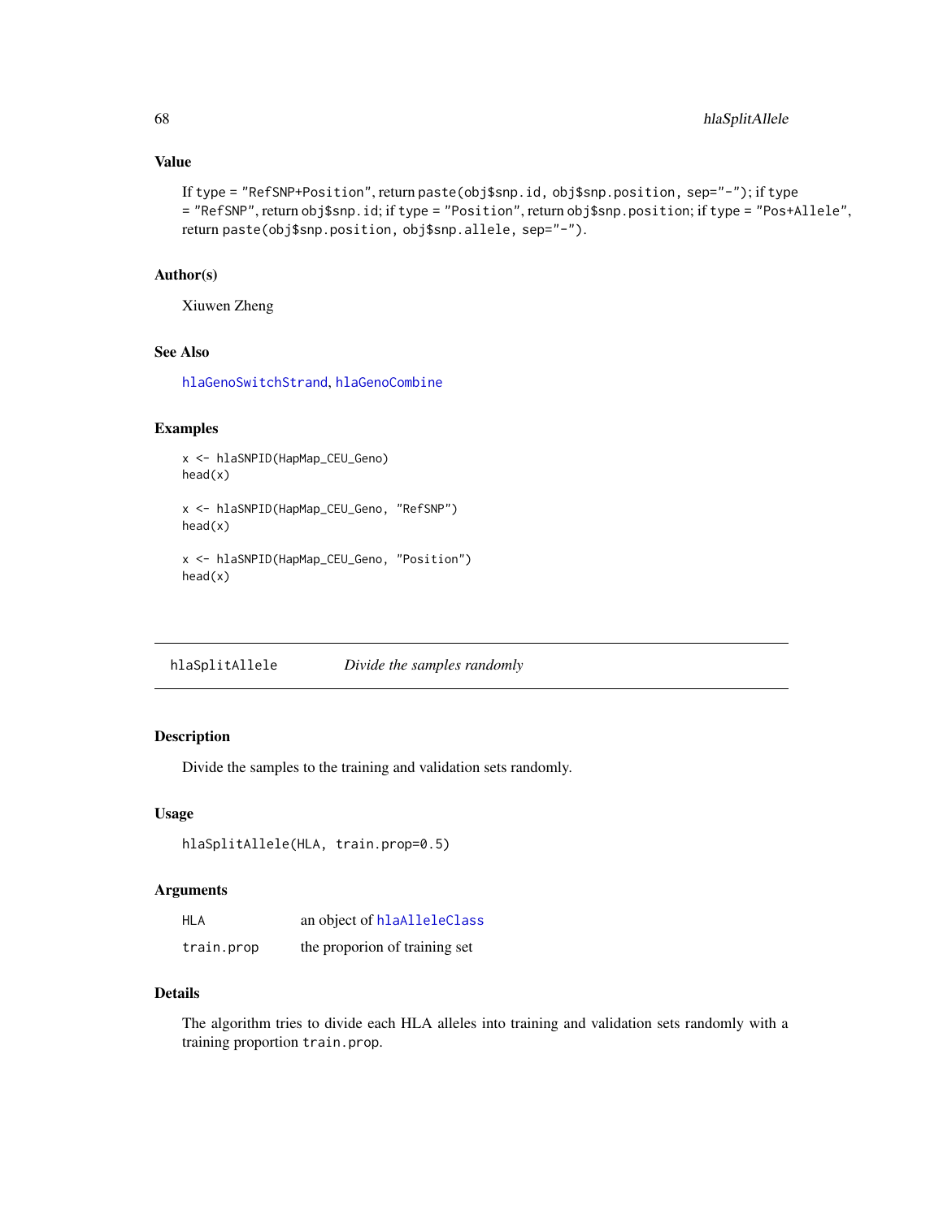### Value

If type = "RefSNP+Position", return paste(obj$snp.id, obj$snp.position, sep="-"); if type = "RefSNP", return obj$snp.id; if type = "Position", return obj$snp.position; if type = "Pos+Allele", return paste(obj$snp.position, obj$snp.allele, sep="-").

### Author(s)

Xiuwen Zheng

### See Also

hlaGenoSwitchStrand, hlaGenoCombine

### Examples

```
x <- hlaSNPID(HapMap_CEU_Geno)
head(x)

x <- hlaSNPID(HapMap_CEU_Geno, "RefSNP")
head(x)

x <- hlaSNPID(HapMap_CEU_Geno, "Position")
head(x)
```

---

## hlaSplitAllele — *Divide the samples randomly*

---

### Description

Divide the samples to the training and validation sets randomly.

### Usage

```
hlaSplitAllele(HLA, train.prop=0.5)
```

### Arguments

| | |
|---|---|
| HLA | an object of hlaAlleleClass |
| train.prop | the proporion of training set |

### Details

The algorithm tries to divide each HLA alleles into training and validation sets randomly with a training proportion train.prop.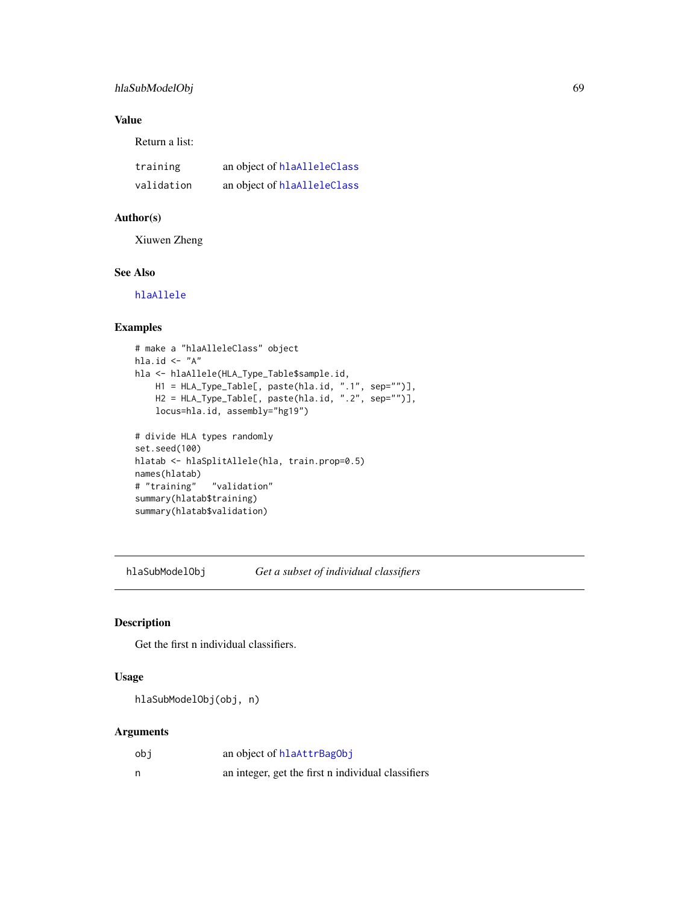### Value

Return a list:

| | |
|---|---|
| training | an object of hlaAlleleClass |
| validation | an object of hlaAlleleClass |

### Author(s)

Xiuwen Zheng

### See Also

hlaAllele

### Examples

```
# make a "hlaAlleleClass" object
hla.id <- "A"
hla <- hlaAllele(HLA_Type_Table$sample.id,
    H1 = HLA_Type_Table[, paste(hla.id, ".1", sep="")],
    H2 = HLA_Type_Table[, paste(hla.id, ".2", sep="")],
    locus=hla.id, assembly="hg19")

# divide HLA types randomly
set.seed(100)
hlatab <- hlaSplitAllele(hla, train.prop=0.5)
names(hlatab)
# "training"   "validation"
summary(hlatab$training)
summary(hlatab$validation)
```

---

## hlaSubModelObj &nbsp;&nbsp;&nbsp; *Get a subset of individual classifiers*

---

### Description

Get the first n individual classifiers.

### Usage

```
hlaSubModelObj(obj, n)
```

### Arguments

| | |
|---|---|
| obj | an object of hlaAttrBagObj |
| n | an integer, get the first n individual classifiers |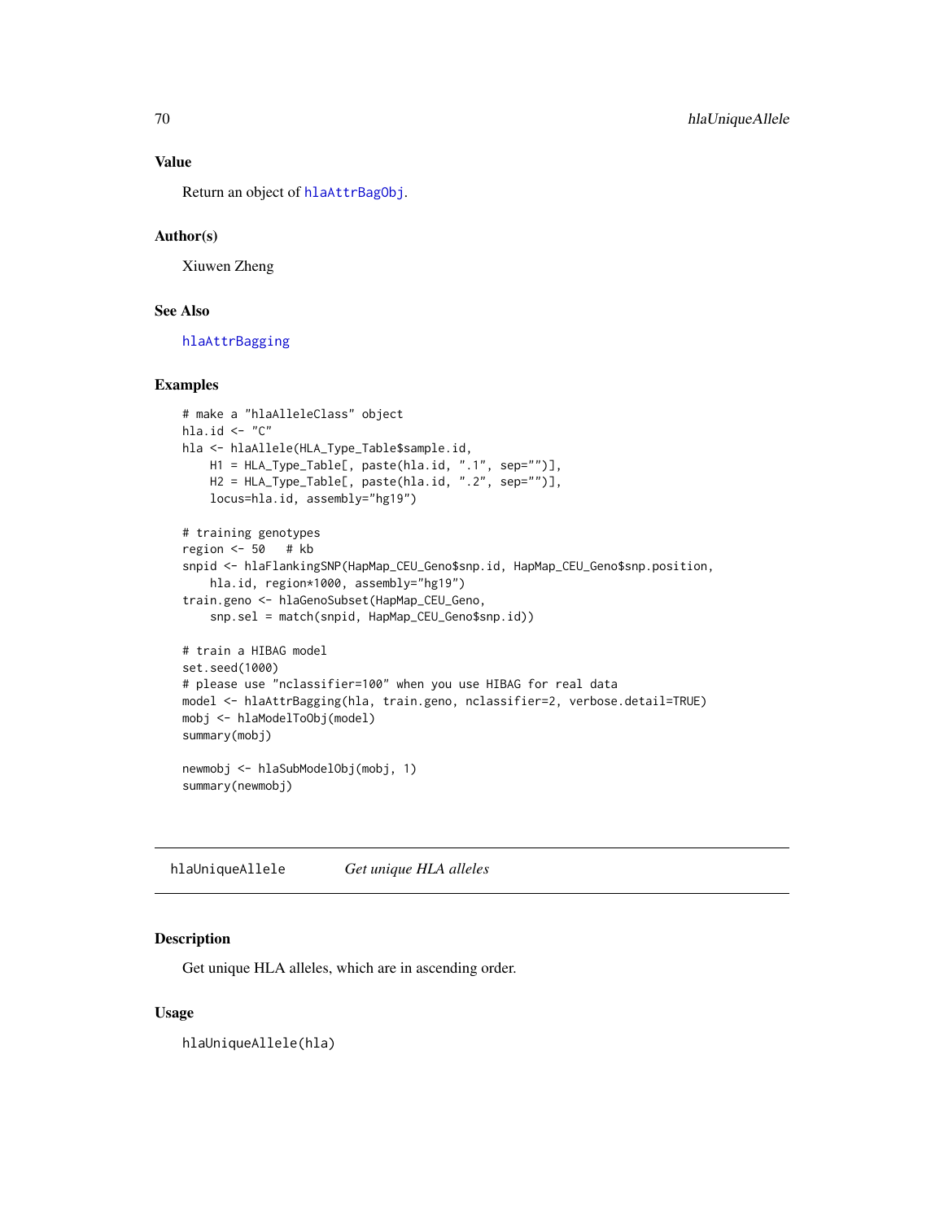### Value

Return an object of hlaAttrBagObj.

### Author(s)

Xiuwen Zheng

### See Also

hlaAttrBagging

### Examples

```
# make a "hlaAlleleClass" object
hla.id <- "C"
hla <- hlaAllele(HLA_Type_Table$sample.id,
    H1 = HLA_Type_Table[, paste(hla.id, ".1", sep="")],
    H2 = HLA_Type_Table[, paste(hla.id, ".2", sep="")],
    locus=hla.id, assembly="hg19")

# training genotypes
region <- 50   # kb
snpid <- hlaFlankingSNP(HapMap_CEU_Geno$snp.id, HapMap_CEU_Geno$snp.position,
    hla.id, region*1000, assembly="hg19")
train.geno <- hlaGenoSubset(HapMap_CEU_Geno,
    snp.sel = match(snpid, HapMap_CEU_Geno$snp.id))

# train a HIBAG model
set.seed(1000)
# please use "nclassifier=100" when you use HIBAG for real data
model <- hlaAttrBagging(hla, train.geno, nclassifier=2, verbose.detail=TRUE)
mobj <- hlaModelToObj(model)
summary(mobj)

newmobj <- hlaSubModelObj(mobj, 1)
summary(newmobj)
```

---

## hlaUniqueAllele — *Get unique HLA alleles*

### Description

Get unique HLA alleles, which are in ascending order.

### Usage

```
hlaUniqueAllele(hla)
```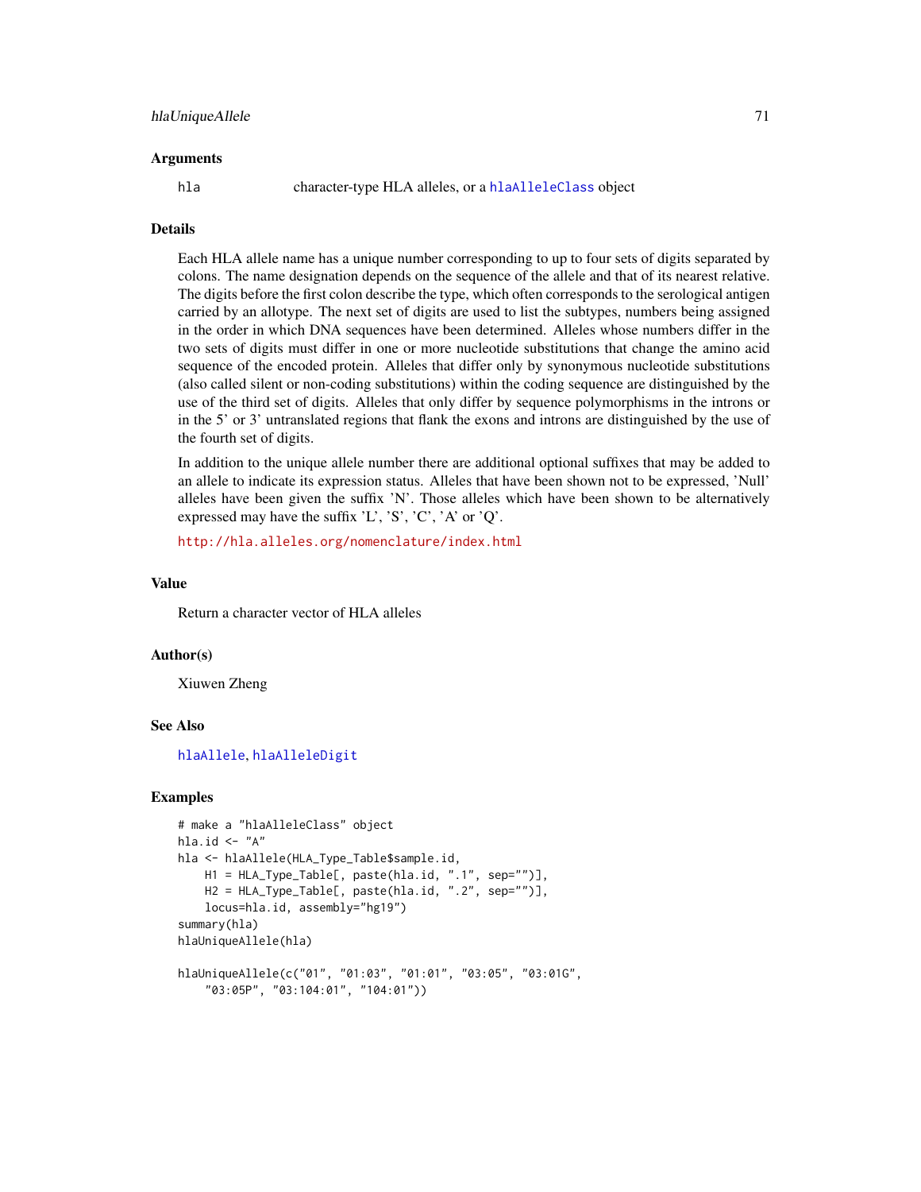## Arguments

hla character-type HLA alleles, or a hlaAlleleClass object

## Details

Each HLA allele name has a unique number corresponding to up to four sets of digits separated by colons. The name designation depends on the sequence of the allele and that of its nearest relative. The digits before the first colon describe the type, which often corresponds to the serological antigen carried by an allotype. The next set of digits are used to list the subtypes, numbers being assigned in the order in which DNA sequences have been determined. Alleles whose numbers differ in the two sets of digits must differ in one or more nucleotide substitutions that change the amino acid sequence of the encoded protein. Alleles that differ only by synonymous nucleotide substitutions (also called silent or non-coding substitutions) within the coding sequence are distinguished by the use of the third set of digits. Alleles that only differ by sequence polymorphisms in the introns or in the 5' or 3' untranslated regions that flank the exons and introns are distinguished by the use of the fourth set of digits.

In addition to the unique allele number there are additional optional suffixes that may be added to an allele to indicate its expression status. Alleles that have been shown not to be expressed, 'Null' alleles have been given the suffix 'N'. Those alleles which have been shown to be alternatively expressed may have the suffix 'L', 'S', 'C', 'A' or 'Q'.

http://hla.alleles.org/nomenclature/index.html

## Value

Return a character vector of HLA alleles

## Author(s)

Xiuwen Zheng

## See Also

hlaAllele, hlaAlleleDigit

## Examples

```
# make a "hlaAlleleClass" object
hla.id <- "A"
hla <- hlaAllele(HLA_Type_Table$sample.id,
    H1 = HLA_Type_Table[, paste(hla.id, ".1", sep="")],
    H2 = HLA_Type_Table[, paste(hla.id, ".2", sep="")],
    locus=hla.id, assembly="hg19")
summary(hla)
hlaUniqueAllele(hla)

hlaUniqueAllele(c("01", "01:03", "01:01", "03:05", "03:01G",
    "03:05P", "03:104:01", "104:01"))
```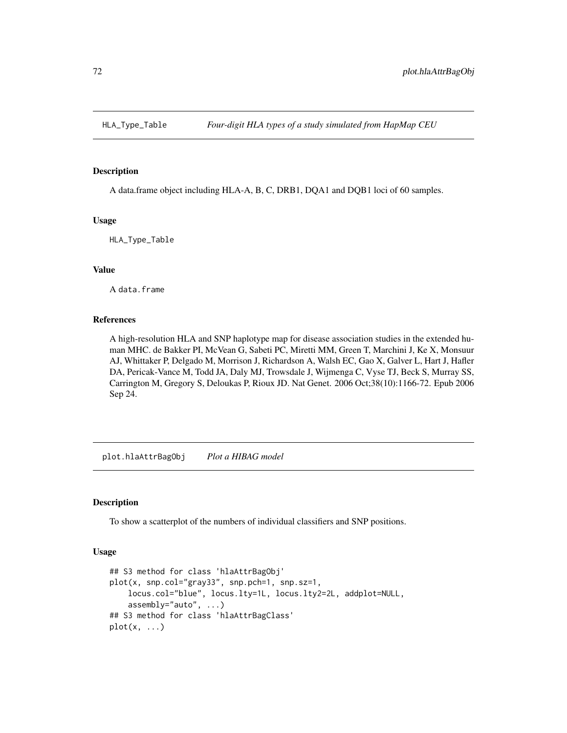## HLA_Type_Table *Four-digit HLA types of a study simulated from HapMap CEU*

### Description

A data.frame object including HLA-A, B, C, DRB1, DQA1 and DQB1 loci of 60 samples.

### Usage

```
HLA_Type_Table
```

### Value

A `data.frame`

### References

A high-resolution HLA and SNP haplotype map for disease association studies in the extended human MHC. de Bakker PI, McVean G, Sabeti PC, Miretti MM, Green T, Marchini J, Ke X, Monsuur AJ, Whittaker P, Delgado M, Morrison J, Richardson A, Walsh EC, Gao X, Galver L, Hart J, Hafler DA, Pericak-Vance M, Todd JA, Daly MJ, Trowsdale J, Wijmenga C, Vyse TJ, Beck S, Murray SS, Carrington M, Gregory S, Deloukas P, Rioux JD. Nat Genet. 2006 Oct;38(10):1166-72. Epub 2006 Sep 24.

## plot.hlaAttrBagObj *Plot a HIBAG model*

### Description

To show a scatterplot of the numbers of individual classifiers and SNP positions.

### Usage

```
## S3 method for class 'hlaAttrBagObj'
plot(x, snp.col="gray33", snp.pch=1, snp.sz=1,
    locus.col="blue", locus.lty=1L, locus.lty2=2L, addplot=NULL,
    assembly="auto", ...)
## S3 method for class 'hlaAttrBagClass'
plot(x, ...)
```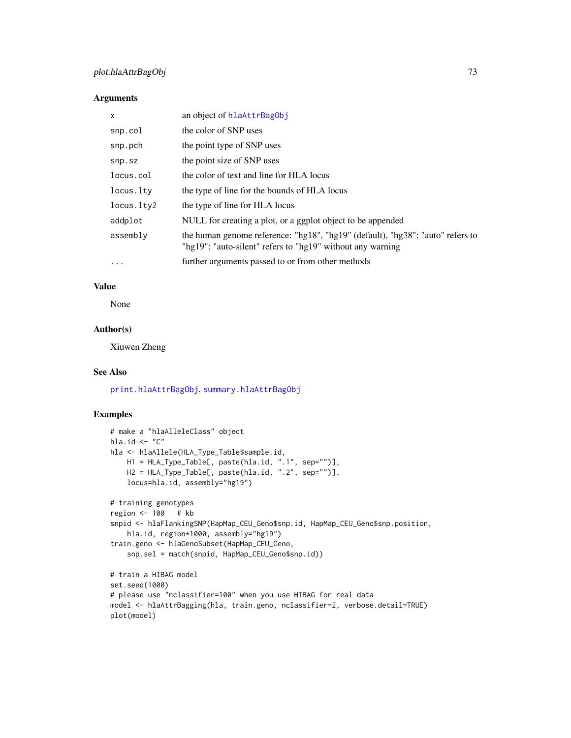### Arguments

| | |
|---|---|
| `x` | an object of `hlaAttrBagObj` |
| `snp.col` | the color of SNP uses |
| `snp.pch` | the point type of SNP uses |
| `snp.sz` | the point size of SNP uses |
| `locus.col` | the color of text and line for HLA locus |
| `locus.lty` | the type of line for the bounds of HLA locus |
| `locus.lty2` | the type of line for HLA locus |
| `addplot` | NULL for creating a plot, or a ggplot object to be appended |
| `assembly` | the human genome reference: "hg18", "hg19" (default), "hg38"; "auto" refers to "hg19"; "auto-silent" refers to "hg19" without any warning |
| `...` | further arguments passed to or from other methods |

### Value

None

### Author(s)

Xiuwen Zheng

### See Also

`print.hlaAttrBagObj`, `summary.hlaAttrBagObj`

### Examples

```
# make a "hlaAlleleClass" object
hla.id <- "C"
hla <- hlaAllele(HLA_Type_Table$sample.id,
    H1 = HLA_Type_Table[, paste(hla.id, ".1", sep="")],
    H2 = HLA_Type_Table[, paste(hla.id, ".2", sep="")],
    locus=hla.id, assembly="hg19")

# training genotypes
region <- 100   # kb
snpid <- hlaFlankingSNP(HapMap_CEU_Geno$snp.id, HapMap_CEU_Geno$snp.position,
    hla.id, region*1000, assembly="hg19")
train.geno <- hlaGenoSubset(HapMap_CEU_Geno,
    snp.sel = match(snpid, HapMap_CEU_Geno$snp.id))

# train a HIBAG model
set.seed(1000)
# please use "nclassifier=100" when you use HIBAG for real data
model <- hlaAttrBagging(hla, train.geno, nclassifier=2, verbose.detail=TRUE)
plot(model)
```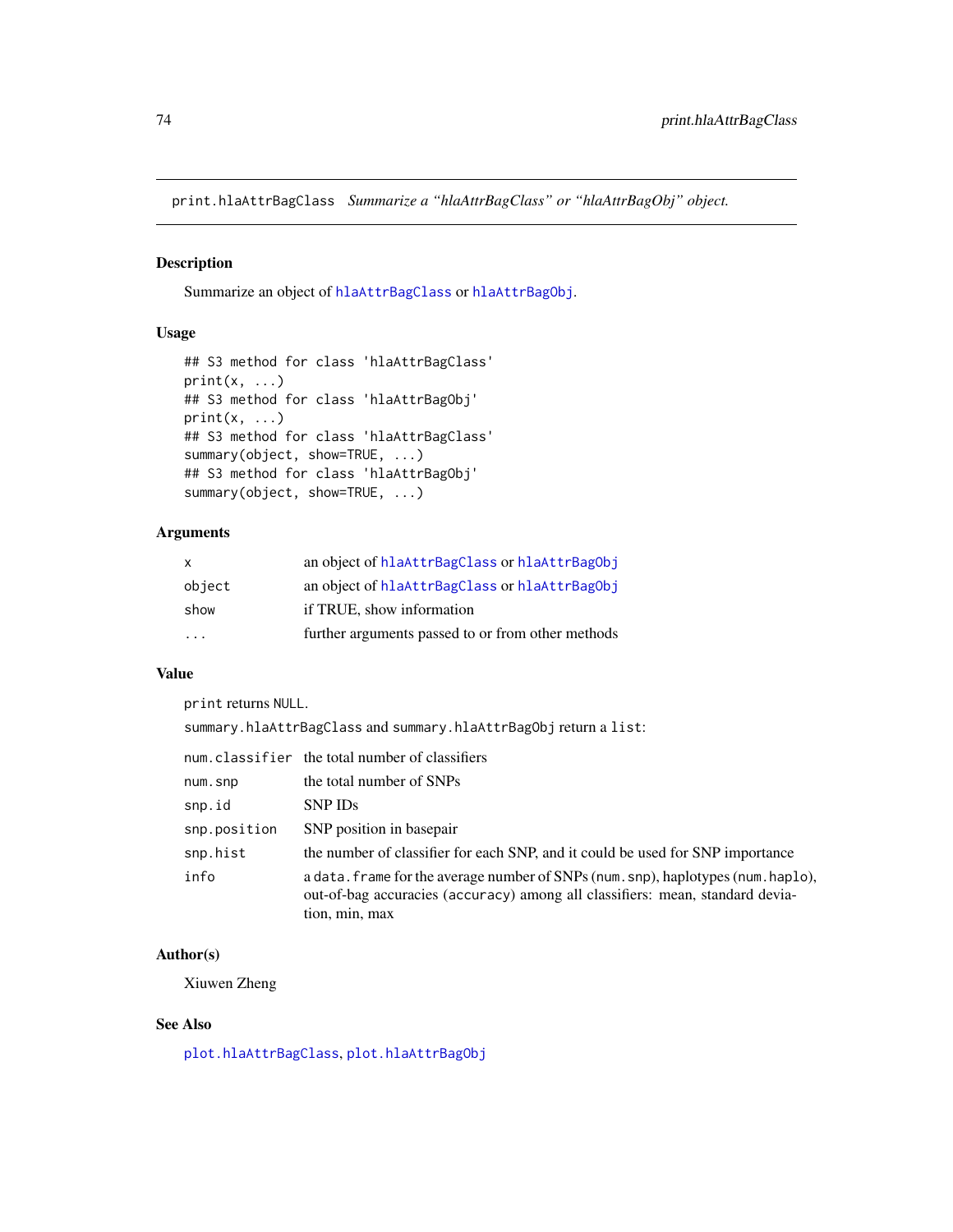# print.hlaAttrBagClass *Summarize a "hlaAttrBagClass" or "hlaAttrBagObj" object.*

## Description

Summarize an object of `hlaAttrBagClass` or `hlaAttrBagObj`.

## Usage

```
## S3 method for class 'hlaAttrBagClass'
print(x, ...)
## S3 method for class 'hlaAttrBagObj'
print(x, ...)
## S3 method for class 'hlaAttrBagClass'
summary(object, show=TRUE, ...)
## S3 method for class 'hlaAttrBagObj'
summary(object, show=TRUE, ...)
```

## Arguments

| | |
|---|---|
| `x` | an object of `hlaAttrBagClass` or `hlaAttrBagObj` |
| `object` | an object of `hlaAttrBagClass` or `hlaAttrBagObj` |
| `show` | if TRUE, show information |
| `...` | further arguments passed to or from other methods |

## Value

`print` returns `NULL`.

`summary.hlaAttrBagClass` and `summary.hlaAttrBagObj` return a `list`:

| | |
|---|---|
| `num.classifier` | the total number of classifiers |
| `num.snp` | the total number of SNPs |
| `snp.id` | SNP IDs |
| `snp.position` | SNP position in basepair |
| `snp.hist` | the number of classifier for each SNP, and it could be used for SNP importance |
| `info` | a `data.frame` for the average number of SNPs (`num.snp`), haplotypes (`num.haplo`), out-of-bag accuracies (`accuracy`) among all classifiers: mean, standard deviation, min, max |

## Author(s)

Xiuwen Zheng

## See Also

`plot.hlaAttrBagClass`, `plot.hlaAttrBagObj`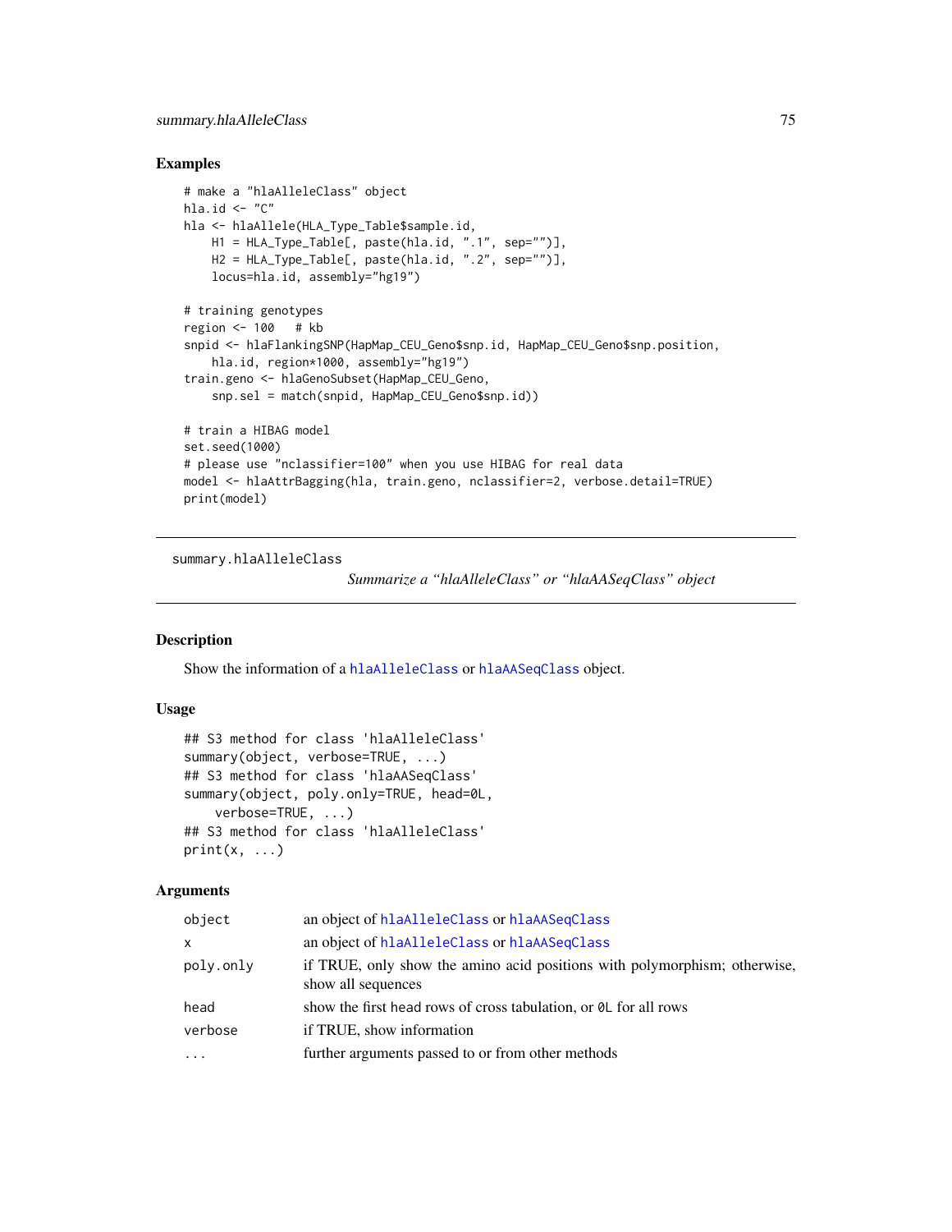## Examples

```
# make a "hlaAlleleClass" object
hla.id <- "C"
hla <- hlaAllele(HLA_Type_Table$sample.id,
    H1 = HLA_Type_Table[, paste(hla.id, ".1", sep="")],
    H2 = HLA_Type_Table[, paste(hla.id, ".2", sep="")],
    locus=hla.id, assembly="hg19")

# training genotypes
region <- 100   # kb
snpid <- hlaFlankingSNP(HapMap_CEU_Geno$snp.id, HapMap_CEU_Geno$snp.position,
    hla.id, region*1000, assembly="hg19")
train.geno <- hlaGenoSubset(HapMap_CEU_Geno,
    snp.sel = match(snpid, HapMap_CEU_Geno$snp.id))

# train a HIBAG model
set.seed(1000)
# please use "nclassifier=100" when you use HIBAG for real data
model <- hlaAttrBagging(hla, train.geno, nclassifier=2, verbose.detail=TRUE)
print(model)
```

---

`summary.hlaAlleleClass` *Summarize a "hlaAlleleClass" or "hlaAASeqClass" object*

---

## Description

Show the information of a `hlaAlleleClass` or `hlaAASeqClass` object.

## Usage

```
## S3 method for class 'hlaAlleleClass'
summary(object, verbose=TRUE, ...)
## S3 method for class 'hlaAASeqClass'
summary(object, poly.only=TRUE, head=0L,
    verbose=TRUE, ...)
## S3 method for class 'hlaAlleleClass'
print(x, ...)
```

## Arguments

| | |
|---|---|
| `object` | an object of `hlaAlleleClass` or `hlaAASeqClass` |
| `x` | an object of `hlaAlleleClass` or `hlaAASeqClass` |
| `poly.only` | if TRUE, only show the amino acid positions with polymorphism; otherwise, show all sequences |
| `head` | show the first head rows of cross tabulation, or `0L` for all rows |
| `verbose` | if TRUE, show information |
| `...` | further arguments passed to or from other methods |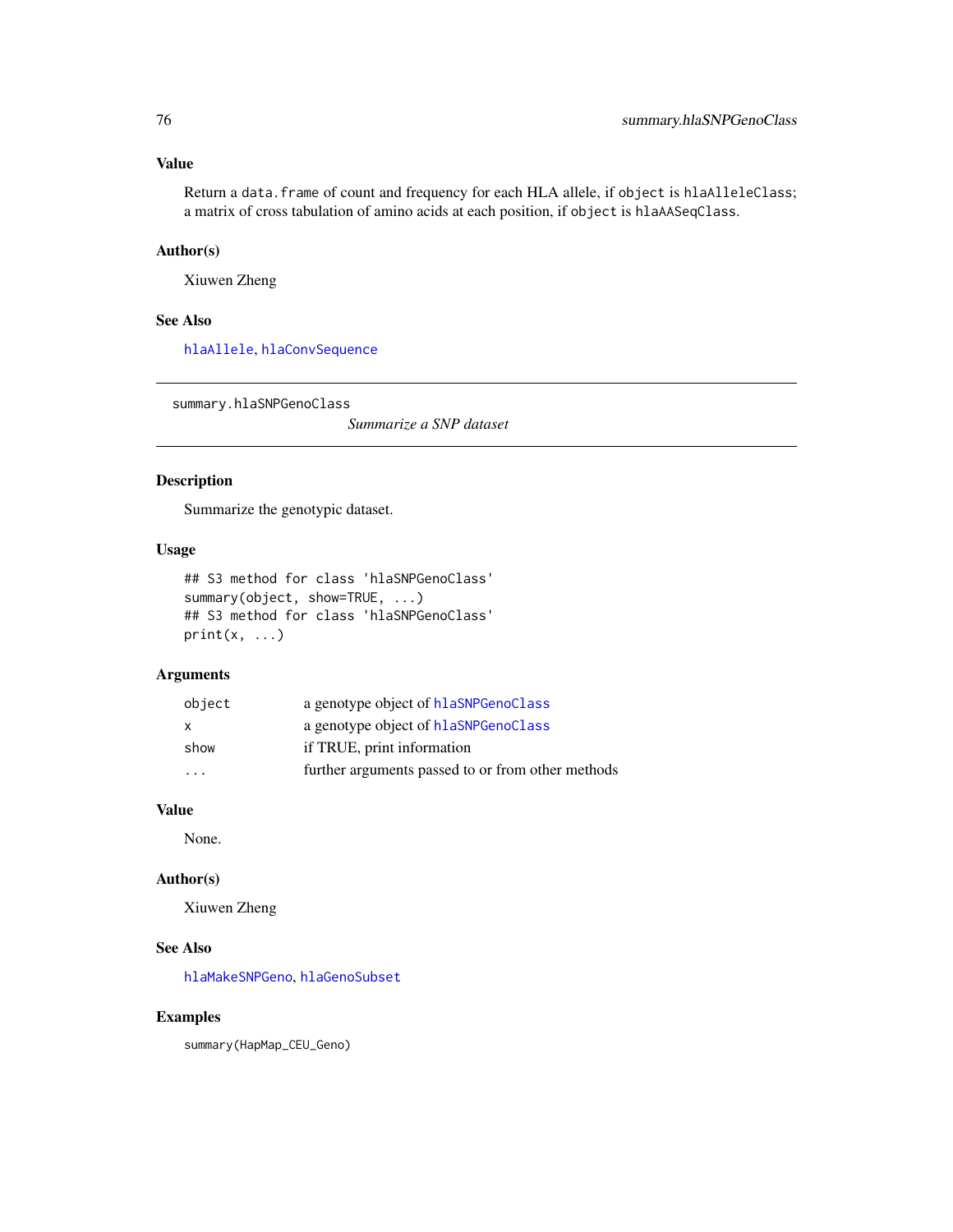### Value

Return a `data.frame` of count and frequency for each HLA allele, if `object` is `hlaAlleleClass`; a matrix of cross tabulation of amino acids at each position, if `object` is `hlaAASeqClass`.

### Author(s)

Xiuwen Zheng

### See Also

`hlaAllele`, `hlaConvSequence`

---

## summary.hlaSNPGenoClass

*Summarize a SNP dataset*

---

### Description

Summarize the genotypic dataset.

### Usage

```
## S3 method for class 'hlaSNPGenoClass'
summary(object, show=TRUE, ...)
## S3 method for class 'hlaSNPGenoClass'
print(x, ...)
```

### Arguments

| | |
|---|---|
| `object` | a genotype object of `hlaSNPGenoClass` |
| `x` | a genotype object of `hlaSNPGenoClass` |
| `show` | if TRUE, print information |
| `...` | further arguments passed to or from other methods |

### Value

None.

### Author(s)

Xiuwen Zheng

### See Also

`hlaMakeSNPGeno`, `hlaGenoSubset`

### Examples

```
summary(HapMap_CEU_Geno)
```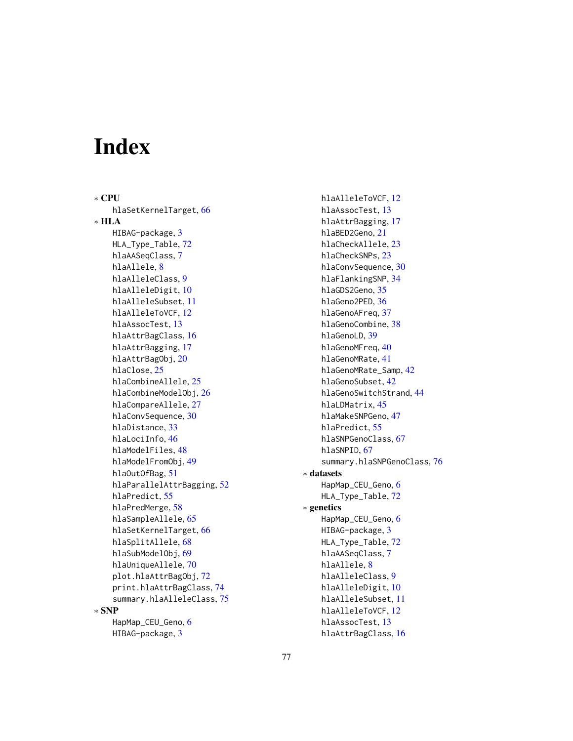# Index

∗ **CPU**
  hlaSetKernelTarget, 66
∗ **HLA**
  HIBAG-package, 3
  HLA_Type_Table, 72
  hlaAASeqClass, 7
  hlaAllele, 8
  hlaAlleleClass, 9
  hlaAlleleDigit, 10
  hlaAlleleSubset, 11
  hlaAlleleToVCF, 12
  hlaAssocTest, 13
  hlaAttrBagClass, 16
  hlaAttrBagging, 17
  hlaAttrBagObj, 20
  hlaClose, 25
  hlaCombineAllele, 25
  hlaCombineModelObj, 26
  hlaCompareAllele, 27
  hlaConvSequence, 30
  hlaDistance, 33
  hlaLociInfo, 46
  hlaModelFiles, 48
  hlaModelFromObj, 49
  hlaOutOfBag, 51
  hlaParallelAttrBagging, 52
  hlaPredict, 55
  hlaPredMerge, 58
  hlaSampleAllele, 65
  hlaSetKernelTarget, 66
  hlaSplitAllele, 68
  hlaSubModelObj, 69
  hlaUniqueAllele, 70
  plot.hlaAttrBagObj, 72
  print.hlaAttrBagClass, 74
  summary.hlaAlleleClass, 75
∗ **SNP**
  HapMap_CEU_Geno, 6
  HIBAG-package, 3
  hlaAlleleToVCF, 12
  hlaAssocTest, 13
  hlaAttrBagging, 17
  hlaBED2Geno, 21
  hlaCheckAllele, 23
  hlaCheckSNPs, 23
  hlaConvSequence, 30
  hlaFlankingSNP, 34
  hlaGDS2Geno, 35
  hlaGeno2PED, 36
  hlaGenoAFreq, 37
  hlaGenoCombine, 38
  hlaGenoLD, 39
  hlaGenoMFreq, 40
  hlaGenoMRate, 41
  hlaGenoMRate_Samp, 42
  hlaGenoSubset, 42
  hlaGenoSwitchStrand, 44
  hlaLDMatrix, 45
  hlaMakeSNPGeno, 47
  hlaPredict, 55
  hlaSNPGenoClass, 67
  hlaSNPID, 67
  summary.hlaSNPGenoClass, 76
∗ **datasets**
  HapMap_CEU_Geno, 6
  HLA_Type_Table, 72
∗ **genetics**
  HapMap_CEU_Geno, 6
  HIBAG-package, 3
  HLA_Type_Table, 72
  hlaAASeqClass, 7
  hlaAllele, 8
  hlaAlleleClass, 9
  hlaAlleleDigit, 10
  hlaAlleleSubset, 11
  hlaAlleleToVCF, 12
  hlaAssocTest, 13
  hlaAttrBagClass, 16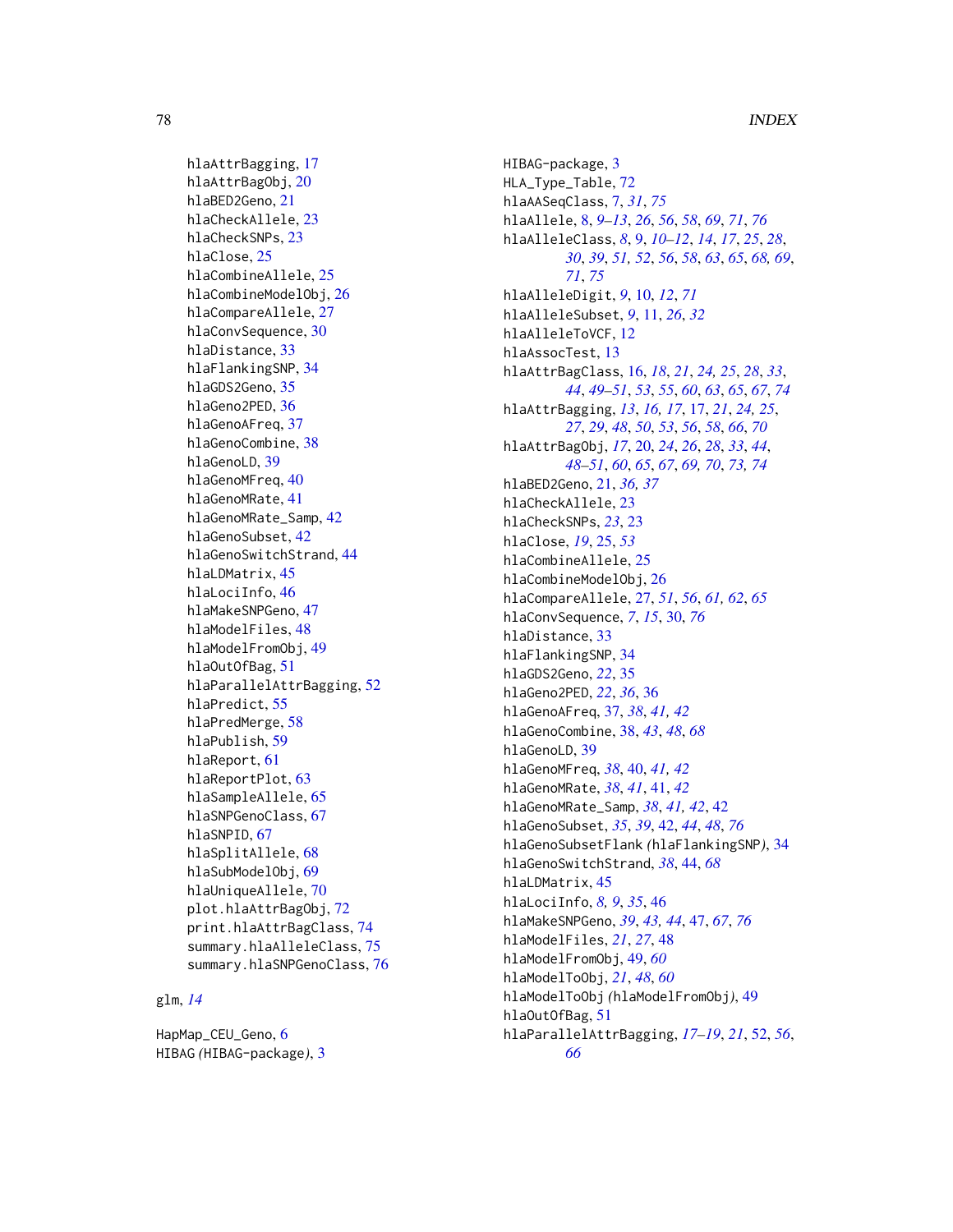hlaAttrBagging, 17
hlaAttrBagObj, 20
hlaBED2Geno, 21
hlaCheckAllele, 23
hlaCheckSNPs, 23
hlaClose, 25
hlaCombineAllele, 25
hlaCombineModelObj, 26
hlaCompareAllele, 27
hlaConvSequence, 30
hlaDistance, 33
hlaFlankingSNP, 34
hlaGDS2Geno, 35
hlaGeno2PED, 36
hlaGenoAFreq, 37
hlaGenoCombine, 38
hlaGenoLD, 39
hlaGenoMFreq, 40
hlaGenoMRate, 41
hlaGenoMRate_Samp, 42
hlaGenoSubset, 42
hlaGenoSwitchStrand, 44
hlaLDMatrix, 45
hlaLociInfo, 46
hlaMakeSNPGeno, 47
hlaModelFiles, 48
hlaModelFromObj, 49
hlaOutOfBag, 51
hlaParallelAttrBagging, 52
hlaPredict, 55
hlaPredMerge, 58
hlaPublish, 59
hlaReport, 61
hlaReportPlot, 63
hlaSampleAllele, 65
hlaSNPGenoClass, 67
hlaSNPID, 67
hlaSplitAllele, 68
hlaSubModelObj, 69
hlaUniqueAllele, 70
plot.hlaAttrBagObj, 72
print.hlaAttrBagClass, 74
summary.hlaAlleleClass, 75
summary.hlaSNPGenoClass, 76

glm, *14*

HapMap_CEU_Geno, 6
HIBAG *(HIBAG-package)*, 3
HIBAG-package, 3
HLA_Type_Table, 72
hlaAASeqClass, 7, *31*, *75*
hlaAllele, 8, *9–13*, *26*, *56*, *58*, *69*, *71*, *76*
hlaAlleleClass, *8*, 9, *10–12*, *14*, *17*, *25*, *28*, *30*, *39*, *51, 52*, *56*, *58*, *63*, *65*, *68, 69*, *71*, *75*
hlaAlleleDigit, *9*, 10, *12*, *71*
hlaAlleleSubset, *9*, 11, *26*, *32*
hlaAlleleToVCF, 12
hlaAssocTest, 13
hlaAttrBagClass, 16, *18*, *21*, *24, 25*, *28*, *33*, *44*, *49–51*, *53*, *55*, *60*, *63*, *65*, *67*, *74*
hlaAttrBagging, *13*, *16, 17*, 17, *21*, *24, 25*, *27*, *29*, *48*, *50*, *53*, *56*, *58*, *66*, *70*
hlaAttrBagObj, *17*, 20, *24*, *26*, *28*, *33*, *44*, *48–51*, *60*, *65*, *67*, *69, 70*, *73, 74*
hlaBED2Geno, 21, *36, 37*
hlaCheckAllele, 23
hlaCheckSNPs, *23*, 23
hlaClose, *19*, 25, *53*
hlaCombineAllele, 25
hlaCombineModelObj, 26
hlaCompareAllele, 27, *51*, *56*, *61, 62*, *65*
hlaConvSequence, *7*, *15*, 30, *76*
hlaDistance, 33
hlaFlankingSNP, 34
hlaGDS2Geno, *22*, 35
hlaGeno2PED, *22*, *36*, 36
hlaGenoAFreq, 37, *38*, *41, 42*
hlaGenoCombine, 38, *43*, *48*, *68*
hlaGenoLD, 39
hlaGenoMFreq, *38*, 40, *41, 42*
hlaGenoMRate, *38*, *41*, 41, *42*
hlaGenoMRate_Samp, *38*, *41, 42*, 42
hlaGenoSubset, *35*, *39*, 42, *44*, *48*, *76*
hlaGenoSubsetFlank *(hlaFlankingSNP)*, 34
hlaGenoSwitchStrand, *38*, 44, *68*
hlaLDMatrix, 45
hlaLociInfo, *8, 9*, *35*, 46
hlaMakeSNPGeno, *39*, *43, 44*, 47, *67*, *76*
hlaModelFiles, *21*, *27*, 48
hlaModelFromObj, 49, *60*
hlaModelToObj, *21*, *48*, *60*
hlaModelToObj *(hlaModelFromObj)*, 49
hlaOutOfBag, 51
hlaParallelAttrBagging, *17–19*, *21*, 52, *56*, *66*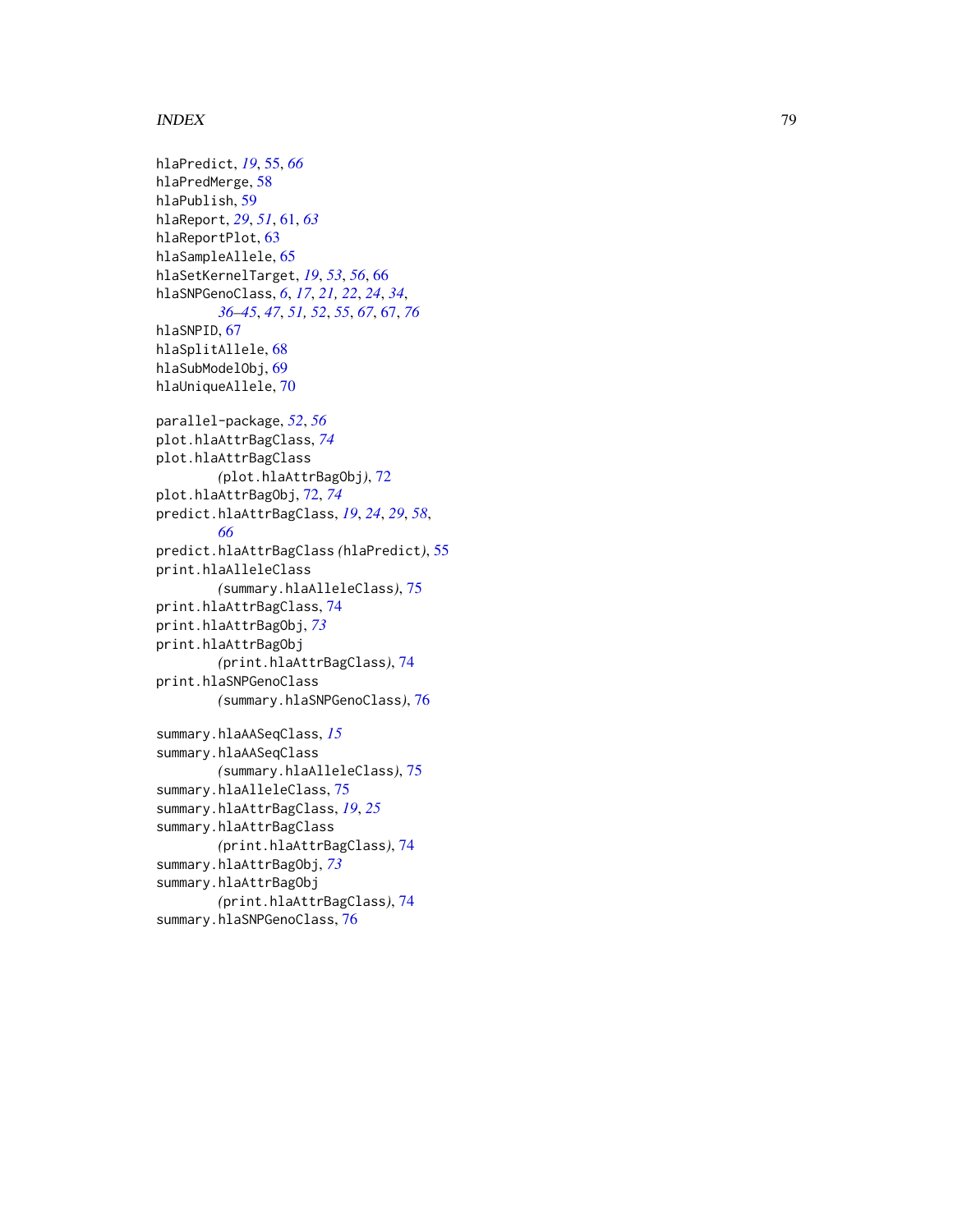hlaPredict, *19*, 55, *66*
hlaPredMerge, 58
hlaPublish, 59
hlaReport, *29*, *51*, 61, *63*
hlaReportPlot, 63
hlaSampleAllele, 65
hlaSetKernelTarget, *19*, *53*, *56*, 66
hlaSNPGenoClass, *6*, *17*, *21, 22*, *24*, *34*, *36–45*, *47*, *51, 52*, *55*, *67*, 67, *76*
hlaSNPID, 67
hlaSplitAllele, 68
hlaSubModelObj, 69
hlaUniqueAllele, 70

parallel-package, *52*, *56*
plot.hlaAttrBagClass, *74*
plot.hlaAttrBagClass
(plot.hlaAttrBagObj), 72
plot.hlaAttrBagObj, 72, *74*
predict.hlaAttrBagClass, *19*, *24*, *29*, *58*, *66*
predict.hlaAttrBagClass (hlaPredict), 55
print.hlaAlleleClass
(summary.hlaAlleleClass), 75
print.hlaAttrBagClass, 74
print.hlaAttrBagObj, *73*
print.hlaAttrBagObj
(print.hlaAttrBagClass), 74
print.hlaSNPGenoClass
(summary.hlaSNPGenoClass), 76

summary.hlaAASeqClass, *15*
summary.hlaAASeqClass
(summary.hlaAlleleClass), 75
summary.hlaAlleleClass, 75
summary.hlaAttrBagClass, *19*, *25*
summary.hlaAttrBagClass
(print.hlaAttrBagClass), 74
summary.hlaAttrBagObj, *73*
summary.hlaAttrBagObj
(print.hlaAttrBagClass), 74
summary.hlaSNPGenoClass, 76